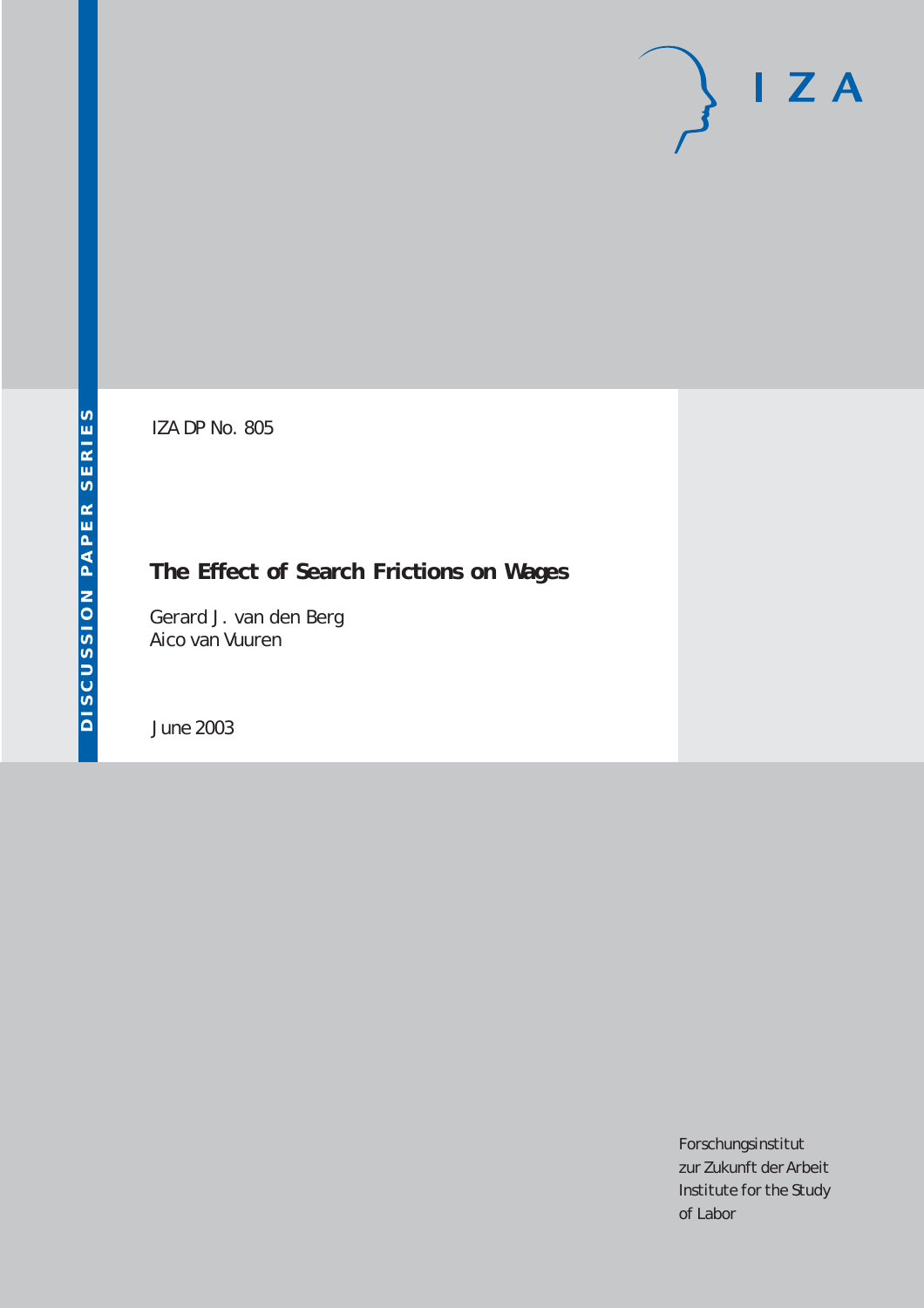DISCUSSION PAPER SERIES

IZA DP No. 805

# The Effect of Search Frictions on Wages

Gerard J. van den Berg
Aico van Vuuren

June 2003

Forschungsinstitut
zur Zukunft der Arbeit
Institute for the Study
of Labor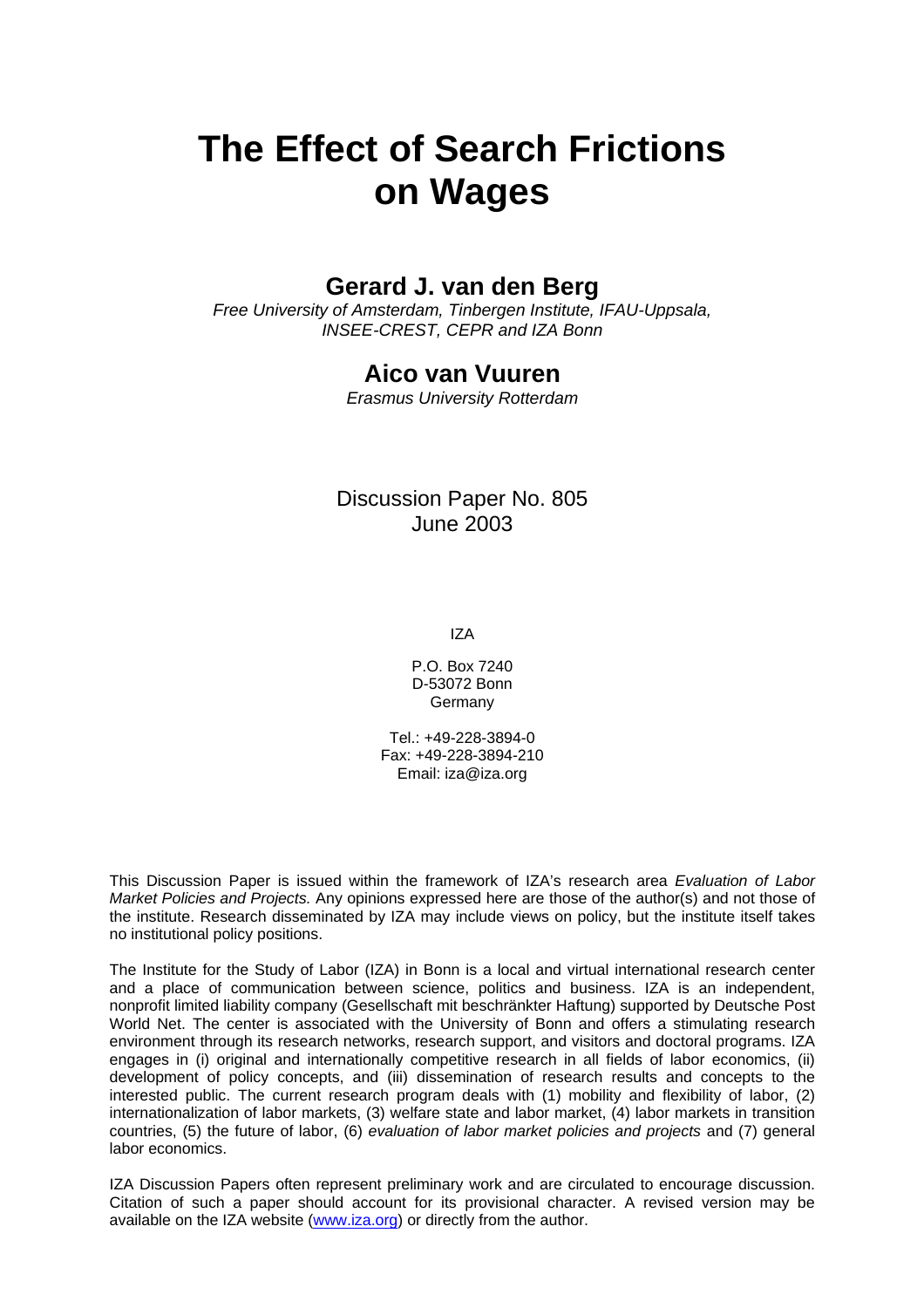# The Effect of Search Frictions on Wages

## Gerard J. van den Berg

*Free University of Amsterdam, Tinbergen Institute, IFAU-Uppsala, INSEE-CREST, CEPR and IZA Bonn*

## Aico van Vuuren

*Erasmus University Rotterdam*

Discussion Paper No. 805
June 2003

IZA

P.O. Box 7240
D-53072 Bonn
Germany

Tel.: +49-228-3894-0
Fax: +49-228-3894-210
Email: iza@iza.org

This Discussion Paper is issued within the framework of IZA's research area *Evaluation of Labor Market Policies and Projects.* Any opinions expressed here are those of the author(s) and not those of the institute. Research disseminated by IZA may include views on policy, but the institute itself takes no institutional policy positions.

The Institute for the Study of Labor (IZA) in Bonn is a local and virtual international research center and a place of communication between science, politics and business. IZA is an independent, nonprofit limited liability company (Gesellschaft mit beschränkter Haftung) supported by Deutsche Post World Net. The center is associated with the University of Bonn and offers a stimulating research environment through its research networks, research support, and visitors and doctoral programs. IZA engages in (i) original and internationally competitive research in all fields of labor economics, (ii) development of policy concepts, and (iii) dissemination of research results and concepts to the interested public. The current research program deals with (1) mobility and flexibility of labor, (2) internationalization of labor markets, (3) welfare state and labor market, (4) labor markets in transition countries, (5) the future of labor, (6) *evaluation of labor market policies and projects* and (7) general labor economics.

IZA Discussion Papers often represent preliminary work and are circulated to encourage discussion. Citation of such a paper should account for its provisional character. A revised version may be available on the IZA website (www.iza.org) or directly from the author.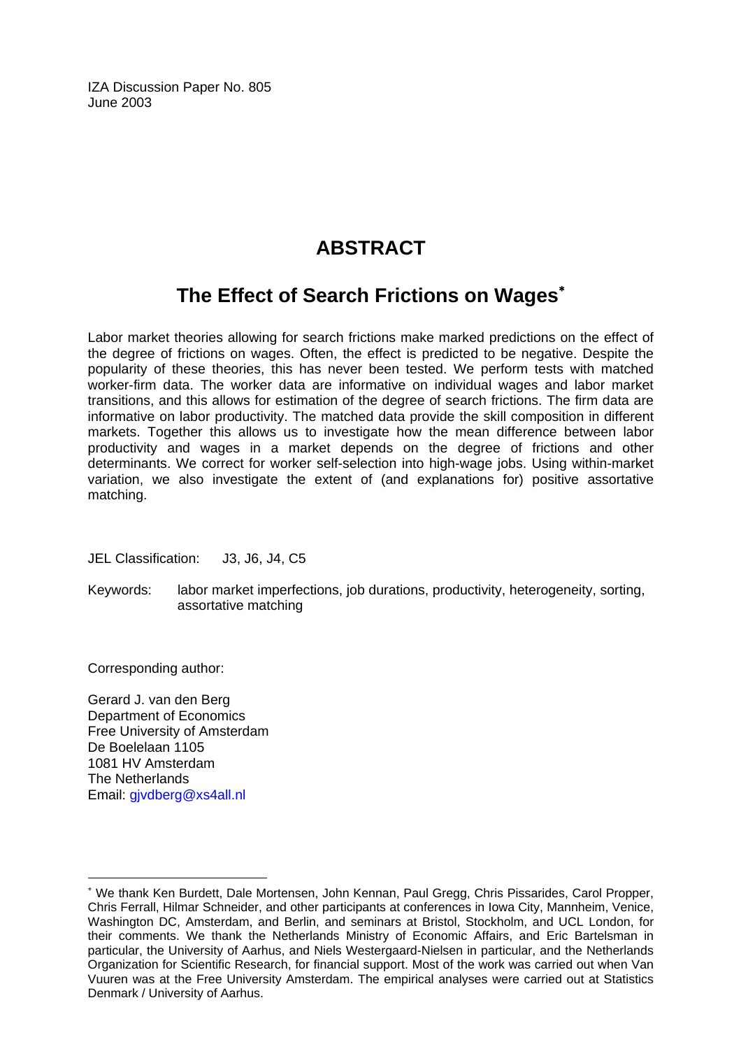IZA Discussion Paper No. 805
June 2003

# ABSTRACT

## The Effect of Search Frictions on Wages*

Labor market theories allowing for search frictions make marked predictions on the effect of the degree of frictions on wages. Often, the effect is predicted to be negative. Despite the popularity of these theories, this has never been tested. We perform tests with matched worker-firm data. The worker data are informative on individual wages and labor market transitions, and this allows for estimation of the degree of search frictions. The firm data are informative on labor productivity. The matched data provide the skill composition in different markets. Together this allows us to investigate how the mean difference between labor productivity and wages in a market depends on the degree of frictions and other determinants. We correct for worker self-selection into high-wage jobs. Using within-market variation, we also investigate the extent of (and explanations for) positive assortative matching.

JEL Classification: J3, J6, J4, C5

Keywords: labor market imperfections, job durations, productivity, heterogeneity, sorting, assortative matching

Corresponding author:

Gerard J. van den Berg
Department of Economics
Free University of Amsterdam
De Boelelaan 1105
1081 HV Amsterdam
The Netherlands
Email: gjvdberg@xs4all.nl

---

* We thank Ken Burdett, Dale Mortensen, John Kennan, Paul Gregg, Chris Pissarides, Carol Propper, Chris Ferrall, Hilmar Schneider, and other participants at conferences in Iowa City, Mannheim, Venice, Washington DC, Amsterdam, and Berlin, and seminars at Bristol, Stockholm, and UCL London, for their comments. We thank the Netherlands Ministry of Economic Affairs, and Eric Bartelsman in particular, the University of Aarhus, and Niels Westergaard-Nielsen in particular, and the Netherlands Organization for Scientific Research, for financial support. Most of the work was carried out when Van Vuuren was at the Free University Amsterdam. The empirical analyses were carried out at Statistics Denmark / University of Aarhus.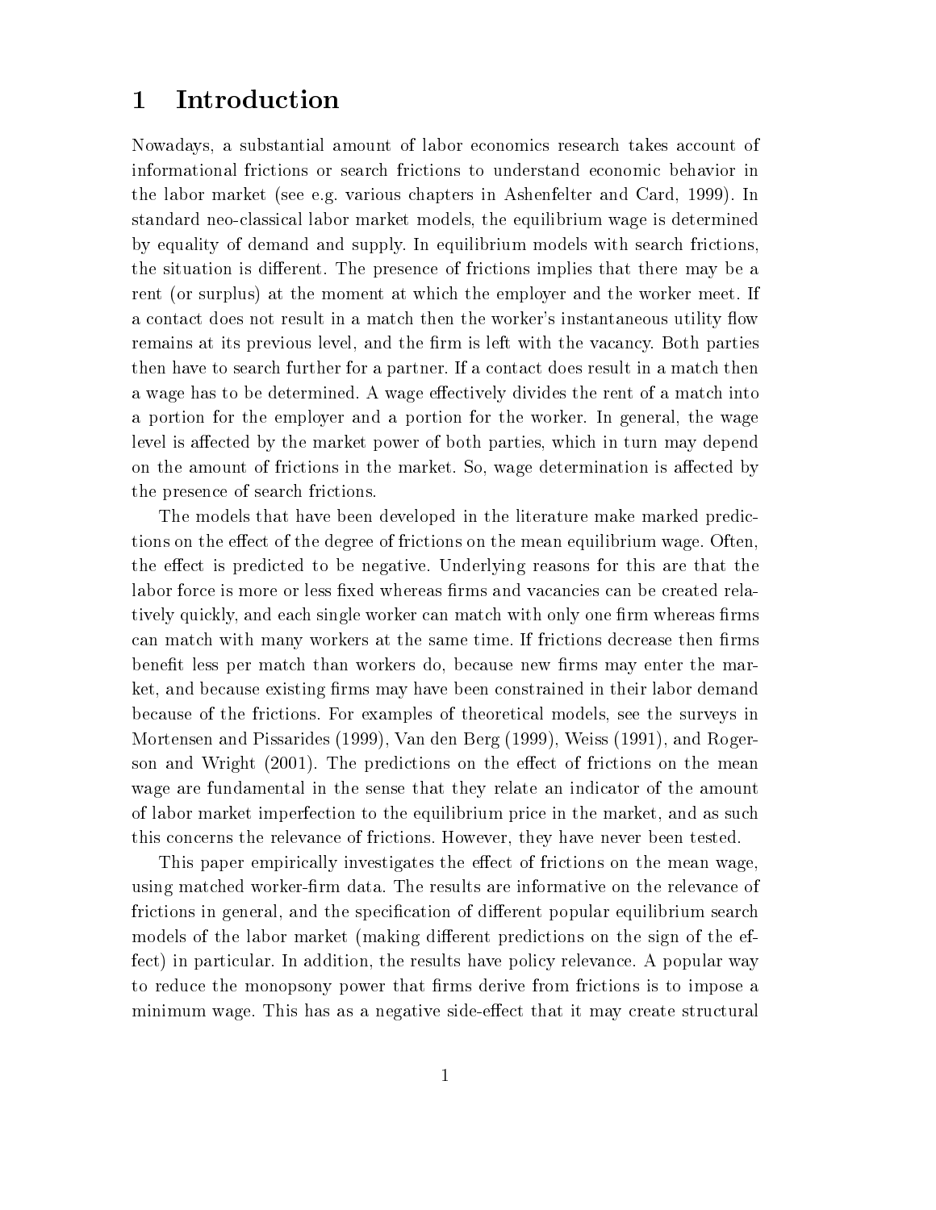# 1 Introduction

Nowadays, a substantial amount of labor economics research takes account of informational frictions or search frictions to understand economic behavior in the labor market (see e.g. various chapters in Ashenfelter and Card, 1999). In standard neo-classical labor market models, the equilibrium wage is determined by equality of demand and supply. In equilibrium models with search frictions, the situation is different. The presence of frictions implies that there may be a rent (or surplus) at the moment at which the employer and the worker meet. If a contact does not result in a match then the worker's instantaneous utility flow remains at its previous level, and the firm is left with the vacancy. Both parties then have to search further for a partner. If a contact does result in a match then a wage has to be determined. A wage effectively divides the rent of a match into a portion for the employer and a portion for the worker. In general, the wage level is affected by the market power of both parties, which in turn may depend on the amount of frictions in the market. So, wage determination is affected by the presence of search frictions.

The models that have been developed in the literature make marked predictions on the effect of the degree of frictions on the mean equilibrium wage. Often, the effect is predicted to be negative. Underlying reasons for this are that the labor force is more or less fixed whereas firms and vacancies can be created relatively quickly, and each single worker can match with only one firm whereas firms can match with many workers at the same time. If frictions decrease then firms benefit less per match than workers do, because new firms may enter the market, and because existing firms may have been constrained in their labor demand because of the frictions. For examples of theoretical models, see the surveys in Mortensen and Pissarides (1999), Van den Berg (1999), Weiss (1991), and Rogerson and Wright (2001). The predictions on the effect of frictions on the mean wage are fundamental in the sense that they relate an indicator of the amount of labor market imperfection to the equilibrium price in the market, and as such this concerns the relevance of frictions. However, they have never been tested.

This paper empirically investigates the effect of frictions on the mean wage, using matched worker-firm data. The results are informative on the relevance of frictions in general, and the specification of different popular equilibrium search models of the labor market (making different predictions on the sign of the effect) in particular. In addition, the results have policy relevance. A popular way to reduce the monopsony power that firms derive from frictions is to impose a minimum wage. This has as a negative side-effect that it may create structural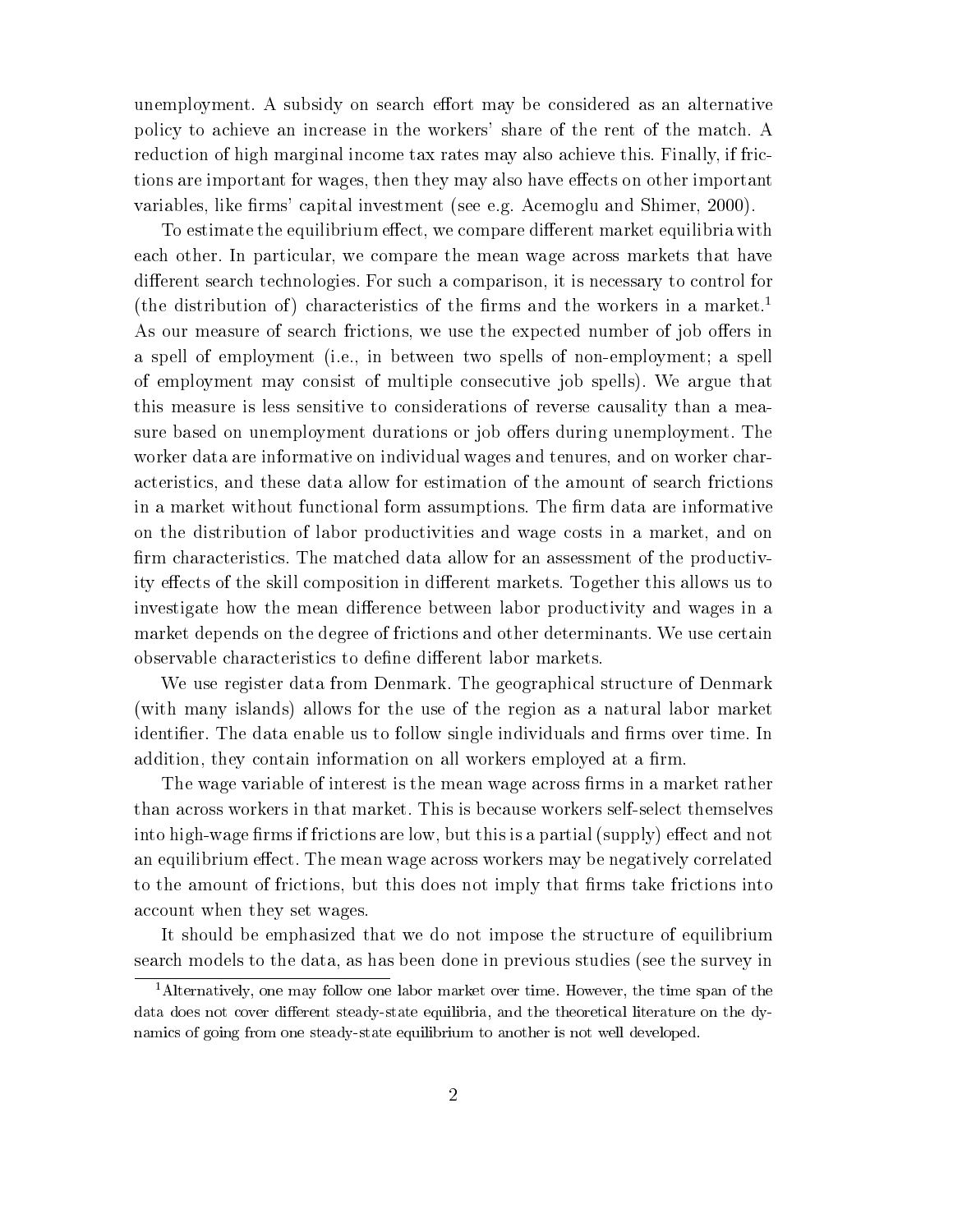unemployment. A subsidy on search effort may be considered as an alternative policy to achieve an increase in the workers' share of the rent of the match. A reduction of high marginal income tax rates may also achieve this. Finally, if frictions are important for wages, then they may also have effects on other important variables, like firms' capital investment (see e.g. Acemoglu and Shimer, 2000).

To estimate the equilibrium effect, we compare different market equilibria with each other. In particular, we compare the mean wage across markets that have different search technologies. For such a comparison, it is necessary to control for (the distribution of) characteristics of the firms and the workers in a market.[1] As our measure of search frictions, we use the expected number of job offers in a spell of employment (i.e., in between two spells of non-employment; a spell of employment may consist of multiple consecutive job spells). We argue that this measure is less sensitive to considerations of reverse causality than a measure based on unemployment durations or job offers during unemployment. The worker data are informative on individual wages and tenures, and on worker characteristics, and these data allow for estimation of the amount of search frictions in a market without functional form assumptions. The firm data are informative on the distribution of labor productivities and wage costs in a market, and on firm characteristics. The matched data allow for an assessment of the productivity effects of the skill composition in different markets. Together this allows us to investigate how the mean difference between labor productivity and wages in a market depends on the degree of frictions and other determinants. We use certain observable characteristics to define different labor markets.

We use register data from Denmark. The geographical structure of Denmark (with many islands) allows for the use of the region as a natural labor market identifier. The data enable us to follow single individuals and firms over time. In addition, they contain information on all workers employed at a firm.

The wage variable of interest is the mean wage across firms in a market rather than across workers in that market. This is because workers self-select themselves into high-wage firms if frictions are low, but this is a partial (supply) effect and not an equilibrium effect. The mean wage across workers may be negatively correlated to the amount of frictions, but this does not imply that firms take frictions into account when they set wages.

It should be emphasized that we do not impose the structure of equilibrium search models to the data, as has been done in previous studies (see the survey in

[1] Alternatively, one may follow one labor market over time. However, the time span of the data does not cover different steady-state equilibria, and the theoretical literature on the dynamics of going from one steady-state equilibrium to another is not well developed.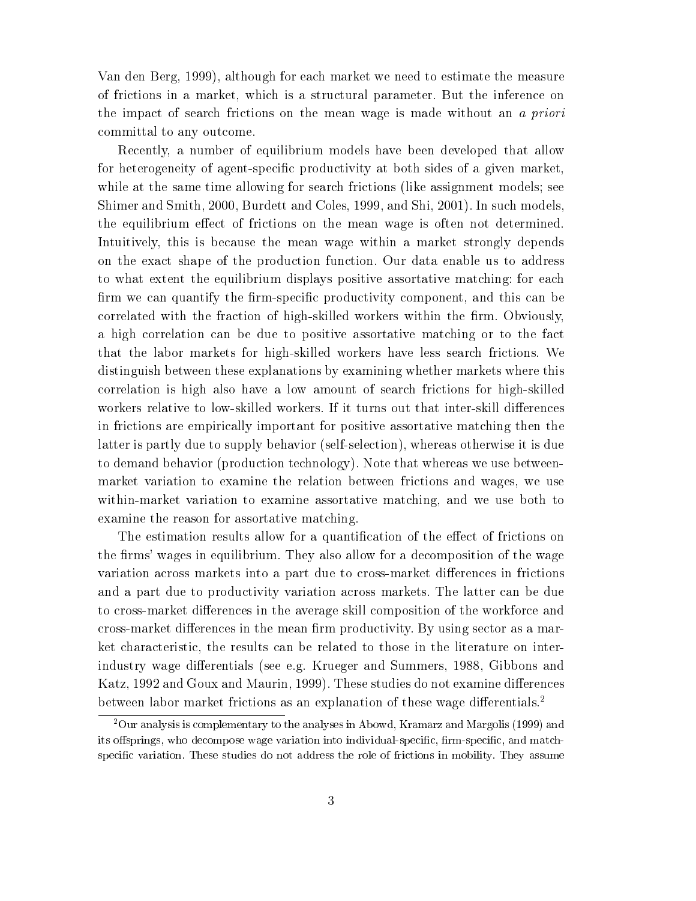Van den Berg, 1999), although for each market we need to estimate the measure of frictions in a market, which is a structural parameter. But the inference on the impact of search frictions on the mean wage is made without an *a priori* committal to any outcome.

Recently, a number of equilibrium models have been developed that allow for heterogeneity of agent-specific productivity at both sides of a given market, while at the same time allowing for search frictions (like assignment models; see Shimer and Smith, 2000, Burdett and Coles, 1999, and Shi, 2001). In such models, the equilibrium effect of frictions on the mean wage is often not determined. Intuitively, this is because the mean wage within a market strongly depends on the exact shape of the production function. Our data enable us to address to what extent the equilibrium displays positive assortative matching: for each firm we can quantify the firm-specific productivity component, and this can be correlated with the fraction of high-skilled workers within the firm. Obviously, a high correlation can be due to positive assortative matching or to the fact that the labor markets for high-skilled workers have less search frictions. We distinguish between these explanations by examining whether markets where this correlation is high also have a low amount of search frictions for high-skilled workers relative to low-skilled workers. If it turns out that inter-skill differences in frictions are empirically important for positive assortative matching then the latter is partly due to supply behavior (self-selection), whereas otherwise it is due to demand behavior (production technology). Note that whereas we use between-market variation to examine the relation between frictions and wages, we use within-market variation to examine assortative matching, and we use both to examine the reason for assortative matching.

The estimation results allow for a quantification of the effect of frictions on the firms' wages in equilibrium. They also allow for a decomposition of the wage variation across markets into a part due to cross-market differences in frictions and a part due to productivity variation across markets. The latter can be due to cross-market differences in the average skill composition of the workforce and cross-market differences in the mean firm productivity. By using sector as a market characteristic, the results can be related to those in the literature on inter-industry wage differentials (see e.g. Krueger and Summers, 1988, Gibbons and Katz, 1992 and Goux and Maurin, 1999). These studies do not examine differences between labor market frictions as an explanation of these wage differentials.[2]

[2]Our analysis is complementary to the analyses in Abowd, Kramarz and Margolis (1999) and its offsprings, who decompose wage variation into individual-specific, firm-specific, and match-specific variation. These studies do not address the role of frictions in mobility. They assume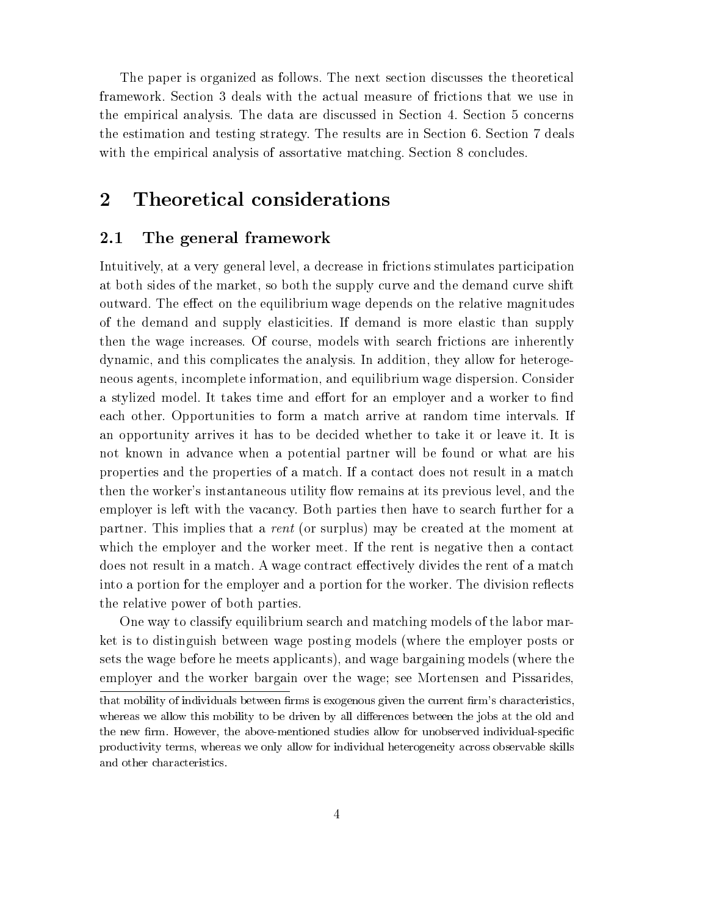The paper is organized as follows. The next section discusses the theoretical framework. Section 3 deals with the actual measure of frictions that we use in the empirical analysis. The data are discussed in Section 4. Section 5 concerns the estimation and testing strategy. The results are in Section 6. Section 7 deals with the empirical analysis of assortative matching. Section 8 concludes.

# 2 Theoretical considerations

## 2.1 The general framework

Intuitively, at a very general level, a decrease in frictions stimulates participation at both sides of the market, so both the supply curve and the demand curve shift outward. The effect on the equilibrium wage depends on the relative magnitudes of the demand and supply elasticities. If demand is more elastic than supply then the wage increases. Of course, models with search frictions are inherently dynamic, and this complicates the analysis. In addition, they allow for heterogeneous agents, incomplete information, and equilibrium wage dispersion. Consider a stylized model. It takes time and effort for an employer and a worker to find each other. Opportunities to form a match arrive at random time intervals. If an opportunity arrives it has to be decided whether to take it or leave it. It is not known in advance when a potential partner will be found or what are his properties and the properties of a match. If a contact does not result in a match then the worker's instantaneous utility flow remains at its previous level, and the employer is left with the vacancy. Both parties then have to search further for a partner. This implies that a *rent* (or surplus) may be created at the moment at which the employer and the worker meet. If the rent is negative then a contact does not result in a match. A wage contract effectively divides the rent of a match into a portion for the employer and a portion for the worker. The division reflects the relative power of both parties.

One way to classify equilibrium search and matching models of the labor market is to distinguish between wage posting models (where the employer posts or sets the wage before he meets applicants), and wage bargaining models (where the employer and the worker bargain over the wage; see Mortensen and Pissarides,

that mobility of individuals between firms is exogenous given the current firm's characteristics, whereas we allow this mobility to be driven by all differences between the jobs at the old and the new firm. However, the above-mentioned studies allow for unobserved individual-specific productivity terms, whereas we only allow for individual heterogeneity across observable skills and other characteristics.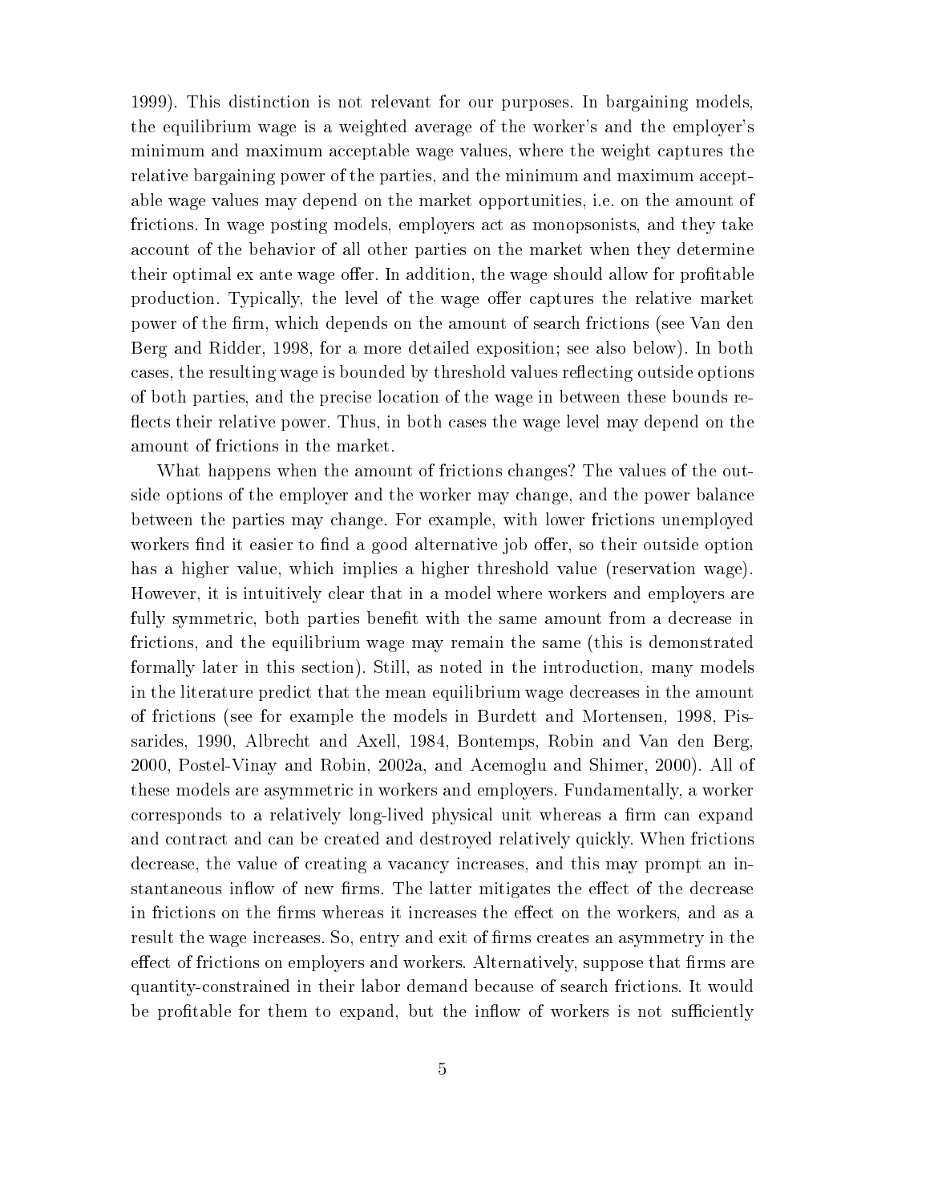1999). This distinction is not relevant for our purposes. In bargaining models, the equilibrium wage is a weighted average of the worker's and the employer's minimum and maximum acceptable wage values, where the weight captures the relative bargaining power of the parties, and the minimum and maximum acceptable wage values may depend on the market opportunities, i.e. on the amount of frictions. In wage posting models, employers act as monopsonists, and they take account of the behavior of all other parties on the market when they determine their optimal ex ante wage offer. In addition, the wage should allow for profitable production. Typically, the level of the wage offer captures the relative market power of the firm, which depends on the amount of search frictions (see Van den Berg and Ridder, 1998, for a more detailed exposition; see also below). In both cases, the resulting wage is bounded by threshold values reflecting outside options of both parties, and the precise location of the wage in between these bounds reflects their relative power. Thus, in both cases the wage level may depend on the amount of frictions in the market.

What happens when the amount of frictions changes? The values of the outside options of the employer and the worker may change, and the power balance between the parties may change. For example, with lower frictions unemployed workers find it easier to find a good alternative job offer, so their outside option has a higher value, which implies a higher threshold value (reservation wage). However, it is intuitively clear that in a model where workers and employers are fully symmetric, both parties benefit with the same amount from a decrease in frictions, and the equilibrium wage may remain the same (this is demonstrated formally later in this section). Still, as noted in the introduction, many models in the literature predict that the mean equilibrium wage decreases in the amount of frictions (see for example the models in Burdett and Mortensen, 1998, Pissarides, 1990, Albrecht and Axell, 1984, Bontemps, Robin and Van den Berg, 2000, Postel-Vinay and Robin, 2002a, and Acemoglu and Shimer, 2000). All of these models are asymmetric in workers and employers. Fundamentally, a worker corresponds to a relatively long-lived physical unit whereas a firm can expand and contract and can be created and destroyed relatively quickly. When frictions decrease, the value of creating a vacancy increases, and this may prompt an instantaneous inflow of new firms. The latter mitigates the effect of the decrease in frictions on the firms whereas it increases the effect on the workers, and as a result the wage increases. So, entry and exit of firms creates an asymmetry in the effect of frictions on employers and workers. Alternatively, suppose that firms are quantity-constrained in their labor demand because of search frictions. It would be profitable for them to expand, but the inflow of workers is not sufficiently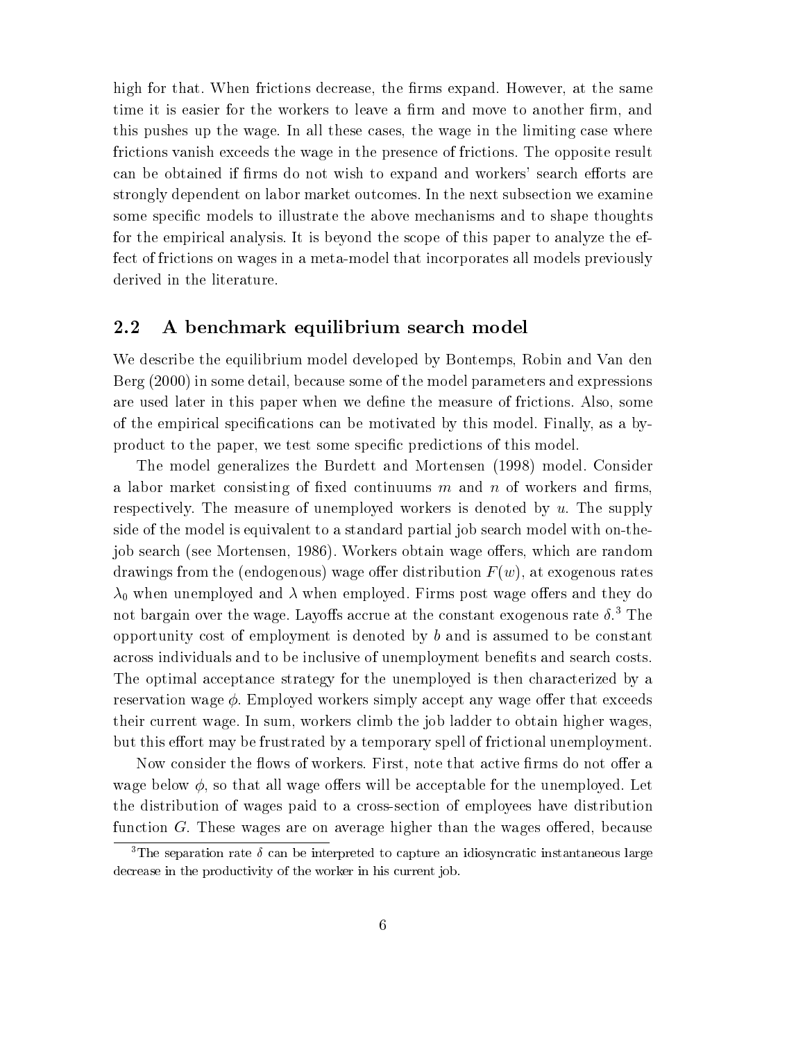high for that. When frictions decrease, the firms expand. However, at the same time it is easier for the workers to leave a firm and move to another firm, and this pushes up the wage. In all these cases, the wage in the limiting case where frictions vanish exceeds the wage in the presence of frictions. The opposite result can be obtained if firms do not wish to expand and workers' search efforts are strongly dependent on labor market outcomes. In the next subsection we examine some specific models to illustrate the above mechanisms and to shape thoughts for the empirical analysis. It is beyond the scope of this paper to analyze the effect of frictions on wages in a meta-model that incorporates all models previously derived in the literature.

## 2.2 A benchmark equilibrium search model

We describe the equilibrium model developed by Bontemps, Robin and Van den Berg (2000) in some detail, because some of the model parameters and expressions are used later in this paper when we define the measure of frictions. Also, some of the empirical specifications can be motivated by this model. Finally, as a by-product to the paper, we test some specific predictions of this model.

The model generalizes the Burdett and Mortensen (1998) model. Consider a labor market consisting of fixed continuums $m$ and $n$ of workers and firms, respectively. The measure of unemployed workers is denoted by $u$. The supply side of the model is equivalent to a standard partial job search model with on-the-job search (see Mortensen, 1986). Workers obtain wage offers, which are random drawings from the (endogenous) wage offer distribution $F(w)$, at exogenous rates $\lambda_0$ when unemployed and $\lambda$ when employed. Firms post wage offers and they do not bargain over the wage. Layoffs accrue at the constant exogenous rate $\delta$.[3] The opportunity cost of employment is denoted by $b$ and is assumed to be constant across individuals and to be inclusive of unemployment benefits and search costs. The optimal acceptance strategy for the unemployed is then characterized by a reservation wage $\phi$. Employed workers simply accept any wage offer that exceeds their current wage. In sum, workers climb the job ladder to obtain higher wages, but this effort may be frustrated by a temporary spell of frictional unemployment.

Now consider the flows of workers. First, note that active firms do not offer a wage below $\phi$, so that all wage offers will be acceptable for the unemployed. Let the distribution of wages paid to a cross-section of employees have distribution function $G$. These wages are on average higher than the wages offered, because

[3] The separation rate $\delta$ can be interpreted to capture an idiosyncratic instantaneous large decrease in the productivity of the worker in his current job.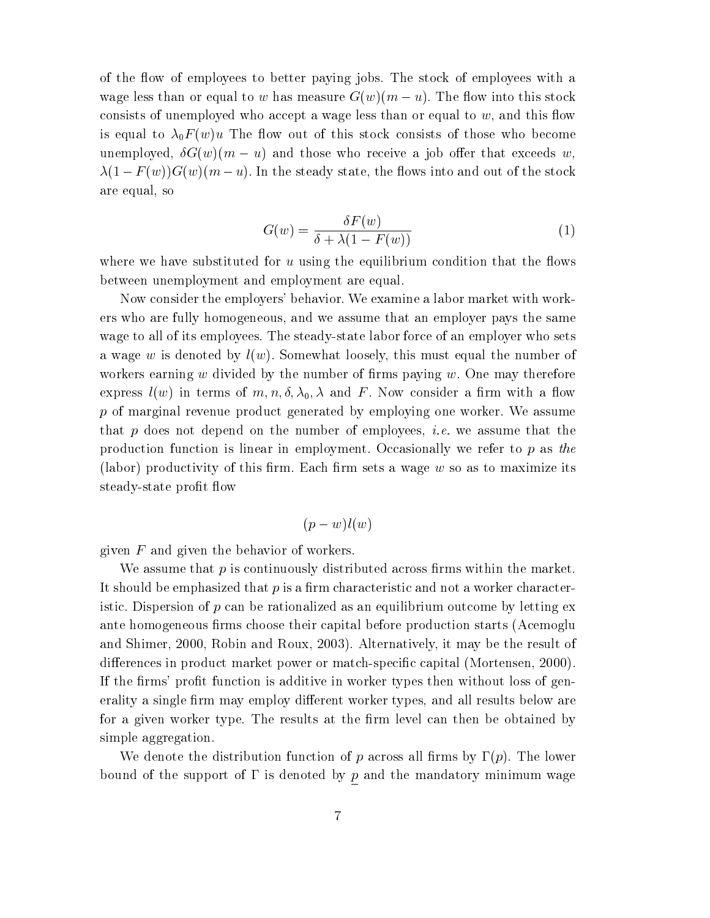of the flow of employees to better paying jobs. The stock of employees with a wage less than or equal to $w$ has measure $G(w)(m-u)$. The flow into this stock consists of unemployed who accept a wage less than or equal to $w$, and this flow is equal to $\lambda_0 F(w)u$ The flow out of this stock consists of those who become unemployed, $\delta G(w)(m-u)$ and those who receive a job offer that exceeds $w$, $\lambda(1-F(w))G(w)(m-u)$. In the steady state, the flows into and out of the stock are equal, so

$$G(w) = \frac{\delta F(w)}{\delta + \lambda(1-F(w))} \tag{1}$$

where we have substituted for $u$ using the equilibrium condition that the flows between unemployment and employment are equal.

Now consider the employers' behavior. We examine a labor market with workers who are fully homogeneous, and we assume that an employer pays the same wage to all of its employees. The steady-state labor force of an employer who sets a wage $w$ is denoted by $l(w)$. Somewhat loosely, this must equal the number of workers earning $w$ divided by the number of firms paying $w$. One may therefore express $l(w)$ in terms of $m, n, \delta, \lambda_0, \lambda$ and $F$. Now consider a firm with a flow $p$ of marginal revenue product generated by employing one worker. We assume that $p$ does not depend on the number of employees, *i.e.* we assume that the production function is linear in employment. Occasionally we refer to $p$ as *the* (labor) productivity of this firm. Each firm sets a wage $w$ so as to maximize its steady-state profit flow

$$(p-w)l(w)$$

given $F$ and given the behavior of workers.

We assume that $p$ is continuously distributed across firms within the market. It should be emphasized that $p$ is a firm characteristic and not a worker characteristic. Dispersion of $p$ can be rationalized as an equilibrium outcome by letting ex ante homogeneous firms choose their capital before production starts (Acemoglu and Shimer, 2000, Robin and Roux, 2003). Alternatively, it may be the result of differences in product market power or match-specific capital (Mortensen, 2000). If the firms' profit function is additive in worker types then without loss of generality a single firm may employ different worker types, and all results below are for a given worker type. The results at the firm level can then be obtained by simple aggregation.

We denote the distribution function of $p$ across all firms by $\Gamma(p)$. The lower bound of the support of $\Gamma$ is denoted by $\underline{p}$ and the mandatory minimum wage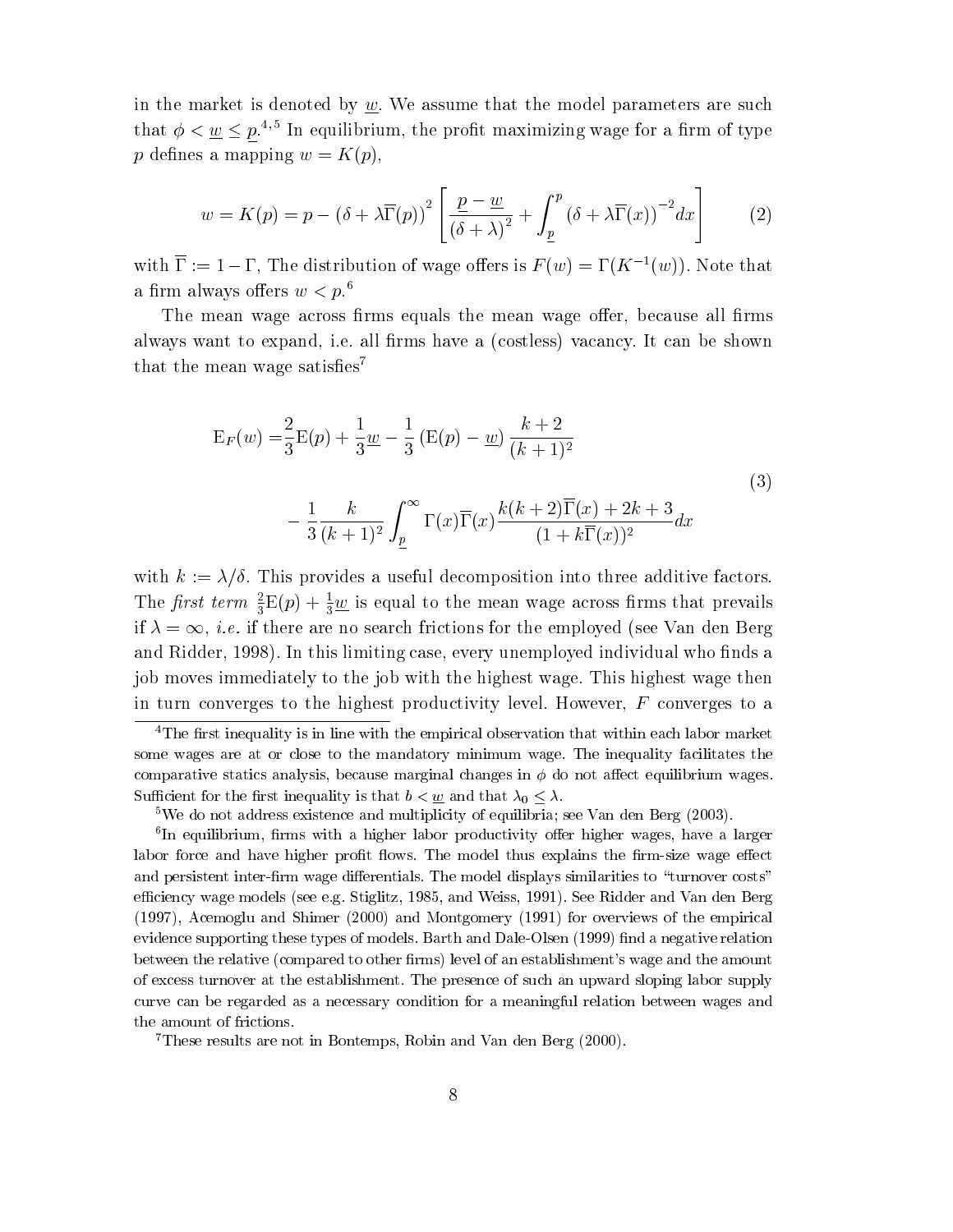in the market is denoted by $\underline{w}$. We assume that the model parameters are such that $\phi < \underline{w} \leq \underline{p}$.[4,5] In equilibrium, the profit maximizing wage for a firm of type $p$ defines a mapping $w = K(p)$,

$$w = K(p) = p - \left(\delta + \lambda \overline{\Gamma}(p)\right)^2 \left[ \frac{\underline{p} - \underline{w}}{(\delta + \lambda)^2} + \int_{\underline{p}}^{p} \left(\delta + \lambda \overline{\Gamma}(x)\right)^{-2} dx \right] \tag{2}$$

with $\overline{\Gamma} := 1 - \Gamma$, The distribution of wage offers is $F(w) = \Gamma(K^{-1}(w))$. Note that a firm always offers $w < p$.[6]

The mean wage across firms equals the mean wage offer, because all firms always want to expand, i.e. all firms have a (costless) vacancy. It can be shown that the mean wage satisfies[7]

$$\begin{aligned} \mathrm{E}_F(w) = & \frac{2}{3}\mathrm{E}(p) + \frac{1}{3}\underline{w} - \frac{1}{3}\left(\mathrm{E}(p) - \underline{w}\right)\frac{k+2}{(k+1)^2} \\ & - \frac{1}{3}\frac{k}{(k+1)^2}\int_{\underline{p}}^{\infty} \Gamma(x)\overline{\Gamma}(x)\frac{k(k+2)\overline{\Gamma}(x) + 2k + 3}{(1 + k\overline{\Gamma}(x))^2}dx \end{aligned} \tag{3}$$

with $k := \lambda/\delta$. This provides a useful decomposition into three additive factors. The *first term* $\frac{2}{3}\mathrm{E}(p) + \frac{1}{3}\underline{w}$ is equal to the mean wage across firms that prevails if $\lambda = \infty$, *i.e.* if there are no search frictions for the employed (see Van den Berg and Ridder, 1998). In this limiting case, every unemployed individual who finds a job moves immediately to the job with the highest wage. This highest wage then in turn converges to the highest productivity level. However, $F$ converges to a

[4] The first inequality is in line with the empirical observation that within each labor market some wages are at or close to the mandatory minimum wage. The inequality facilitates the comparative statics analysis, because marginal changes in $\phi$ do not affect equilibrium wages. Sufficient for the first inequality is that $b < \underline{w}$ and that $\lambda_0 \leq \lambda$.

[5] We do not address existence and multiplicity of equilibria; see Van den Berg (2003).

[6] In equilibrium, firms with a higher labor productivity offer higher wages, have a larger labor force and have higher profit flows. The model thus explains the firm-size wage effect and persistent inter-firm wage differentials. The model displays similarities to "turnover costs" efficiency wage models (see e.g. Stiglitz, 1985, and Weiss, 1991). See Ridder and Van den Berg (1997), Acemoglu and Shimer (2000) and Montgomery (1991) for overviews of the empirical evidence supporting these types of models. Barth and Dale-Olsen (1999) find a negative relation between the relative (compared to other firms) level of an establishment's wage and the amount of excess turnover at the establishment. The presence of such an upward sloping labor supply curve can be regarded as a necessary condition for a meaningful relation between wages and the amount of frictions.

[7] These results are not in Bontemps, Robin and Van den Berg (2000).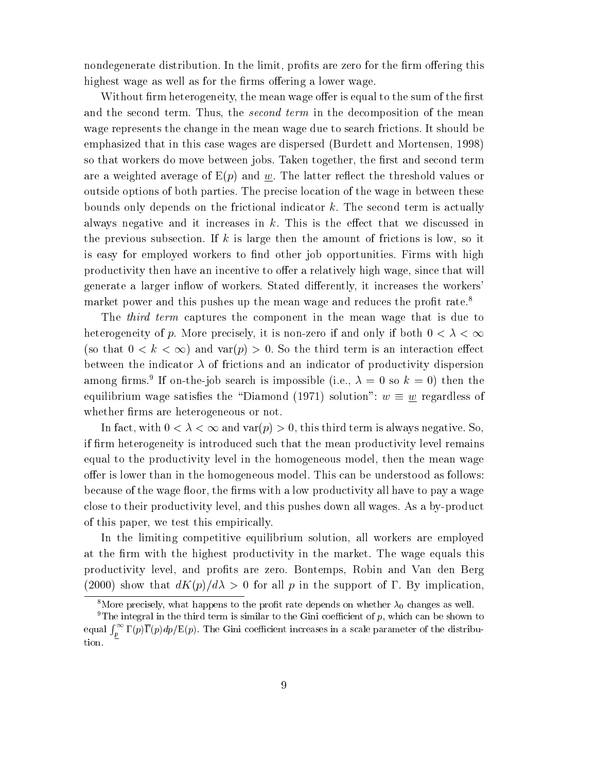nondegenerate distribution. In the limit, profits are zero for the firm offering this highest wage as well as for the firms offering a lower wage.

Without firm heterogeneity, the mean wage offer is equal to the sum of the first and the second term. Thus, the *second term* in the decomposition of the mean wage represents the change in the mean wage due to search frictions. It should be emphasized that in this case wages are dispersed (Burdett and Mortensen, 1998) so that workers do move between jobs. Taken together, the first and second term are a weighted average of $\mathrm{E}(p)$ and $\underline{w}$. The latter reflect the threshold values or outside options of both parties. The precise location of the wage in between these bounds only depends on the frictional indicator $k$. The second term is actually always negative and it increases in $k$. This is the effect that we discussed in the previous subsection. If $k$ is large then the amount of frictions is low, so it is easy for employed workers to find other job opportunities. Firms with high productivity then have an incentive to offer a relatively high wage, since that will generate a larger inflow of workers. Stated differently, it increases the workers' market power and this pushes up the mean wage and reduces the profit rate.[8]

The *third term* captures the component in the mean wage that is due to heterogeneity of $p$. More precisely, it is non-zero if and only if both $0 < \lambda < \infty$ (so that $0 < k < \infty$) and $\mathrm{var}(p) > 0$. So the third term is an interaction effect between the indicator $\lambda$ of frictions and an indicator of productivity dispersion among firms.[9] If on-the-job search is impossible (i.e., $\lambda = 0$ so $k = 0$) then the equilibrium wage satisfies the "Diamond (1971) solution": $w \equiv \underline{w}$ regardless of whether firms are heterogeneous or not.

In fact, with $0 < \lambda < \infty$ and $\mathrm{var}(p) > 0$, this third term is always negative. So, if firm heterogeneity is introduced such that the mean productivity level remains equal to the productivity level in the homogeneous model, then the mean wage offer is lower than in the homogeneous model. This can be understood as follows: because of the wage floor, the firms with a low productivity all have to pay a wage close to their productivity level, and this pushes down all wages. As a by-product of this paper, we test this empirically.

In the limiting competitive equilibrium solution, all workers are employed at the firm with the highest productivity in the market. The wage equals this productivity level, and profits are zero. Bontemps, Robin and Van den Berg (2000) show that $dK(p)/d\lambda > 0$ for all $p$ in the support of $\Gamma$. By implication,

[8] More precisely, what happens to the profit rate depends on whether $\lambda_0$ changes as well.

[9] The integral in the third term is similar to the Gini coefficient of $p$, which can be shown to equal $\int_{\underline{p}}^{\infty} \Gamma(p)\overline{\Gamma}(p)dp/\mathrm{E}(p)$. The Gini coefficient increases in a scale parameter of the distribution.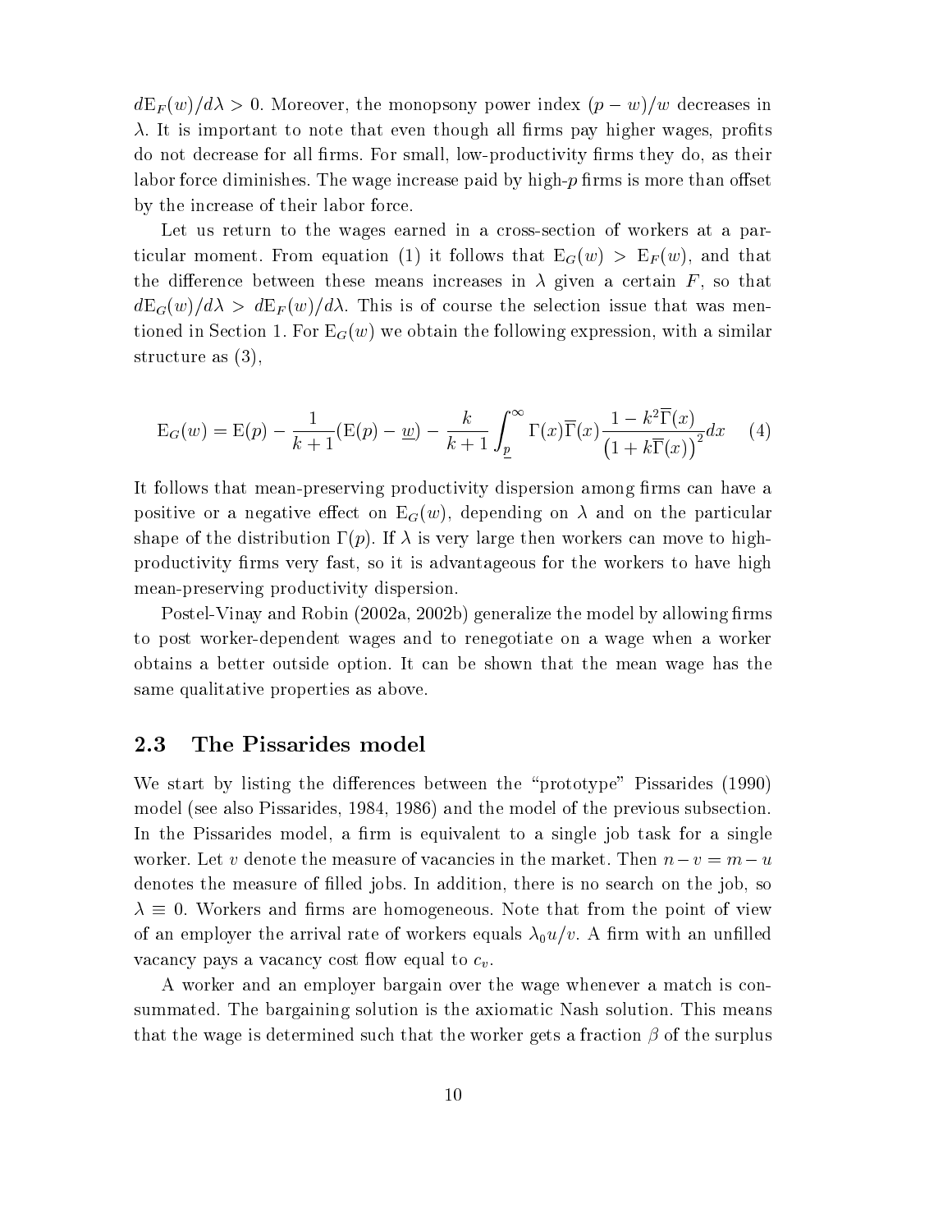$d\mathrm{E}_F(w)/d\lambda > 0$. Moreover, the monopsony power index $(p-w)/w$ decreases in $\lambda$. It is important to note that even though all firms pay higher wages, profits do not decrease for all firms. For small, low-productivity firms they do, as their labor force diminishes. The wage increase paid by high-$p$ firms is more than offset by the increase of their labor force.

Let us return to the wages earned in a cross-section of workers at a particular moment. From equation (1) it follows that $\mathrm{E}_G(w) > \mathrm{E}_F(w)$, and that the difference between these means increases in $\lambda$ given a certain $F$, so that $d\mathrm{E}_G(w)/d\lambda > d\mathrm{E}_F(w)/d\lambda$. This is of course the selection issue that was mentioned in Section 1. For $\mathrm{E}_G(w)$ we obtain the following expression, with a similar structure as (3),

$$\mathrm{E}_G(w) = \mathrm{E}(p) - \frac{1}{k+1}(\mathrm{E}(p) - \underline{w}) - \frac{k}{k+1}\int_{\underline{p}}^{\infty} \Gamma(x)\overline{\Gamma}(x)\frac{1-k^2\overline{\Gamma}(x)}{\left(1+k\overline{\Gamma}(x)\right)^2}dx \quad (4)$$

It follows that mean-preserving productivity dispersion among firms can have a positive or a negative effect on $\mathrm{E}_G(w)$, depending on $\lambda$ and on the particular shape of the distribution $\Gamma(p)$. If $\lambda$ is very large then workers can move to high-productivity firms very fast, so it is advantageous for the workers to have high mean-preserving productivity dispersion.

Postel-Vinay and Robin (2002a, 2002b) generalize the model by allowing firms to post worker-dependent wages and to renegotiate on a wage when a worker obtains a better outside option. It can be shown that the mean wage has the same qualitative properties as above.

### 2.3 The Pissarides model

We start by listing the differences between the "prototype" Pissarides (1990) model (see also Pissarides, 1984, 1986) and the model of the previous subsection. In the Pissarides model, a firm is equivalent to a single job task for a single worker. Let $v$ denote the measure of vacancies in the market. Then $n-v = m-u$ denotes the measure of filled jobs. In addition, there is no search on the job, so $\lambda \equiv 0$. Workers and firms are homogeneous. Note that from the point of view of an employer the arrival rate of workers equals $\lambda_0 u/v$. A firm with an unfilled vacancy pays a vacancy cost flow equal to $c_v$.

A worker and an employer bargain over the wage whenever a match is consummated. The bargaining solution is the axiomatic Nash solution. This means that the wage is determined such that the worker gets a fraction $\beta$ of the surplus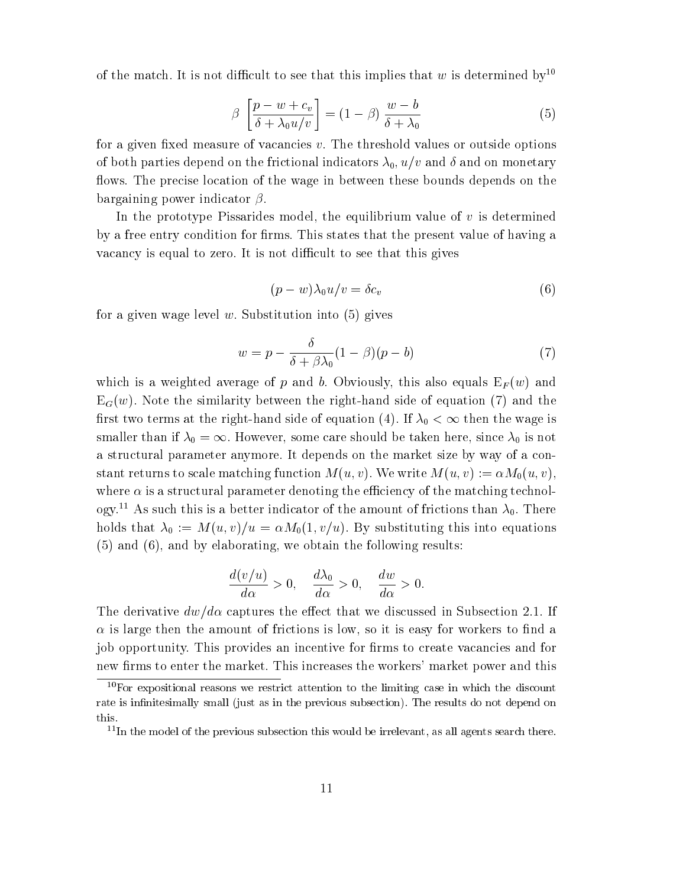of the match. It is not difficult to see that this implies that $w$ is determined by[10]

$$\beta \left[ \frac{p - w + c_v}{\delta + \lambda_0 u/v} \right] = (1 - \beta) \frac{w - b}{\delta + \lambda_0} \tag{5}$$

for a given fixed measure of vacancies $v$. The threshold values or outside options of both parties depend on the frictional indicators $\lambda_0$, $u/v$ and $\delta$ and on monetary flows. The precise location of the wage in between these bounds depends on the bargaining power indicator $\beta$.

In the prototype Pissarides model, the equilibrium value of $v$ is determined by a free entry condition for firms. This states that the present value of having a vacancy is equal to zero. It is not difficult to see that this gives

$$(p - w)\lambda_0 u/v = \delta c_v \tag{6}$$

for a given wage level $w$. Substitution into (5) gives

$$w = p - \frac{\delta}{\delta + \beta\lambda_0}(1 - \beta)(p - b) \tag{7}$$

which is a weighted average of $p$ and $b$. Obviously, this also equals $\mathrm{E}_F(w)$ and $\mathrm{E}_G(w)$. Note the similarity between the right-hand side of equation (7) and the first two terms at the right-hand side of equation (4). If $\lambda_0 < \infty$ then the wage is smaller than if $\lambda_0 = \infty$. However, some care should be taken here, since $\lambda_0$ is not a structural parameter anymore. It depends on the market size by way of a constant returns to scale matching function $M(u, v)$. We write $M(u, v) := \alpha M_0(u, v)$, where $\alpha$ is a structural parameter denoting the efficiency of the matching technology.[11] As such this is a better indicator of the amount of frictions than $\lambda_0$. There holds that $\lambda_0 := M(u, v)/u = \alpha M_0(1, v/u)$. By substituting this into equations (5) and (6), and by elaborating, we obtain the following results:

$$\frac{d(v/u)}{d\alpha} > 0, \quad \frac{d\lambda_0}{d\alpha} > 0, \quad \frac{dw}{d\alpha} > 0.$$

The derivative $dw/d\alpha$ captures the effect that we discussed in Subsection 2.1. If $\alpha$ is large then the amount of frictions is low, so it is easy for workers to find a job opportunity. This provides an incentive for firms to create vacancies and for new firms to enter the market. This increases the workers' market power and this

[10] For expositional reasons we restrict attention to the limiting case in which the discount rate is infinitesimally small (just as in the previous subsection). The results do not depend on this.

[11] In the model of the previous subsection this would be irrelevant, as all agents search there.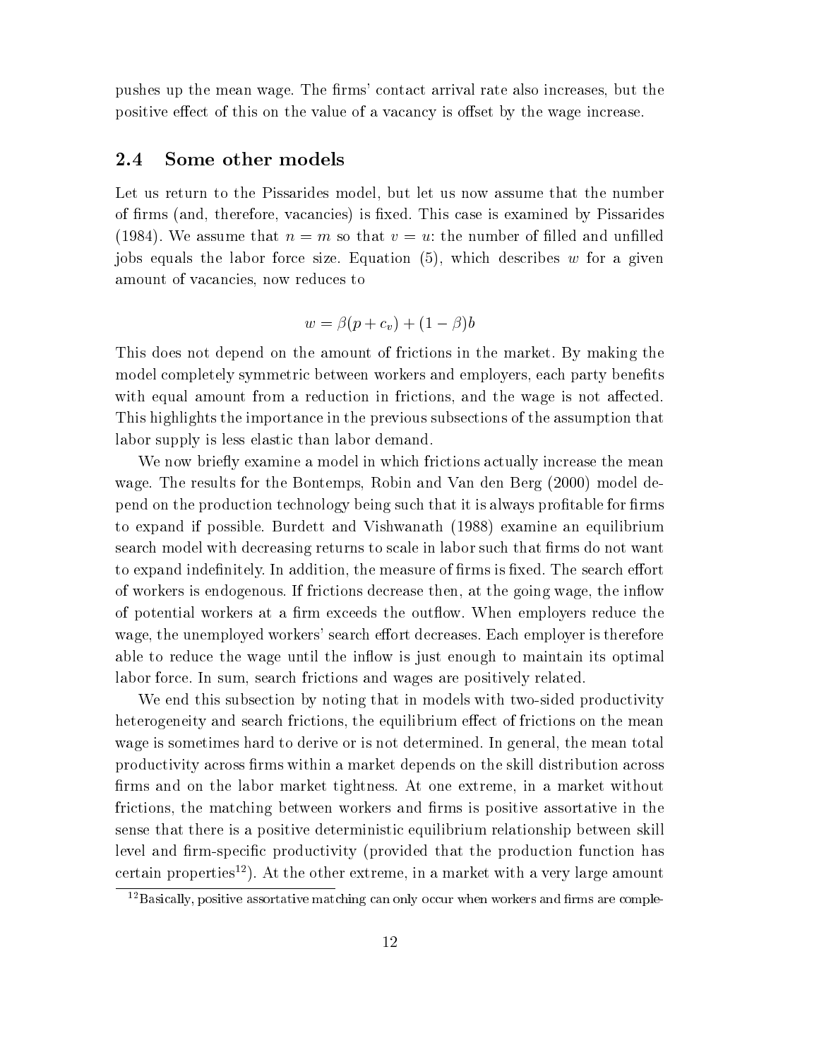pushes up the mean wage. The firms' contact arrival rate also increases, but the positive effect of this on the value of a vacancy is offset by the wage increase.

### 2.4 Some other models

Let us return to the Pissarides model, but let us now assume that the number of firms (and, therefore, vacancies) is fixed. This case is examined by Pissarides (1984). We assume that $n = m$ so that $v = u$: the number of filled and unfilled jobs equals the labor force size. Equation (5), which describes $w$ for a given amount of vacancies, now reduces to

$$w = \beta(p + c_v) + (1 - \beta)b$$

This does not depend on the amount of frictions in the market. By making the model completely symmetric between workers and employers, each party benefits with equal amount from a reduction in frictions, and the wage is not affected. This highlights the importance in the previous subsections of the assumption that labor supply is less elastic than labor demand.

We now briefly examine a model in which frictions actually increase the mean wage. The results for the Bontemps, Robin and Van den Berg (2000) model depend on the production technology being such that it is always profitable for firms to expand if possible. Burdett and Vishwanath (1988) examine an equilibrium search model with decreasing returns to scale in labor such that firms do not want to expand indefinitely. In addition, the measure of firms is fixed. The search effort of workers is endogenous. If frictions decrease then, at the going wage, the inflow of potential workers at a firm exceeds the outflow. When employers reduce the wage, the unemployed workers' search effort decreases. Each employer is therefore able to reduce the wage until the inflow is just enough to maintain its optimal labor force. In sum, search frictions and wages are positively related.

We end this subsection by noting that in models with two-sided productivity heterogeneity and search frictions, the equilibrium effect of frictions on the mean wage is sometimes hard to derive or is not determined. In general, the mean total productivity across firms within a market depends on the skill distribution across firms and on the labor market tightness. At one extreme, in a market without frictions, the matching between workers and firms is positive assortative in the sense that there is a positive deterministic equilibrium relationship between skill level and firm-specific productivity (provided that the production function has certain properties[12]). At the other extreme, in a market with a very large amount

[12] Basically, positive assortative matching can only occur when workers and firms are comple-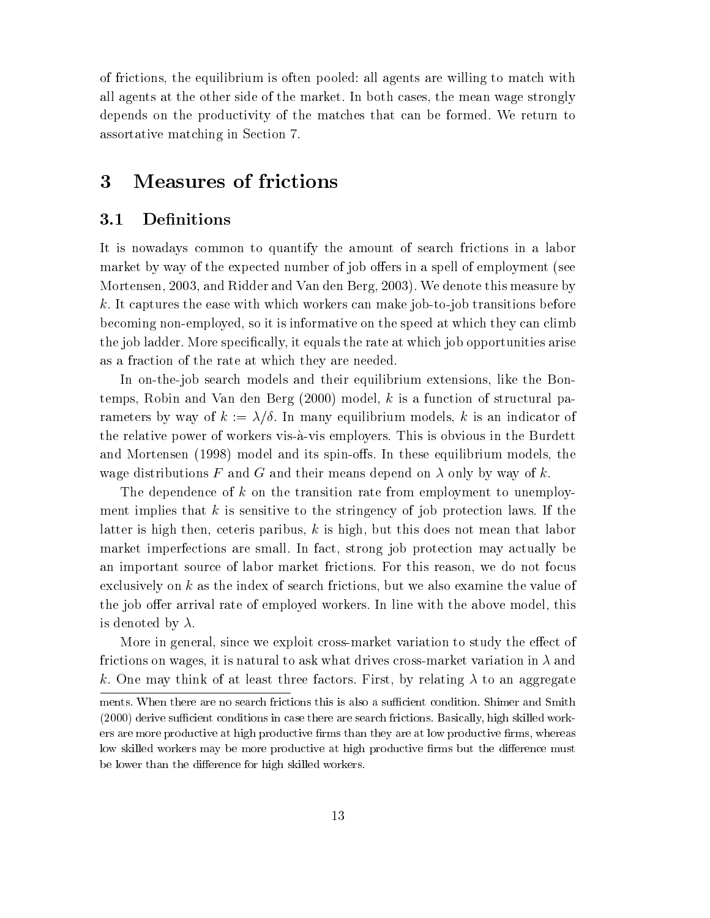of frictions, the equilibrium is often pooled: all agents are willing to match with all agents at the other side of the market. In both cases, the mean wage strongly depends on the productivity of the matches that can be formed. We return to assortative matching in Section 7.

# 3 Measures of frictions

## 3.1 Definitions

It is nowadays common to quantify the amount of search frictions in a labor market by way of the expected number of job offers in a spell of employment (see Mortensen, 2003, and Ridder and Van den Berg, 2003). We denote this measure by $k$. It captures the ease with which workers can make job-to-job transitions before becoming non-employed, so it is informative on the speed at which they can climb the job ladder. More specifically, it equals the rate at which job opportunities arise as a fraction of the rate at which they are needed.

In on-the-job search models and their equilibrium extensions, like the Bontemps, Robin and Van den Berg (2000) model, $k$ is a function of structural parameters by way of $k := \lambda/\delta$. In many equilibrium models, $k$ is an indicator of the relative power of workers vis-à-vis employers. This is obvious in the Burdett and Mortensen (1998) model and its spin-offs. In these equilibrium models, the wage distributions $F$ and $G$ and their means depend on $\lambda$ only by way of $k$.

The dependence of $k$ on the transition rate from employment to unemployment implies that $k$ is sensitive to the stringency of job protection laws. If the latter is high then, ceteris paribus, $k$ is high, but this does not mean that labor market imperfections are small. In fact, strong job protection may actually be an important source of labor market frictions. For this reason, we do not focus exclusively on $k$ as the index of search frictions, but we also examine the value of the job offer arrival rate of employed workers. In line with the above model, this is denoted by $\lambda$.

More in general, since we exploit cross-market variation to study the effect of frictions on wages, it is natural to ask what drives cross-market variation in $\lambda$ and $k$. One may think of at least three factors. First, by relating $\lambda$ to an aggregate

ments. When there are no search frictions this is also a sufficient condition. Shimer and Smith (2000) derive sufficient conditions in case there are search frictions. Basically, high skilled workers are more productive at high productive firms than they are at low productive firms, whereas low skilled workers may be more productive at high productive firms but the difference must be lower than the difference for high skilled workers.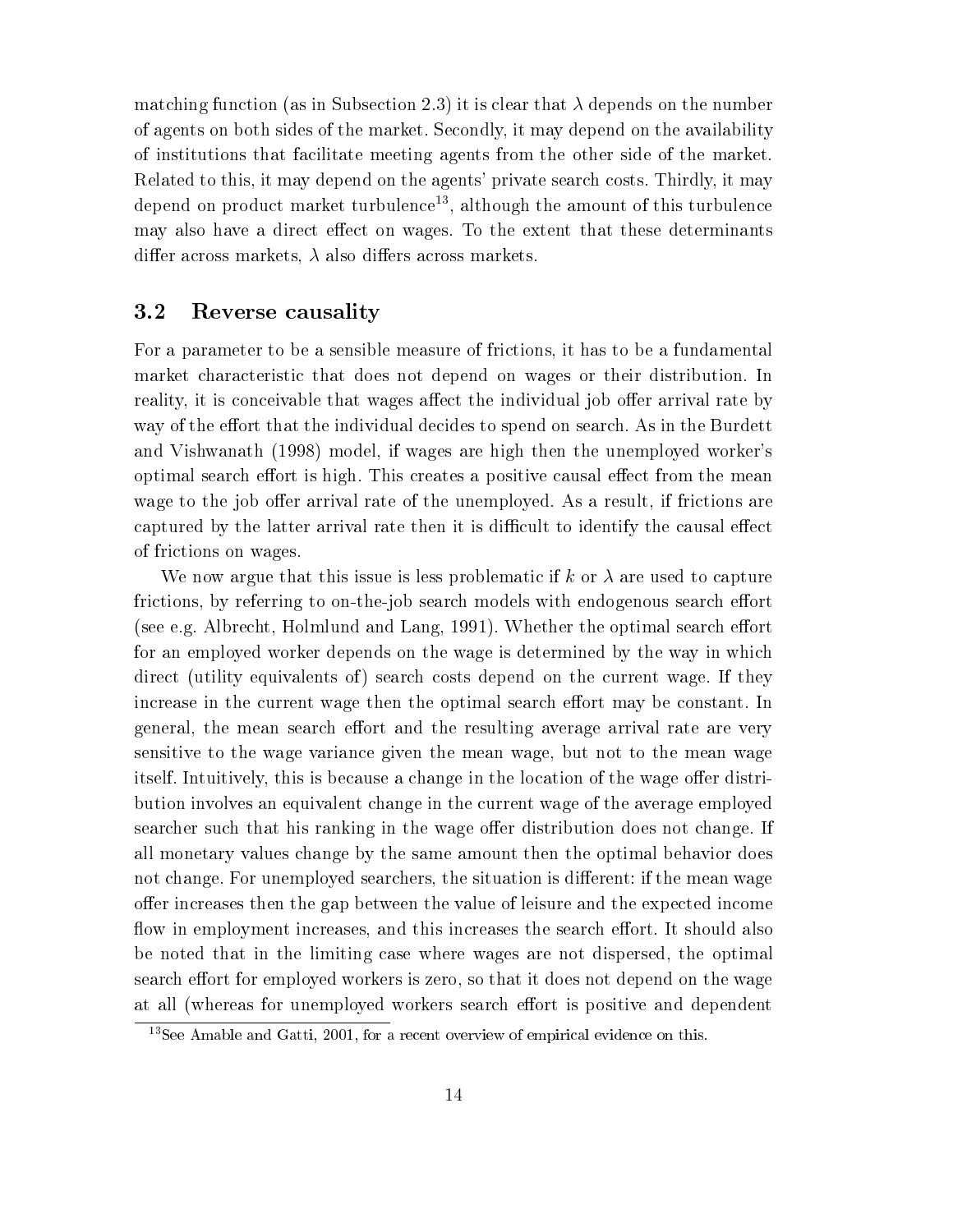matching function (as in Subsection 2.3) it is clear that $\lambda$ depends on the number of agents on both sides of the market. Secondly, it may depend on the availability of institutions that facilitate meeting agents from the other side of the market. Related to this, it may depend on the agents' private search costs. Thirdly, it may depend on product market turbulence[13], although the amount of this turbulence may also have a direct effect on wages. To the extent that these determinants differ across markets, $\lambda$ also differs across markets.

## 3.2 Reverse causality

For a parameter to be a sensible measure of frictions, it has to be a fundamental market characteristic that does not depend on wages or their distribution. In reality, it is conceivable that wages affect the individual job offer arrival rate by way of the effort that the individual decides to spend on search. As in the Burdett and Vishwanath (1998) model, if wages are high then the unemployed worker's optimal search effort is high. This creates a positive causal effect from the mean wage to the job offer arrival rate of the unemployed. As a result, if frictions are captured by the latter arrival rate then it is difficult to identify the causal effect of frictions on wages.

We now argue that this issue is less problematic if $k$ or $\lambda$ are used to capture frictions, by referring to on-the-job search models with endogenous search effort (see e.g. Albrecht, Holmlund and Lang, 1991). Whether the optimal search effort for an employed worker depends on the wage is determined by the way in which direct (utility equivalents of) search costs depend on the current wage. If they increase in the current wage then the optimal search effort may be constant. In general, the mean search effort and the resulting average arrival rate are very sensitive to the wage variance given the mean wage, but not to the mean wage itself. Intuitively, this is because a change in the location of the wage offer distribution involves an equivalent change in the current wage of the average employed searcher such that his ranking in the wage offer distribution does not change. If all monetary values change by the same amount then the optimal behavior does not change. For unemployed searchers, the situation is different: if the mean wage offer increases then the gap between the value of leisure and the expected income flow in employment increases, and this increases the search effort. It should also be noted that in the limiting case where wages are not dispersed, the optimal search effort for employed workers is zero, so that it does not depend on the wage at all (whereas for unemployed workers search effort is positive and dependent

[13]See Amable and Gatti, 2001, for a recent overview of empirical evidence on this.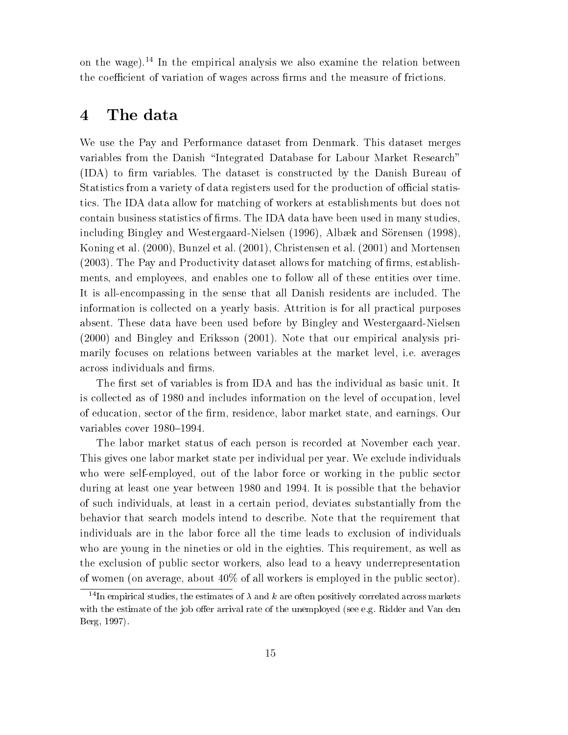on the wage).[14] In the empirical analysis we also examine the relation between the coefficient of variation of wages across firms and the measure of frictions.

# 4 The data

We use the Pay and Performance dataset from Denmark. This dataset merges variables from the Danish "Integrated Database for Labour Market Research" (IDA) to firm variables. The dataset is constructed by the Danish Bureau of Statistics from a variety of data registers used for the production of official statistics. The IDA data allow for matching of workers at establishments but does not contain business statistics of firms. The IDA data have been used in many studies, including Bingley and Westergaard-Nielsen (1996), Albæk and Sörensen (1998), Koning et al. (2000), Bunzel et al. (2001), Christensen et al. (2001) and Mortensen (2003). The Pay and Productivity dataset allows for matching of firms, establishments, and employees, and enables one to follow all of these entities over time. It is all-encompassing in the sense that all Danish residents are included. The information is collected on a yearly basis. Attrition is for all practical purposes absent. These data have been used before by Bingley and Westergaard-Nielsen (2000) and Bingley and Eriksson (2001). Note that our empirical analysis primarily focuses on relations between variables at the market level, i.e. averages across individuals and firms.

The first set of variables is from IDA and has the individual as basic unit. It is collected as of 1980 and includes information on the level of occupation, level of education, sector of the firm, residence, labor market state, and earnings. Our variables cover 1980–1994.

The labor market status of each person is recorded at November each year. This gives one labor market state per individual per year. We exclude individuals who were self-employed, out of the labor force or working in the public sector during at least one year between 1980 and 1994. It is possible that the behavior of such individuals, at least in a certain period, deviates substantially from the behavior that search models intend to describe. Note that the requirement that individuals are in the labor force all the time leads to exclusion of individuals who are young in the nineties or old in the eighties. This requirement, as well as the exclusion of public sector workers, also lead to a heavy underrepresentation of women (on average, about 40% of all workers is employed in the public sector).

[14] In empirical studies, the estimates of $\lambda$ and $k$ are often positively correlated across markets with the estimate of the job offer arrival rate of the unemployed (see e.g. Ridder and Van den Berg, 1997).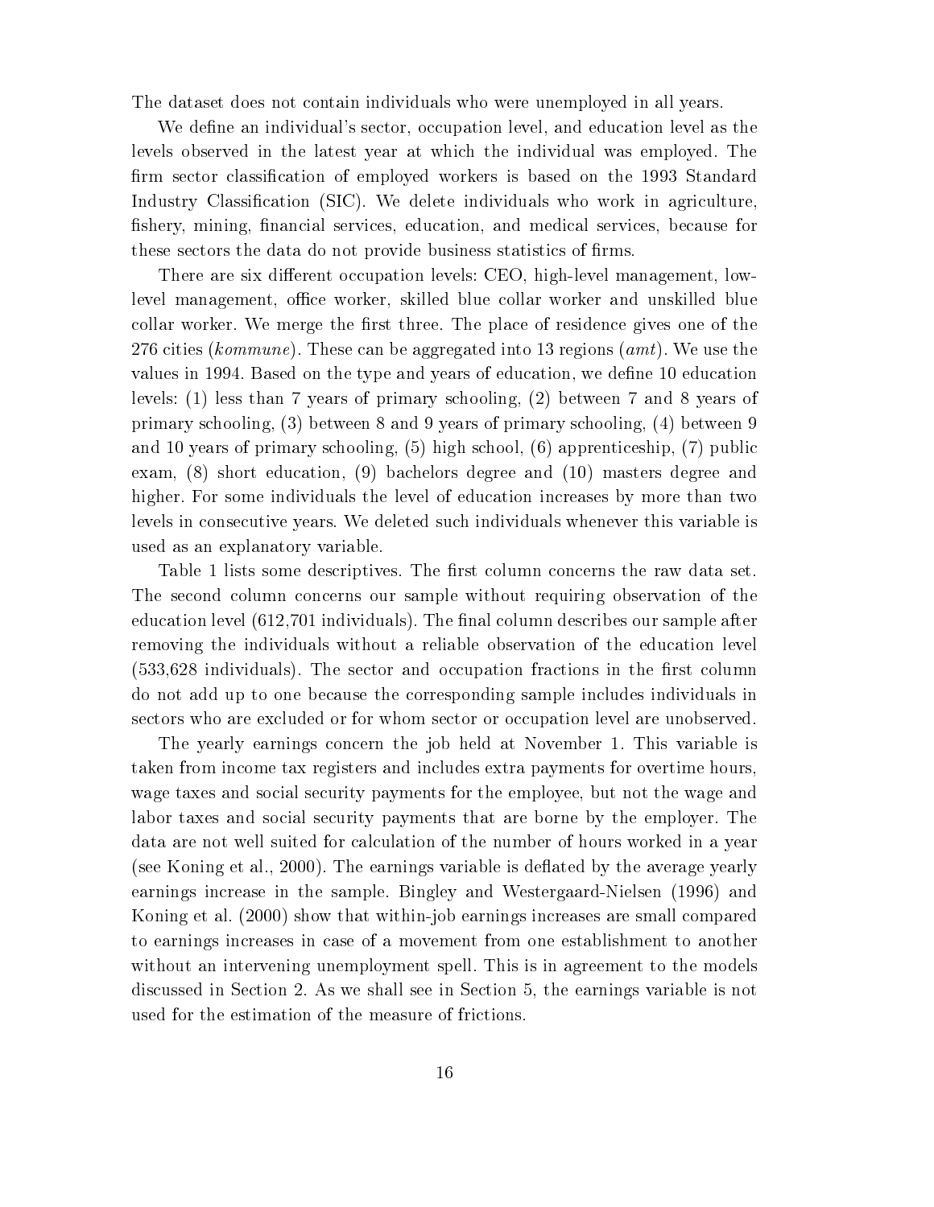The dataset does not contain individuals who were unemployed in all years.

We define an individual's sector, occupation level, and education level as the levels observed in the latest year at which the individual was employed. The firm sector classification of employed workers is based on the 1993 Standard Industry Classification (SIC). We delete individuals who work in agriculture, fishery, mining, financial services, education, and medical services, because for these sectors the data do not provide business statistics of firms.

There are six different occupation levels: CEO, high-level management, low-level management, office worker, skilled blue collar worker and unskilled blue collar worker. We merge the first three. The place of residence gives one of the 276 cities (*kommune*). These can be aggregated into 13 regions (*amt*). We use the values in 1994. Based on the type and years of education, we define 10 education levels: (1) less than 7 years of primary schooling, (2) between 7 and 8 years of primary schooling, (3) between 8 and 9 years of primary schooling, (4) between 9 and 10 years of primary schooling, (5) high school, (6) apprenticeship, (7) public exam, (8) short education, (9) bachelors degree and (10) masters degree and higher. For some individuals the level of education increases by more than two levels in consecutive years. We deleted such individuals whenever this variable is used as an explanatory variable.

Table 1 lists some descriptives. The first column concerns the raw data set. The second column concerns our sample without requiring observation of the education level (612,701 individuals). The final column describes our sample after removing the individuals without a reliable observation of the education level (533,628 individuals). The sector and occupation fractions in the first column do not add up to one because the corresponding sample includes individuals in sectors who are excluded or for whom sector or occupation level are unobserved.

The yearly earnings concern the job held at November 1. This variable is taken from income tax registers and includes extra payments for overtime hours, wage taxes and social security payments for the employee, but not the wage and labor taxes and social security payments that are borne by the employer. The data are not well suited for calculation of the number of hours worked in a year (see Koning et al., 2000). The earnings variable is deflated by the average yearly earnings increase in the sample. Bingley and Westergaard-Nielsen (1996) and Koning et al. (2000) show that within-job earnings increases are small compared to earnings increases in case of a movement from one establishment to another without an intervening unemployment spell. This is in agreement to the models discussed in Section 2. As we shall see in Section 5, the earnings variable is not used for the estimation of the measure of frictions.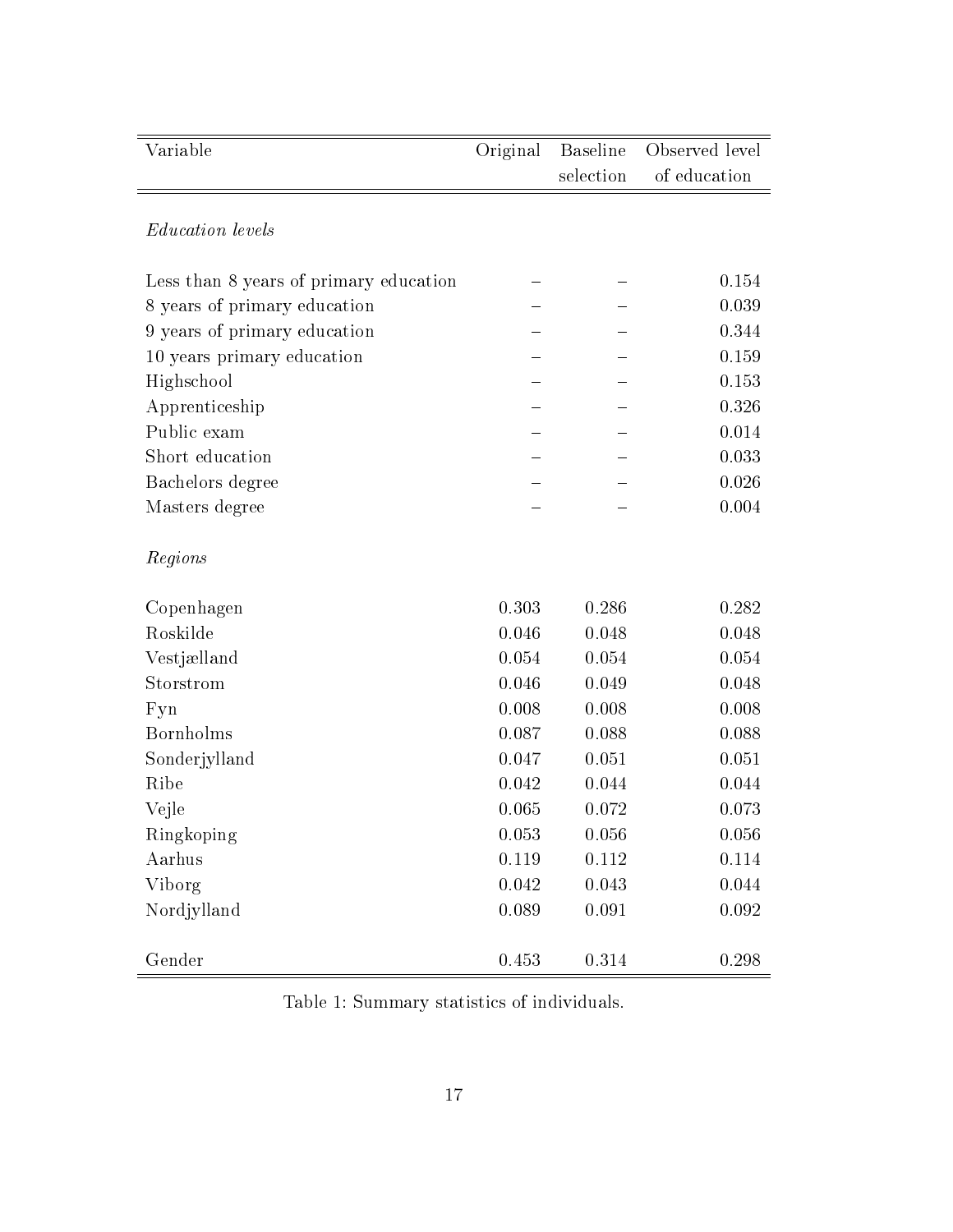| Variable | Original | Baseline selection | Observed level of education |
|---|---|---|---|
| *Education levels* | | | |
| Less than 8 years of primary education | – | – | 0.154 |
| 8 years of primary education | – | – | 0.039 |
| 9 years of primary education | – | – | 0.344 |
| 10 years primary education | – | – | 0.159 |
| Highschool | – | – | 0.153 |
| Apprenticeship | – | – | 0.326 |
| Public exam | – | – | 0.014 |
| Short education | – | – | 0.033 |
| Bachelors degree | – | – | 0.026 |
| Masters degree | – | – | 0.004 |
| *Regions* | | | |
| Copenhagen | 0.303 | 0.286 | 0.282 |
| Roskilde | 0.046 | 0.048 | 0.048 |
| Vestjælland | 0.054 | 0.054 | 0.054 |
| Storstrom | 0.046 | 0.049 | 0.048 |
| Fyn | 0.008 | 0.008 | 0.008 |
| Bornholms | 0.087 | 0.088 | 0.088 |
| Sonderjylland | 0.047 | 0.051 | 0.051 |
| Ribe | 0.042 | 0.044 | 0.044 |
| Vejle | 0.065 | 0.072 | 0.073 |
| Ringkoping | 0.053 | 0.056 | 0.056 |
| Aarhus | 0.119 | 0.112 | 0.114 |
| Viborg | 0.042 | 0.043 | 0.044 |
| Nordjylland | 0.089 | 0.091 | 0.092 |
| Gender | 0.453 | 0.314 | 0.298 |

Table 1: Summary statistics of individuals.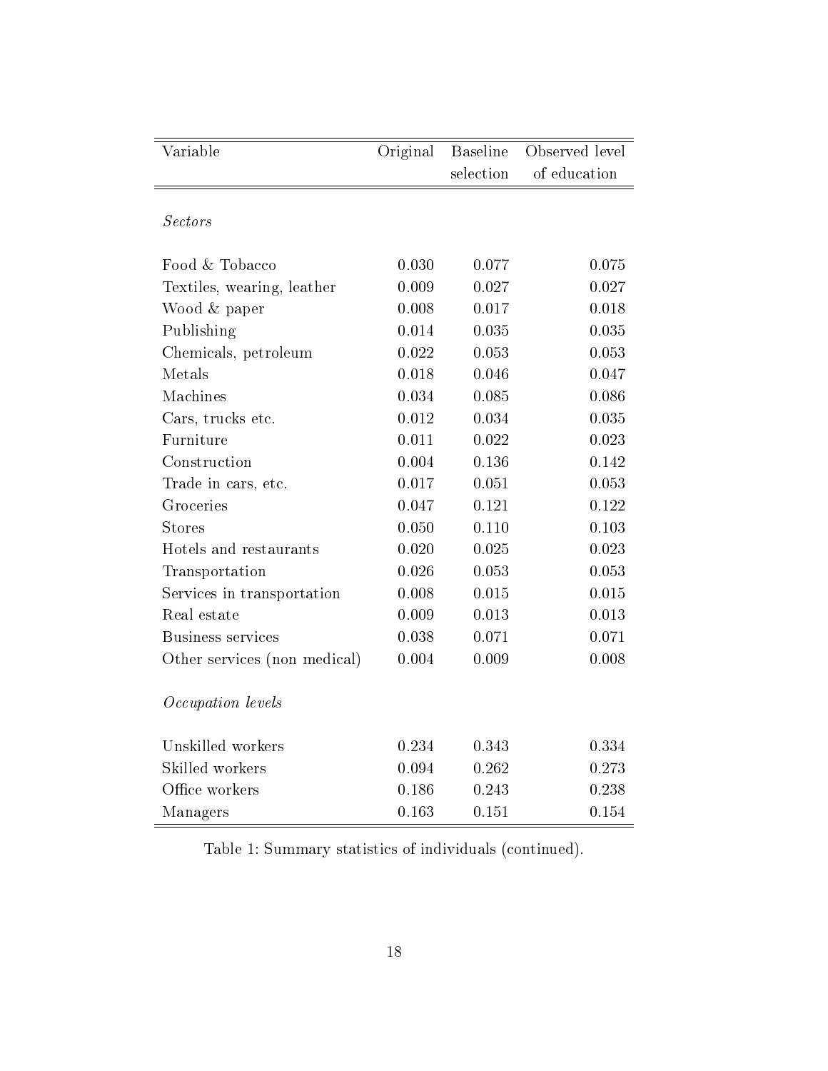| Variable | Original | Baseline selection | Observed level of education |
|---|---|---|---|
| *Sectors* | | | |
| Food & Tobacco | 0.030 | 0.077 | 0.075 |
| Textiles, wearing, leather | 0.009 | 0.027 | 0.027 |
| Wood & paper | 0.008 | 0.017 | 0.018 |
| Publishing | 0.014 | 0.035 | 0.035 |
| Chemicals, petroleum | 0.022 | 0.053 | 0.053 |
| Metals | 0.018 | 0.046 | 0.047 |
| Machines | 0.034 | 0.085 | 0.086 |
| Cars, trucks etc. | 0.012 | 0.034 | 0.035 |
| Furniture | 0.011 | 0.022 | 0.023 |
| Construction | 0.004 | 0.136 | 0.142 |
| Trade in cars, etc. | 0.017 | 0.051 | 0.053 |
| Groceries | 0.047 | 0.121 | 0.122 |
| Stores | 0.050 | 0.110 | 0.103 |
| Hotels and restaurants | 0.020 | 0.025 | 0.023 |
| Transportation | 0.026 | 0.053 | 0.053 |
| Services in transportation | 0.008 | 0.015 | 0.015 |
| Real estate | 0.009 | 0.013 | 0.013 |
| Business services | 0.038 | 0.071 | 0.071 |
| Other services (non medical) | 0.004 | 0.009 | 0.008 |
| *Occupation levels* | | | |
| Unskilled workers | 0.234 | 0.343 | 0.334 |
| Skilled workers | 0.094 | 0.262 | 0.273 |
| Office workers | 0.186 | 0.243 | 0.238 |
| Managers | 0.163 | 0.151 | 0.154 |

Table 1: Summary statistics of individuals (continued).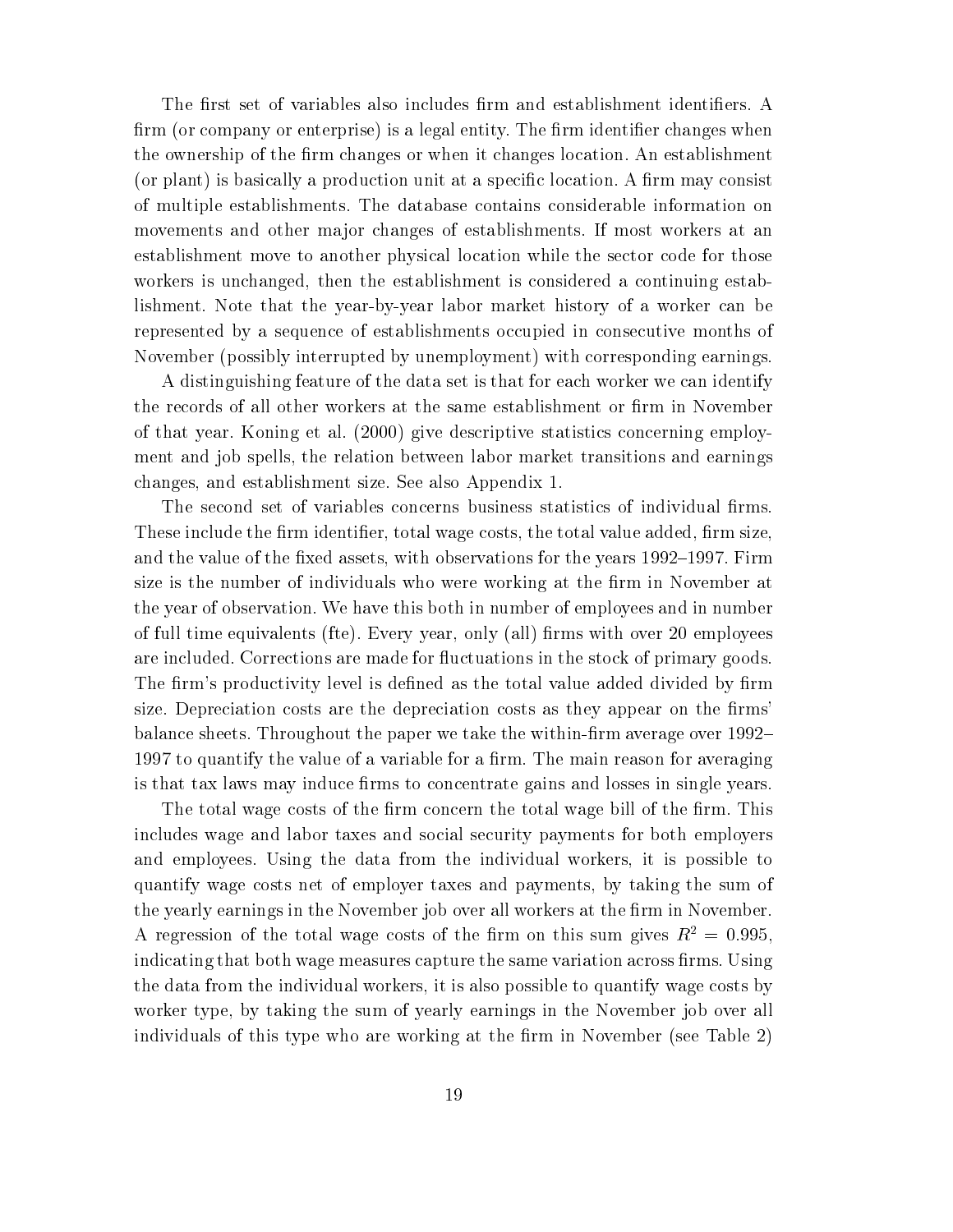The first set of variables also includes firm and establishment identifiers. A firm (or company or enterprise) is a legal entity. The firm identifier changes when the ownership of the firm changes or when it changes location. An establishment (or plant) is basically a production unit at a specific location. A firm may consist of multiple establishments. The database contains considerable information on movements and other major changes of establishments. If most workers at an establishment move to another physical location while the sector code for those workers is unchanged, then the establishment is considered a continuing establishment. Note that the year-by-year labor market history of a worker can be represented by a sequence of establishments occupied in consecutive months of November (possibly interrupted by unemployment) with corresponding earnings.

A distinguishing feature of the data set is that for each worker we can identify the records of all other workers at the same establishment or firm in November of that year. Koning et al. (2000) give descriptive statistics concerning employment and job spells, the relation between labor market transitions and earnings changes, and establishment size. See also Appendix 1.

The second set of variables concerns business statistics of individual firms. These include the firm identifier, total wage costs, the total value added, firm size, and the value of the fixed assets, with observations for the years 1992–1997. Firm size is the number of individuals who were working at the firm in November at the year of observation. We have this both in number of employees and in number of full time equivalents (fte). Every year, only (all) firms with over 20 employees are included. Corrections are made for fluctuations in the stock of primary goods. The firm's productivity level is defined as the total value added divided by firm size. Depreciation costs are the depreciation costs as they appear on the firms' balance sheets. Throughout the paper we take the within-firm average over 1992–1997 to quantify the value of a variable for a firm. The main reason for averaging is that tax laws may induce firms to concentrate gains and losses in single years.

The total wage costs of the firm concern the total wage bill of the firm. This includes wage and labor taxes and social security payments for both employers and employees. Using the data from the individual workers, it is possible to quantify wage costs net of employer taxes and payments, by taking the sum of the yearly earnings in the November job over all workers at the firm in November. A regression of the total wage costs of the firm on this sum gives $R^2 = 0.995$, indicating that both wage measures capture the same variation across firms. Using the data from the individual workers, it is also possible to quantify wage costs by worker type, by taking the sum of yearly earnings in the November job over all individuals of this type who are working at the firm in November (see Table 2)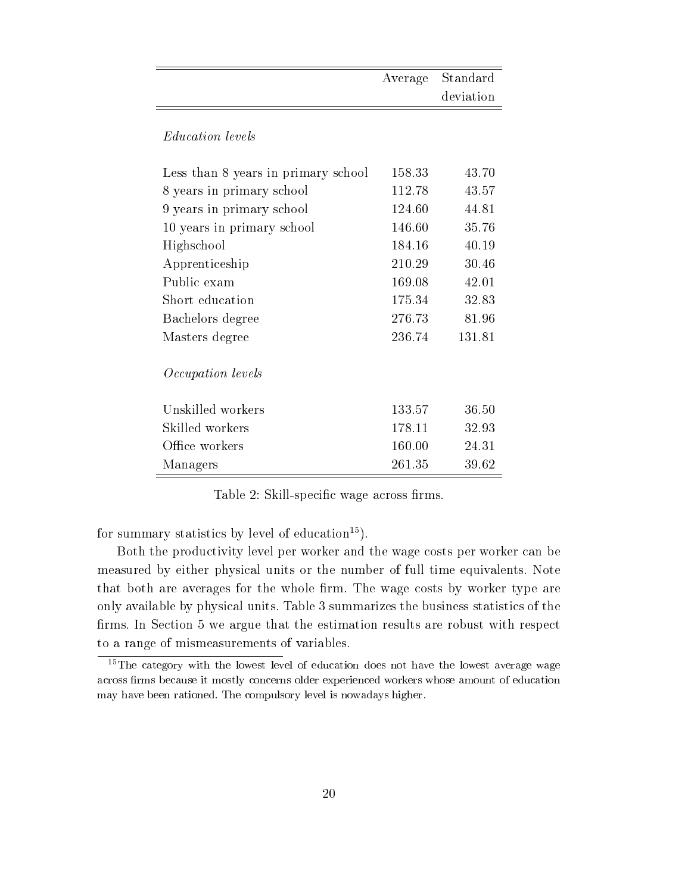| | Average | Standard deviation |
|---|---|---|
| *Education levels* | | |
| Less than 8 years in primary school | 158.33 | 43.70 |
| 8 years in primary school | 112.78 | 43.57 |
| 9 years in primary school | 124.60 | 44.81 |
| 10 years in primary school | 146.60 | 35.76 |
| Highschool | 184.16 | 40.19 |
| Apprenticeship | 210.29 | 30.46 |
| Public exam | 169.08 | 42.01 |
| Short education | 175.34 | 32.83 |
| Bachelors degree | 276.73 | 81.96 |
| Masters degree | 236.74 | 131.81 |
| *Occupation levels* | | |
| Unskilled workers | 133.57 | 36.50 |
| Skilled workers | 178.11 | 32.93 |
| Office workers | 160.00 | 24.31 |
| Managers | 261.35 | 39.62 |

Table 2: Skill-specific wage across firms.

for summary statistics by level of education[15]).

Both the productivity level per worker and the wage costs per worker can be measured by either physical units or the number of full time equivalents. Note that both are averages for the whole firm. The wage costs by worker type are only available by physical units. Table 3 summarizes the business statistics of the firms. In Section 5 we argue that the estimation results are robust with respect to a range of mismeasurements of variables.

[15]The category with the lowest level of education does not have the lowest average wage across firms because it mostly concerns older experienced workers whose amount of education may have been rationed. The compulsory level is nowadays higher.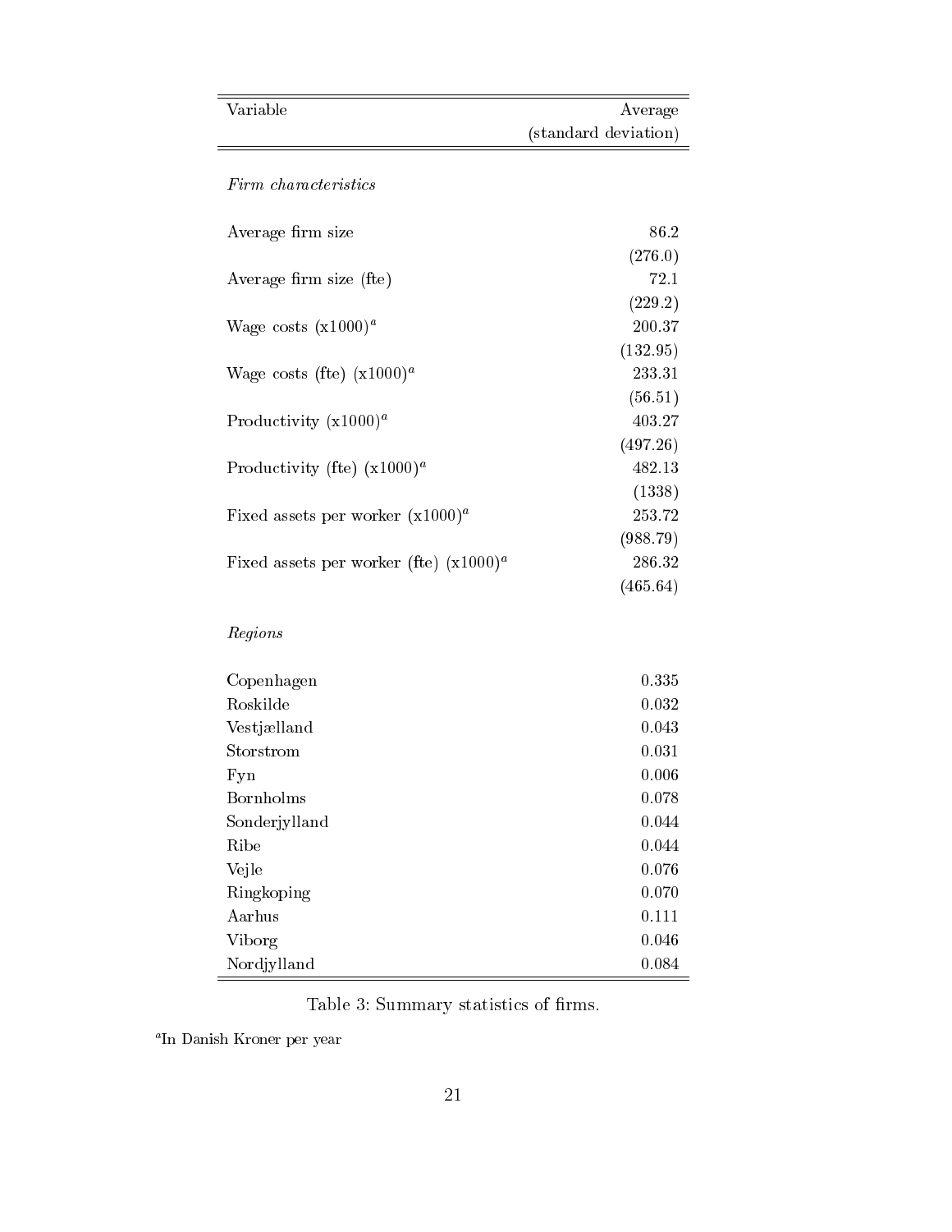| Variable | Average (standard deviation) |
|---|---|
| *Firm characteristics* | |
| Average firm size | 86.2 |
| | (276.0) |
| Average firm size (fte) | 72.1 |
| | (229.2) |
| Wage costs (x1000)[a] | 200.37 |
| | (132.95) |
| Wage costs (fte) (x1000)[a] | 233.31 |
| | (56.51) |
| Productivity (x1000)[a] | 403.27 |
| | (497.26) |
| Productivity (fte) (x1000)[a] | 482.13 |
| | (1338) |
| Fixed assets per worker (x1000)[a] | 253.72 |
| | (988.79) |
| Fixed assets per worker (fte) (x1000)[a] | 286.32 |
| | (465.64) |
| *Regions* | |
| Copenhagen | 0.335 |
| Roskilde | 0.032 |
| Vestjælland | 0.043 |
| Storstrom | 0.031 |
| Fyn | 0.006 |
| Bornholms | 0.078 |
| Sonderjylland | 0.044 |
| Ribe | 0.044 |
| Vejle | 0.076 |
| Ringkoping | 0.070 |
| Aarhus | 0.111 |
| Viborg | 0.046 |
| Nordjylland | 0.084 |

Table 3: Summary statistics of firms.

[a]In Danish Kroner per year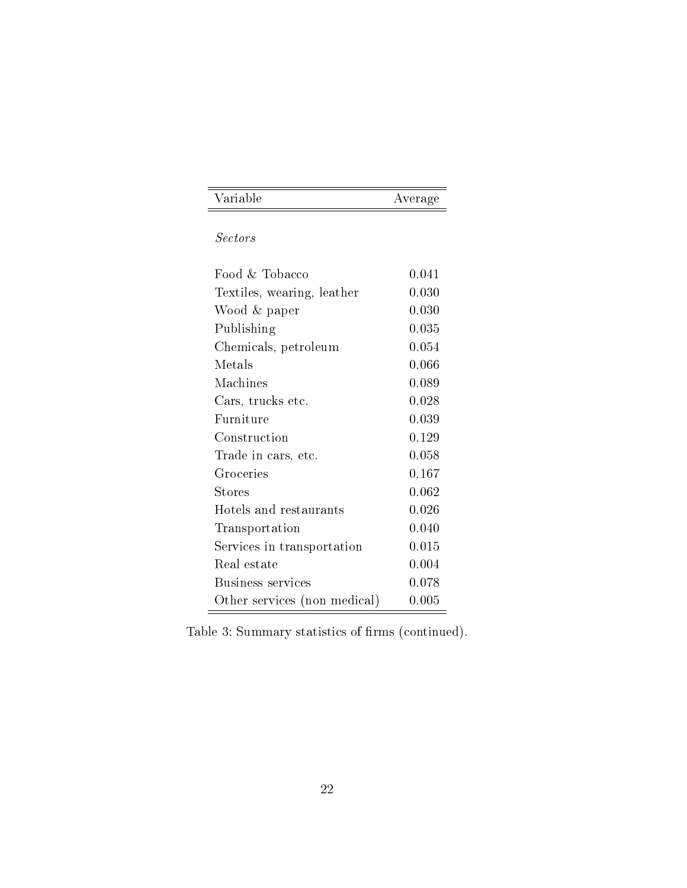| Variable | Average |
|---|---|
| *Sectors* | |
| Food & Tobacco | 0.041 |
| Textiles, wearing, leather | 0.030 |
| Wood & paper | 0.030 |
| Publishing | 0.035 |
| Chemicals, petroleum | 0.054 |
| Metals | 0.066 |
| Machines | 0.089 |
| Cars, trucks etc. | 0.028 |
| Furniture | 0.039 |
| Construction | 0.129 |
| Trade in cars, etc. | 0.058 |
| Groceries | 0.167 |
| Stores | 0.062 |
| Hotels and restaurants | 0.026 |
| Transportation | 0.040 |
| Services in transportation | 0.015 |
| Real estate | 0.004 |
| Business services | 0.078 |
| Other services (non medical) | 0.005 |

Table 3: Summary statistics of firms (continued).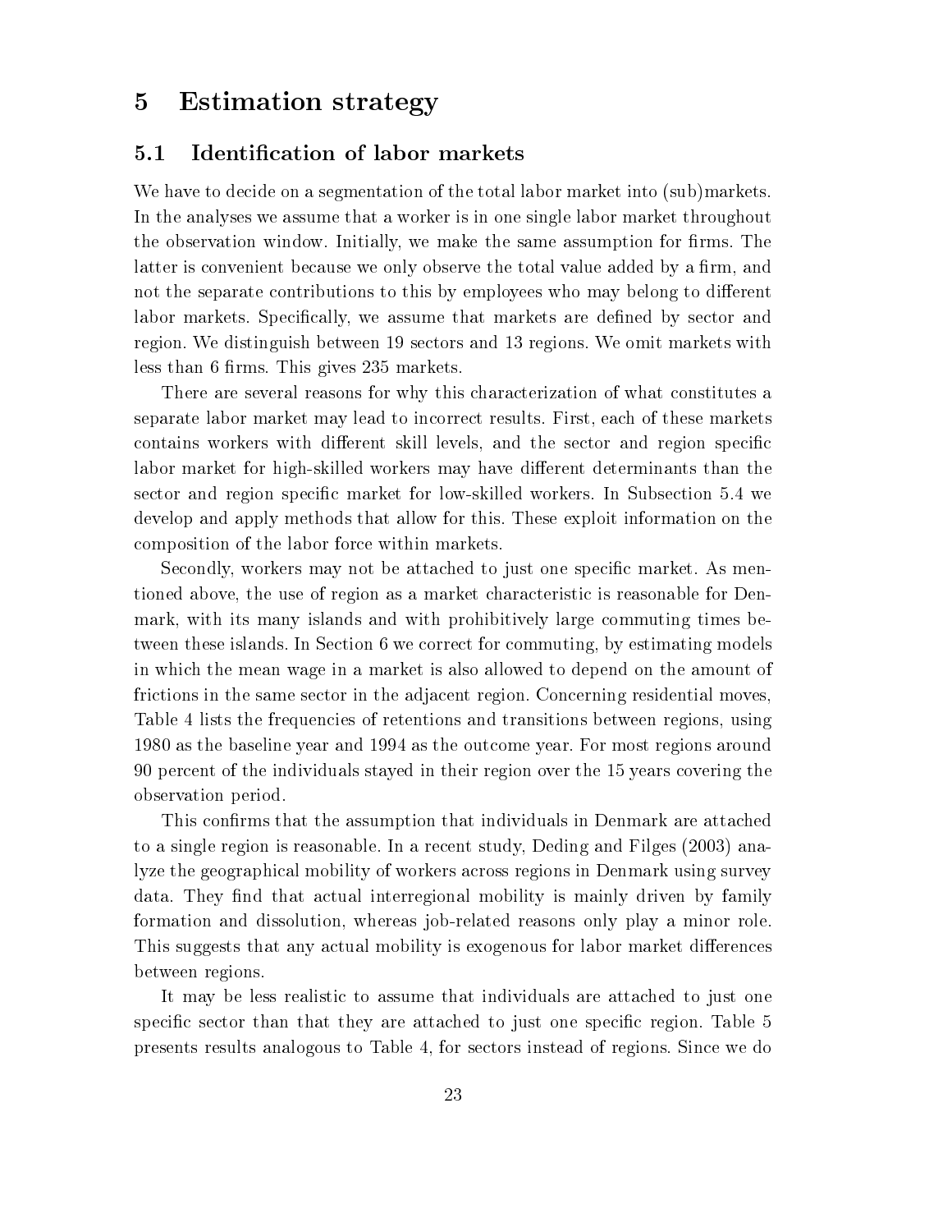# 5 Estimation strategy

## 5.1 Identification of labor markets

We have to decide on a segmentation of the total labor market into (sub)markets. In the analyses we assume that a worker is in one single labor market throughout the observation window. Initially, we make the same assumption for firms. The latter is convenient because we only observe the total value added by a firm, and not the separate contributions to this by employees who may belong to different labor markets. Specifically, we assume that markets are defined by sector and region. We distinguish between 19 sectors and 13 regions. We omit markets with less than 6 firms. This gives 235 markets.

There are several reasons for why this characterization of what constitutes a separate labor market may lead to incorrect results. First, each of these markets contains workers with different skill levels, and the sector and region specific labor market for high-skilled workers may have different determinants than the sector and region specific market for low-skilled workers. In Subsection 5.4 we develop and apply methods that allow for this. These exploit information on the composition of the labor force within markets.

Secondly, workers may not be attached to just one specific market. As mentioned above, the use of region as a market characteristic is reasonable for Denmark, with its many islands and with prohibitively large commuting times between these islands. In Section 6 we correct for commuting, by estimating models in which the mean wage in a market is also allowed to depend on the amount of frictions in the same sector in the adjacent region. Concerning residential moves, Table 4 lists the frequencies of retentions and transitions between regions, using 1980 as the baseline year and 1994 as the outcome year. For most regions around 90 percent of the individuals stayed in their region over the 15 years covering the observation period.

This confirms that the assumption that individuals in Denmark are attached to a single region is reasonable. In a recent study, Deding and Filges (2003) analyze the geographical mobility of workers across regions in Denmark using survey data. They find that actual interregional mobility is mainly driven by family formation and dissolution, whereas job-related reasons only play a minor role. This suggests that any actual mobility is exogenous for labor market differences between regions.

It may be less realistic to assume that individuals are attached to just one specific sector than that they are attached to just one specific region. Table 5 presents results analogous to Table 4, for sectors instead of regions. Since we do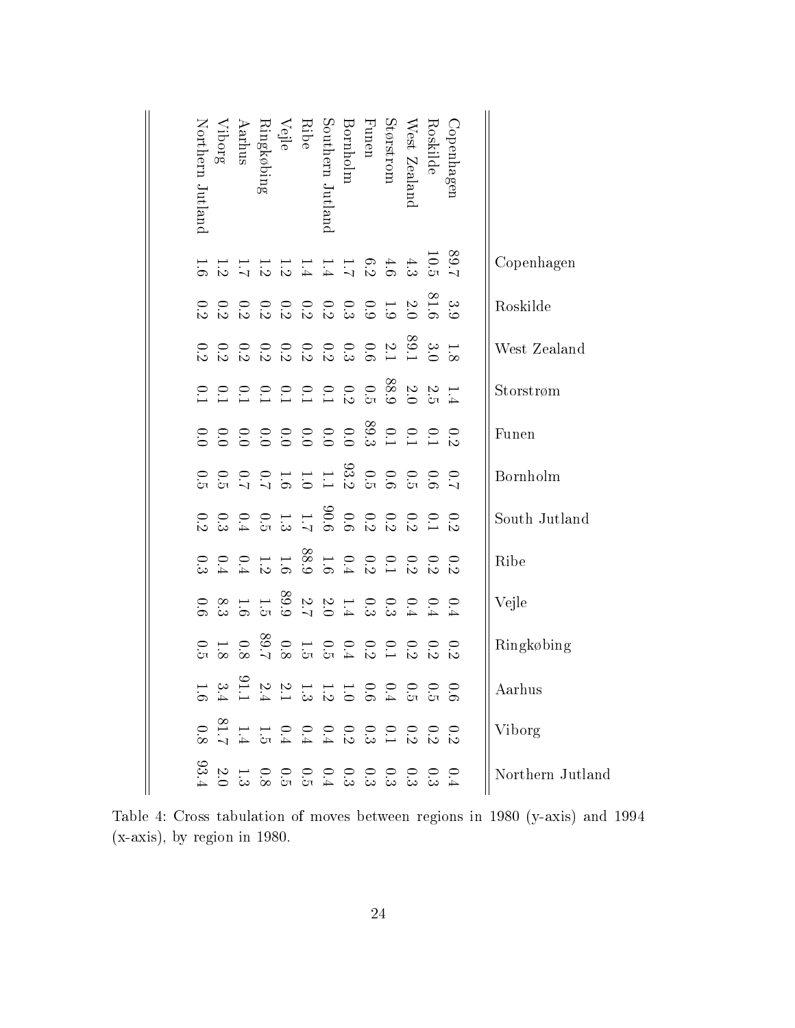| | Copenhagen | Roskilde | West Zealand | Storstrøm | Funen | Bornholm | South Jutland | Ribe | Vejle | Ringkøbing | Aarhus | Viborg | Northern Jutland |
|---|---|---|---|---|---|---|---|---|---|---|---|---|---|
| Copenhagen | 89.7 | 3.9 | 1.8 | 1.4 | 0.2 | 0.7 | 0.2 | 0.2 | 0.4 | 0.2 | 0.6 | 0.2 | 0.4 |
| Roskilde | 10.5 | 81.6 | 3.0 | 2.5 | 0.1 | 0.6 | 0.1 | 0.2 | 0.4 | 0.2 | 0.5 | 0.2 | 0.3 |
| West Zealand | 4.3 | 2.0 | 89.1 | 2.0 | 0.1 | 0.5 | 0.2 | 0.2 | 0.4 | 0.2 | 0.5 | 0.2 | 0.3 |
| Storstrom | 4.6 | 1.9 | 2.1 | 88.9 | 0.1 | 0.6 | 0.2 | 0.1 | 0.3 | 0.1 | 0.4 | 0.1 | 0.3 |
| Funen | 6.2 | 0.9 | 0.6 | 0.5 | 89.3 | 0.5 | 0.2 | 0.2 | 0.3 | 0.2 | 0.6 | 0.3 | 0.3 |
| Bornholm | 1.7 | 0.3 | 0.3 | 0.2 | 0.0 | 93.2 | 0.6 | 0.4 | 1.4 | 0.4 | 1.0 | 0.2 | 0.3 |
| Southern Jutland | 1.4 | 0.2 | 0.2 | 0.1 | 0.0 | 1.1 | 90.6 | 1.6 | 2.0 | 0.5 | 1.2 | 0.4 | 0.4 |
| Ribe | 1.4 | 0.2 | 0.2 | 0.1 | 0.0 | 1.0 | 1.7 | 88.9 | 2.7 | 1.5 | 1.3 | 0.4 | 0.5 |
| Vejle | 1.2 | 0.2 | 0.2 | 0.1 | 0.0 | 1.6 | 1.3 | 1.6 | 89.9 | 0.8 | 2.1 | 0.4 | 0.5 |
| Ringkøbing | 1.2 | 0.2 | 0.2 | 0.1 | 0.0 | 0.7 | 0.5 | 1.2 | 1.5 | 89.7 | 2.4 | 1.5 | 0.8 |
| Aarhus | 1.7 | 0.2 | 0.2 | 0.1 | 0.0 | 0.7 | 0.4 | 0.4 | 1.6 | 0.8 | 91.1 | 1.4 | 1.3 |
| Viborg | 1.2 | 0.2 | 0.2 | 0.1 | 0.0 | 0.5 | 0.3 | 0.4 | 8.3 | 1.8 | 3.4 | 81.7 | 2.0 |
| Northern Jutland | 1.6 | 0.2 | 0.2 | 0.1 | 0.0 | 0.5 | 0.2 | 0.3 | 0.6 | 0.5 | 1.6 | 0.8 | 93.4 |

Table 4: Cross tabulation of moves between regions in 1980 (y-axis) and 1994 (x-axis), by region in 1980.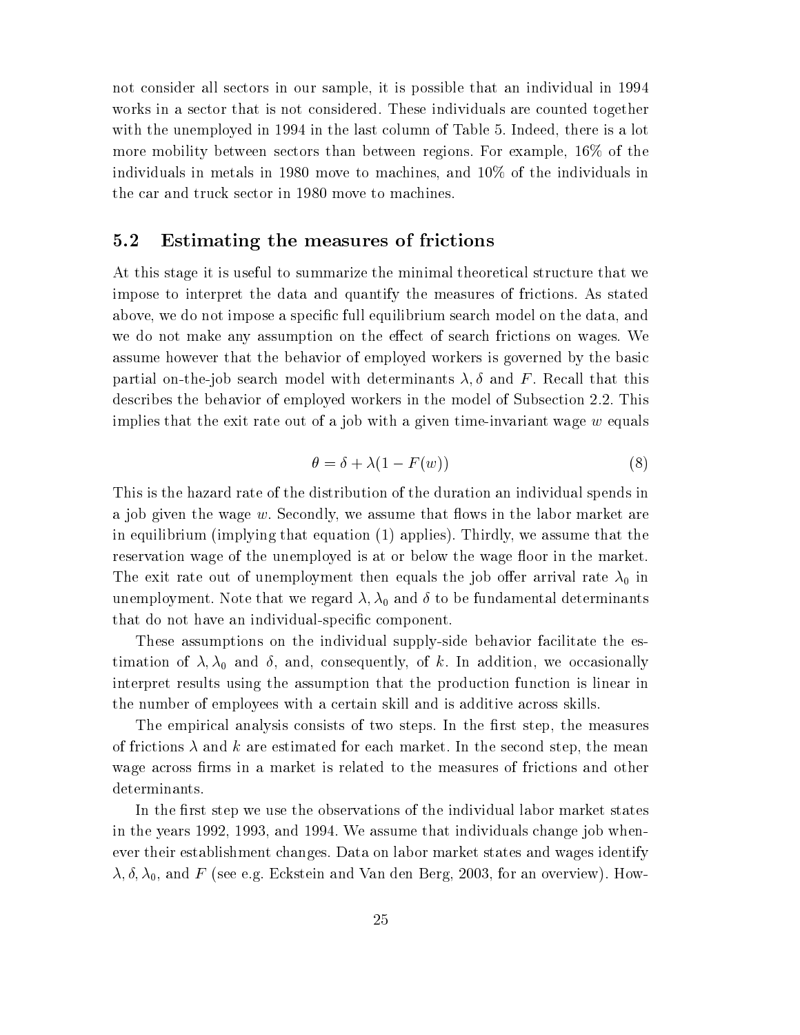not consider all sectors in our sample, it is possible that an individual in 1994 works in a sector that is not considered. These individuals are counted together with the unemployed in 1994 in the last column of Table 5. Indeed, there is a lot more mobility between sectors than between regions. For example, 16% of the individuals in metals in 1980 move to machines, and 10% of the individuals in the car and truck sector in 1980 move to machines.

## 5.2 Estimating the measures of frictions

At this stage it is useful to summarize the minimal theoretical structure that we impose to interpret the data and quantify the measures of frictions. As stated above, we do not impose a specific full equilibrium search model on the data, and we do not make any assumption on the effect of search frictions on wages. We assume however that the behavior of employed workers is governed by the basic partial on-the-job search model with determinants $\lambda, \delta$ and $F$. Recall that this describes the behavior of employed workers in the model of Subsection 2.2. This implies that the exit rate out of a job with a given time-invariant wage $w$ equals

$$\theta = \delta + \lambda(1 - F(w)) \tag{8}$$

This is the hazard rate of the distribution of the duration an individual spends in a job given the wage $w$. Secondly, we assume that flows in the labor market are in equilibrium (implying that equation (1) applies). Thirdly, we assume that the reservation wage of the unemployed is at or below the wage floor in the market. The exit rate out of unemployment then equals the job offer arrival rate $\lambda_0$ in unemployment. Note that we regard $\lambda, \lambda_0$ and $\delta$ to be fundamental determinants that do not have an individual-specific component.

These assumptions on the individual supply-side behavior facilitate the estimation of $\lambda, \lambda_0$ and $\delta$, and, consequently, of $k$. In addition, we occasionally interpret results using the assumption that the production function is linear in the number of employees with a certain skill and is additive across skills.

The empirical analysis consists of two steps. In the first step, the measures of frictions $\lambda$ and $k$ are estimated for each market. In the second step, the mean wage across firms in a market is related to the measures of frictions and other determinants.

In the first step we use the observations of the individual labor market states in the years 1992, 1993, and 1994. We assume that individuals change job whenever their establishment changes. Data on labor market states and wages identify $\lambda, \delta, \lambda_0$, and $F$ (see e.g. Eckstein and Van den Berg, 2003, for an overview). How-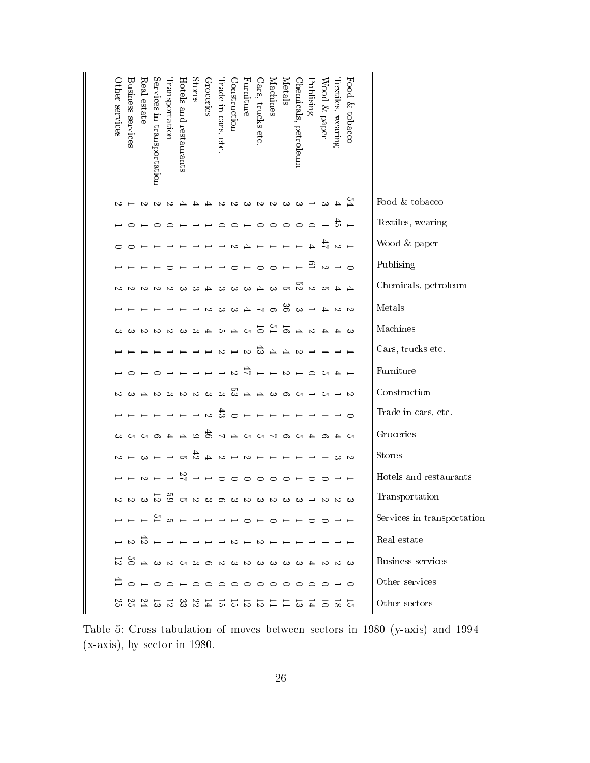| | Food & tobacco | Textiles, wearing | Wood & paper | Publising | Chemicals, petroleum | Metals | Machines | Cars, trucks etc. | Furniture | Construction | Trade in cars, etc. | Groceries | Stores | Hotels and restaurants | Transportation | Services in transportation | Real estate | Business services | Other services | Other sectors |
|---|---|---|---|---|---|---|---|---|---|---|---|---|---|---|---|---|---|---|---|---|
| Food & tobacco | 54 | 1 | 1 | 0 | 4 | 2 | 3 | 1 | 1 | 2 | 0 | 5 | 2 | 1 | 3 | 1 | 1 | 3 | 0 | 15 |
| Textiles, wearing | 4 | 45 | 2 | 1 | 4 | 2 | 4 | 1 | 4 | 1 | 1 | 4 | 3 | 0 | 2 | 1 | 1 | 2 | 1 | 18 |
| Wood & paper | 3 | 1 | 47 | 2 | 5 | 4 | 4 | 1 | 5 | 5 | 1 | 6 | 1 | 0 | 2 | 0 | 1 | 2 | 0 | 10 |
| Publising | 1 | 0 | 4 | 61 | 2 | 1 | 2 | 1 | 0 | 1 | 1 | 4 | 1 | 0 | 1 | 0 | 1 | 4 | 0 | 14 |
| Chemicals, petroleum | 3 | 0 | 1 | 1 | 52 | 3 | 4 | 2 | 1 | 5 | 1 | 5 | 1 | 1 | 3 | 1 | 1 | 3 | 0 | 13 |
| Metals | 3 | 0 | 1 | 1 | 5 | 36 | 16 | 4 | 2 | 6 | 1 | 6 | 1 | 0 | 3 | 1 | 1 | 3 | 0 | 11 |
| Machines | 2 | 0 | 1 | 0 | 3 | 6 | 51 | 4 | 1 | 3 | 1 | 7 | 1 | 0 | 2 | 0 | 1 | 3 | 0 | 11 |
| Cars, trucks etc. | 2 | 0 | 1 | 0 | 4 | 7 | 10 | 43 | 1 | 4 | 1 | 5 | 1 | 0 | 3 | 1 | 2 | 3 | 0 | 12 |
| Furniture | 3 | 1 | 4 | 1 | 3 | 4 | 5 | 2 | 47 | 4 | 1 | 5 | 2 | 0 | 2 | 0 | 1 | 2 | 0 | 12 |
| Construction | 2 | 0 | 2 | 0 | 3 | 3 | 4 | 1 | 2 | 53 | 0 | 4 | 1 | 0 | 3 | 1 | 2 | 3 | 0 | 15 |
| Trade in cars, etc. | 2 | 0 | 1 | 1 | 3 | 3 | 5 | 2 | 1 | 3 | 43 | 7 | 2 | 0 | 6 | 1 | 1 | 2 | 0 | 15 |
| Groceries | 4 | 1 | 1 | 1 | 4 | 2 | 4 | 1 | 1 | 3 | 2 | 46 | 4 | 1 | 3 | 1 | 1 | 6 | 0 | 14 |
| Stores | 4 | 1 | 1 | 1 | 3 | 1 | 3 | 1 | 1 | 2 | 1 | 9 | 42 | 1 | 2 | 1 | 1 | 3 | 0 | 22 |
| Hotels and restaurants | 4 | 1 | 1 | 1 | 3 | 1 | 3 | 1 | 1 | 2 | 1 | 4 | 5 | 27 | 5 | 1 | 1 | 5 | 1 | 33 |
| Transportation | 2 | 0 | 1 | 0 | 2 | 1 | 2 | 1 | 1 | 3 | 1 | 4 | 1 | 1 | 59 | 5 | 1 | 2 | 0 | 12 |
| Services in transportation | 2 | 0 | 1 | 1 | 2 | 1 | 2 | 1 | 0 | 2 | 1 | 6 | 1 | 1 | 12 | 51 | 1 | 3 | 0 | 13 |
| Real estate | 2 | 1 | 1 | 1 | 2 | 1 | 2 | 1 | 1 | 4 | 1 | 5 | 3 | 2 | 3 | 1 | 42 | 4 | 1 | 24 |
| Business services | 1 | 0 | 0 | 1 | 2 | 1 | 3 | 1 | 0 | 3 | 1 | 5 | 1 | 1 | 2 | 1 | 2 | 50 | 0 | 25 |
| Other services | 2 | 1 | 0 | 1 | 2 | 1 | 3 | 1 | 1 | 2 | 1 | 3 | 2 | 1 | 2 | 1 | 1 | 12 | 41 | 25 |

Table 5: Cross tabulation of moves between sectors in 1980 (y-axis) and 1994 (x-axis), by sector in 1980.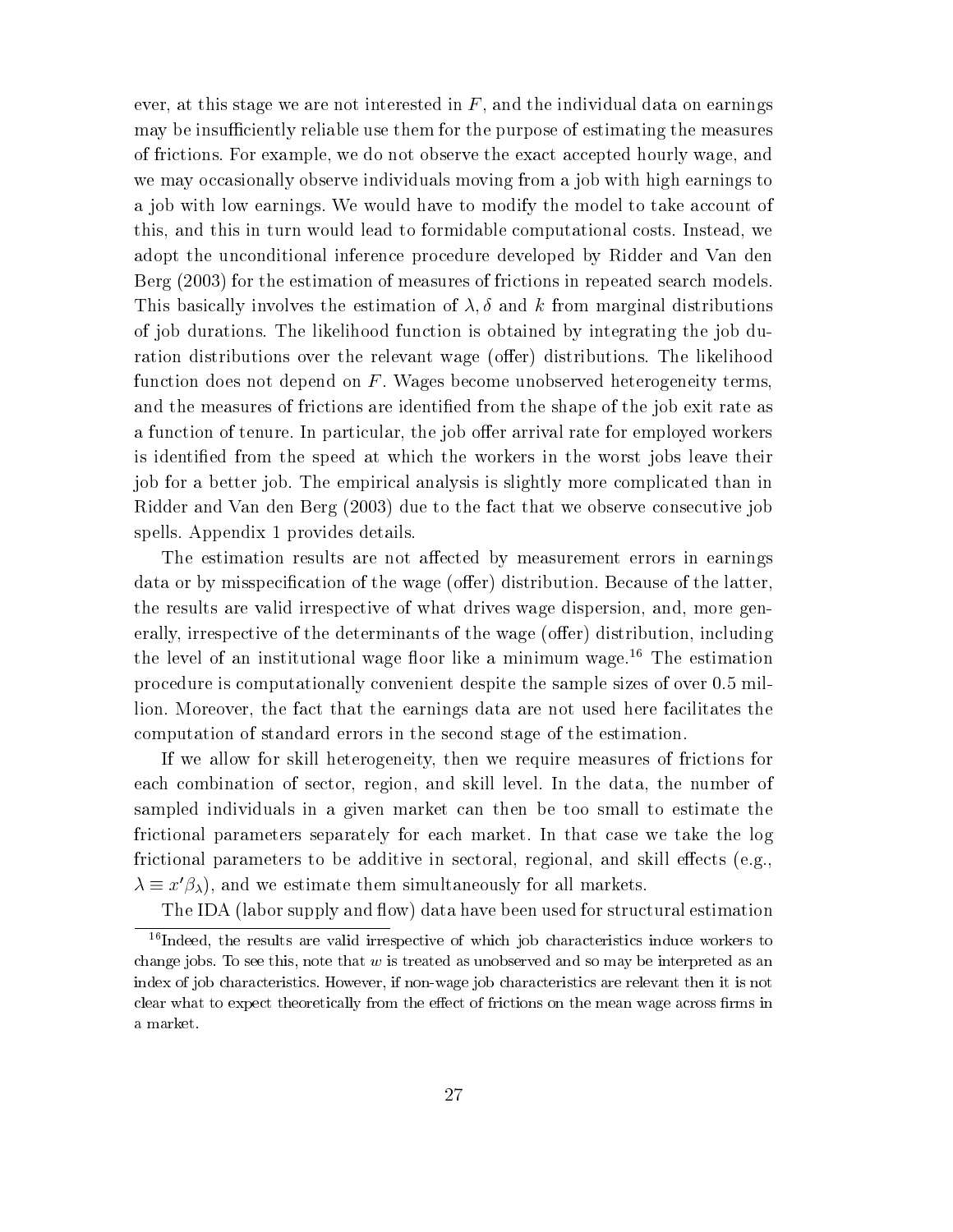ever, at this stage we are not interested in $F$, and the individual data on earnings may be insufficiently reliable use them for the purpose of estimating the measures of frictions. For example, we do not observe the exact accepted hourly wage, and we may occasionally observe individuals moving from a job with high earnings to a job with low earnings. We would have to modify the model to take account of this, and this in turn would lead to formidable computational costs. Instead, we adopt the unconditional inference procedure developed by Ridder and Van den Berg (2003) for the estimation of measures of frictions in repeated search models. This basically involves the estimation of $\lambda, \delta$ and $k$ from marginal distributions of job durations. The likelihood function is obtained by integrating the job duration distributions over the relevant wage (offer) distributions. The likelihood function does not depend on $F$. Wages become unobserved heterogeneity terms, and the measures of frictions are identified from the shape of the job exit rate as a function of tenure. In particular, the job offer arrival rate for employed workers is identified from the speed at which the workers in the worst jobs leave their job for a better job. The empirical analysis is slightly more complicated than in Ridder and Van den Berg (2003) due to the fact that we observe consecutive job spells. Appendix 1 provides details.

The estimation results are not affected by measurement errors in earnings data or by misspecification of the wage (offer) distribution. Because of the latter, the results are valid irrespective of what drives wage dispersion, and, more generally, irrespective of the determinants of the wage (offer) distribution, including the level of an institutional wage floor like a minimum wage.[16] The estimation procedure is computationally convenient despite the sample sizes of over 0.5 million. Moreover, the fact that the earnings data are not used here facilitates the computation of standard errors in the second stage of the estimation.

If we allow for skill heterogeneity, then we require measures of frictions for each combination of sector, region, and skill level. In the data, the number of sampled individuals in a given market can then be too small to estimate the frictional parameters separately for each market. In that case we take the log frictional parameters to be additive in sectoral, regional, and skill effects (e.g., $\lambda \equiv x'\beta_\lambda$), and we estimate them simultaneously for all markets.

The IDA (labor supply and flow) data have been used for structural estimation

[16] Indeed, the results are valid irrespective of which job characteristics induce workers to change jobs. To see this, note that $w$ is treated as unobserved and so may be interpreted as an index of job characteristics. However, if non-wage job characteristics are relevant then it is not clear what to expect theoretically from the effect of frictions on the mean wage across firms in a market.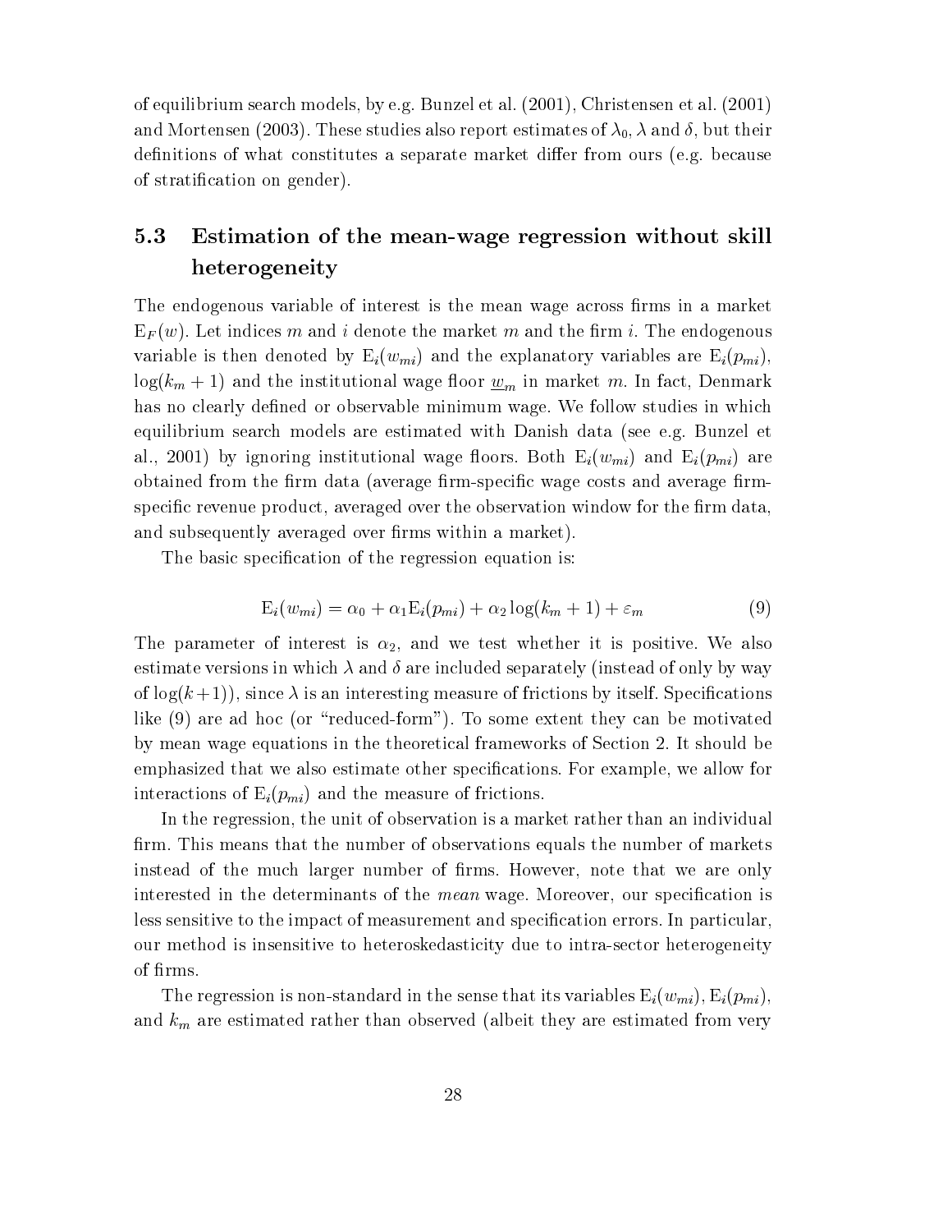of equilibrium search models, by e.g. Bunzel et al. (2001), Christensen et al. (2001) and Mortensen (2003). These studies also report estimates of $\lambda_0$, $\lambda$ and $\delta$, but their definitions of what constitutes a separate market differ from ours (e.g. because of stratification on gender).

## 5.3 Estimation of the mean-wage regression without skill heterogeneity

The endogenous variable of interest is the mean wage across firms in a market $\mathrm{E}_F(w)$. Let indices $m$ and $i$ denote the market $m$ and the firm $i$. The endogenous variable is then denoted by $\mathrm{E}_i(w_{mi})$ and the explanatory variables are $\mathrm{E}_i(p_{mi})$, $\log(k_m + 1)$ and the institutional wage floor $\underline{w}_m$ in market $m$. In fact, Denmark has no clearly defined or observable minimum wage. We follow studies in which equilibrium search models are estimated with Danish data (see e.g. Bunzel et al., 2001) by ignoring institutional wage floors. Both $\mathrm{E}_i(w_{mi})$ and $\mathrm{E}_i(p_{mi})$ are obtained from the firm data (average firm-specific wage costs and average firm-specific revenue product, averaged over the observation window for the firm data, and subsequently averaged over firms within a market).

The basic specification of the regression equation is:

$$\mathrm{E}_i(w_{mi}) = \alpha_0 + \alpha_1 \mathrm{E}_i(p_{mi}) + \alpha_2 \log(k_m + 1) + \varepsilon_m \tag{9}$$

The parameter of interest is $\alpha_2$, and we test whether it is positive. We also estimate versions in which $\lambda$ and $\delta$ are included separately (instead of only by way of $\log(k+1)$), since $\lambda$ is an interesting measure of frictions by itself. Specifications like (9) are ad hoc (or "reduced-form"). To some extent they can be motivated by mean wage equations in the theoretical frameworks of Section 2. It should be emphasized that we also estimate other specifications. For example, we allow for interactions of $\mathrm{E}_i(p_{mi})$ and the measure of frictions.

In the regression, the unit of observation is a market rather than an individual firm. This means that the number of observations equals the number of markets instead of the much larger number of firms. However, note that we are only interested in the determinants of the *mean* wage. Moreover, our specification is less sensitive to the impact of measurement and specification errors. In particular, our method is insensitive to heteroskedasticity due to intra-sector heterogeneity of firms.

The regression is non-standard in the sense that its variables $\mathrm{E}_i(w_{mi})$, $\mathrm{E}_i(p_{mi})$, and $k_m$ are estimated rather than observed (albeit they are estimated from very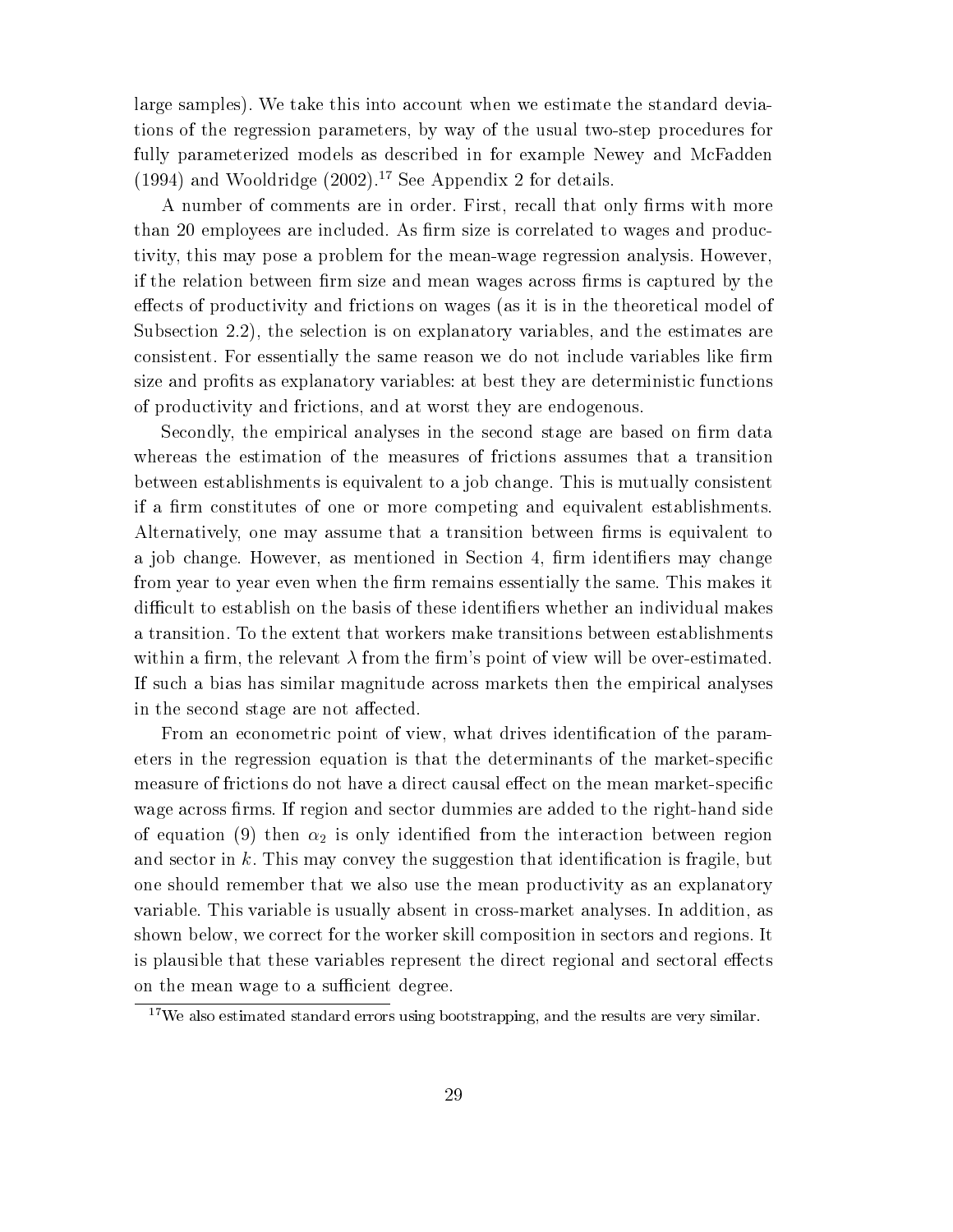large samples). We take this into account when we estimate the standard deviations of the regression parameters, by way of the usual two-step procedures for fully parameterized models as described in for example Newey and McFadden (1994) and Wooldridge (2002).[17] See Appendix 2 for details.

A number of comments are in order. First, recall that only firms with more than 20 employees are included. As firm size is correlated to wages and productivity, this may pose a problem for the mean-wage regression analysis. However, if the relation between firm size and mean wages across firms is captured by the effects of productivity and frictions on wages (as it is in the theoretical model of Subsection 2.2), the selection is on explanatory variables, and the estimates are consistent. For essentially the same reason we do not include variables like firm size and profits as explanatory variables: at best they are deterministic functions of productivity and frictions, and at worst they are endogenous.

Secondly, the empirical analyses in the second stage are based on firm data whereas the estimation of the measures of frictions assumes that a transition between establishments is equivalent to a job change. This is mutually consistent if a firm constitutes of one or more competing and equivalent establishments. Alternatively, one may assume that a transition between firms is equivalent to a job change. However, as mentioned in Section 4, firm identifiers may change from year to year even when the firm remains essentially the same. This makes it difficult to establish on the basis of these identifiers whether an individual makes a transition. To the extent that workers make transitions between establishments within a firm, the relevant $\lambda$ from the firm's point of view will be over-estimated. If such a bias has similar magnitude across markets then the empirical analyses in the second stage are not affected.

From an econometric point of view, what drives identification of the parameters in the regression equation is that the determinants of the market-specific measure of frictions do not have a direct causal effect on the mean market-specific wage across firms. If region and sector dummies are added to the right-hand side of equation (9) then $\alpha_2$ is only identified from the interaction between region and sector in $k$. This may convey the suggestion that identification is fragile, but one should remember that we also use the mean productivity as an explanatory variable. This variable is usually absent in cross-market analyses. In addition, as shown below, we correct for the worker skill composition in sectors and regions. It is plausible that these variables represent the direct regional and sectoral effects on the mean wage to a sufficient degree.

[17] We also estimated standard errors using bootstrapping, and the results are very similar.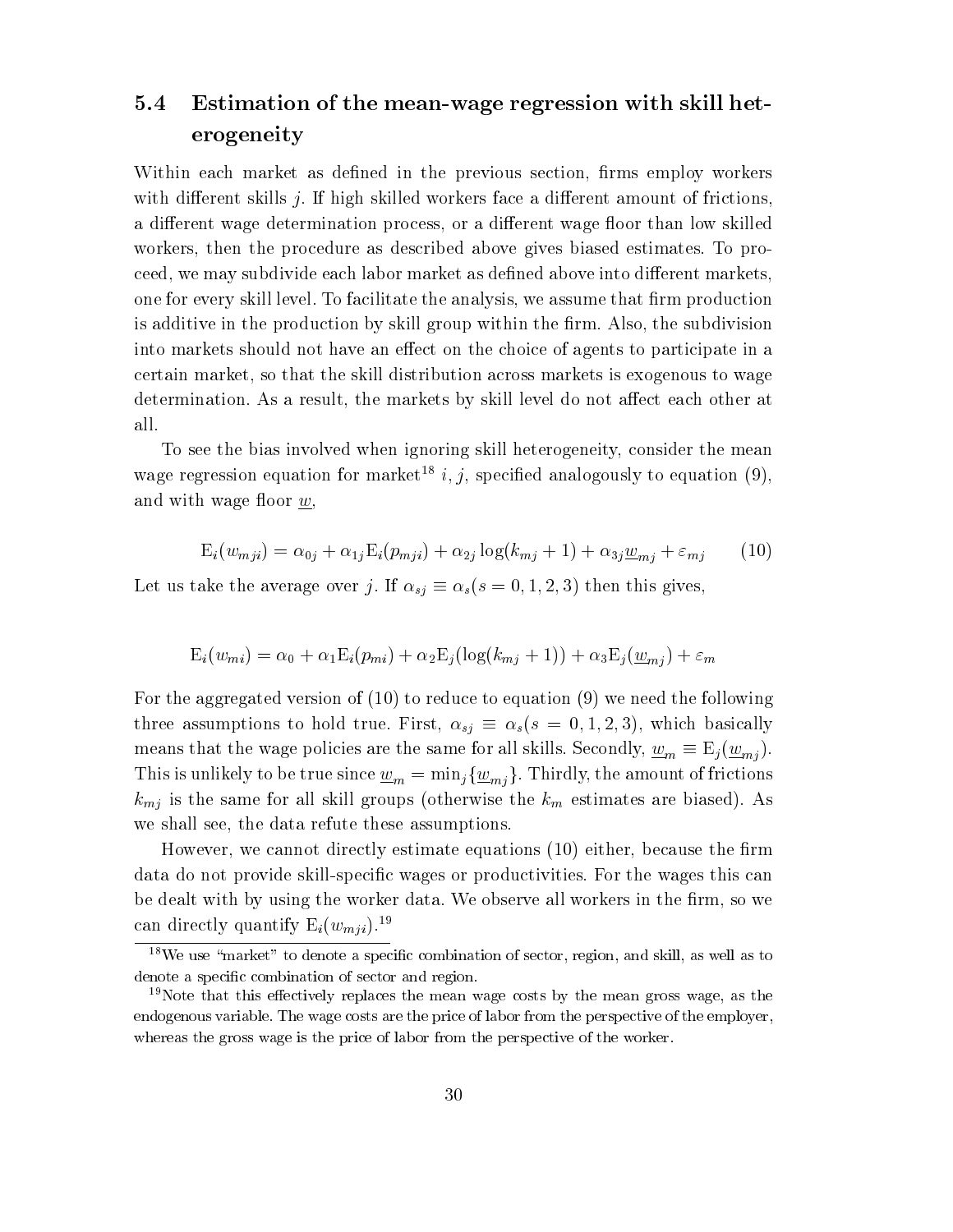### 5.4 Estimation of the mean-wage regression with skill heterogeneity

Within each market as defined in the previous section, firms employ workers with different skills $j$. If high skilled workers face a different amount of frictions, a different wage determination process, or a different wage floor than low skilled workers, then the procedure as described above gives biased estimates. To proceed, we may subdivide each labor market as defined above into different markets, one for every skill level. To facilitate the analysis, we assume that firm production is additive in the production by skill group within the firm. Also, the subdivision into markets should not have an effect on the choice of agents to participate in a certain market, so that the skill distribution across markets is exogenous to wage determination. As a result, the markets by skill level do not affect each other at all.

To see the bias involved when ignoring skill heterogeneity, consider the mean wage regression equation for market[18] $i, j$, specified analogously to equation (9), and with wage floor $\underline{w}$,

$$\mathrm{E}_i(w_{mji}) = \alpha_{0j} + \alpha_{1j}\mathrm{E}_i(p_{mji}) + \alpha_{2j}\log(k_{mj}+1) + \alpha_{3j}\underline{w}_{mj} + \varepsilon_{mj} \tag{10}$$

Let us take the average over $j$. If $\alpha_{sj} \equiv \alpha_s (s = 0, 1, 2, 3)$ then this gives,

$$\mathrm{E}_i(w_{mi}) = \alpha_0 + \alpha_1\mathrm{E}_i(p_{mi}) + \alpha_2\mathrm{E}_j(\log(k_{mj}+1)) + \alpha_3\mathrm{E}_j(\underline{w}_{mj}) + \varepsilon_m$$

For the aggregated version of (10) to reduce to equation (9) we need the following three assumptions to hold true. First, $\alpha_{sj} \equiv \alpha_s (s = 0, 1, 2, 3)$, which basically means that the wage policies are the same for all skills. Secondly, $\underline{w}_m \equiv \mathrm{E}_j(\underline{w}_{mj})$. This is unlikely to be true since $\underline{w}_m = \min_j\{\underline{w}_{mj}\}$. Thirdly, the amount of frictions $k_{mj}$ is the same for all skill groups (otherwise the $k_m$ estimates are biased). As we shall see, the data refute these assumptions.

However, we cannot directly estimate equations (10) either, because the firm data do not provide skill-specific wages or productivities. For the wages this can be dealt with by using the worker data. We observe all workers in the firm, so we can directly quantify $\mathrm{E}_i(w_{mji})$.[19]

[18] We use "market" to denote a specific combination of sector, region, and skill, as well as to denote a specific combination of sector and region.

[19] Note that this effectively replaces the mean wage costs by the mean gross wage, as the endogenous variable. The wage costs are the price of labor from the perspective of the employer, whereas the gross wage is the price of labor from the perspective of the worker.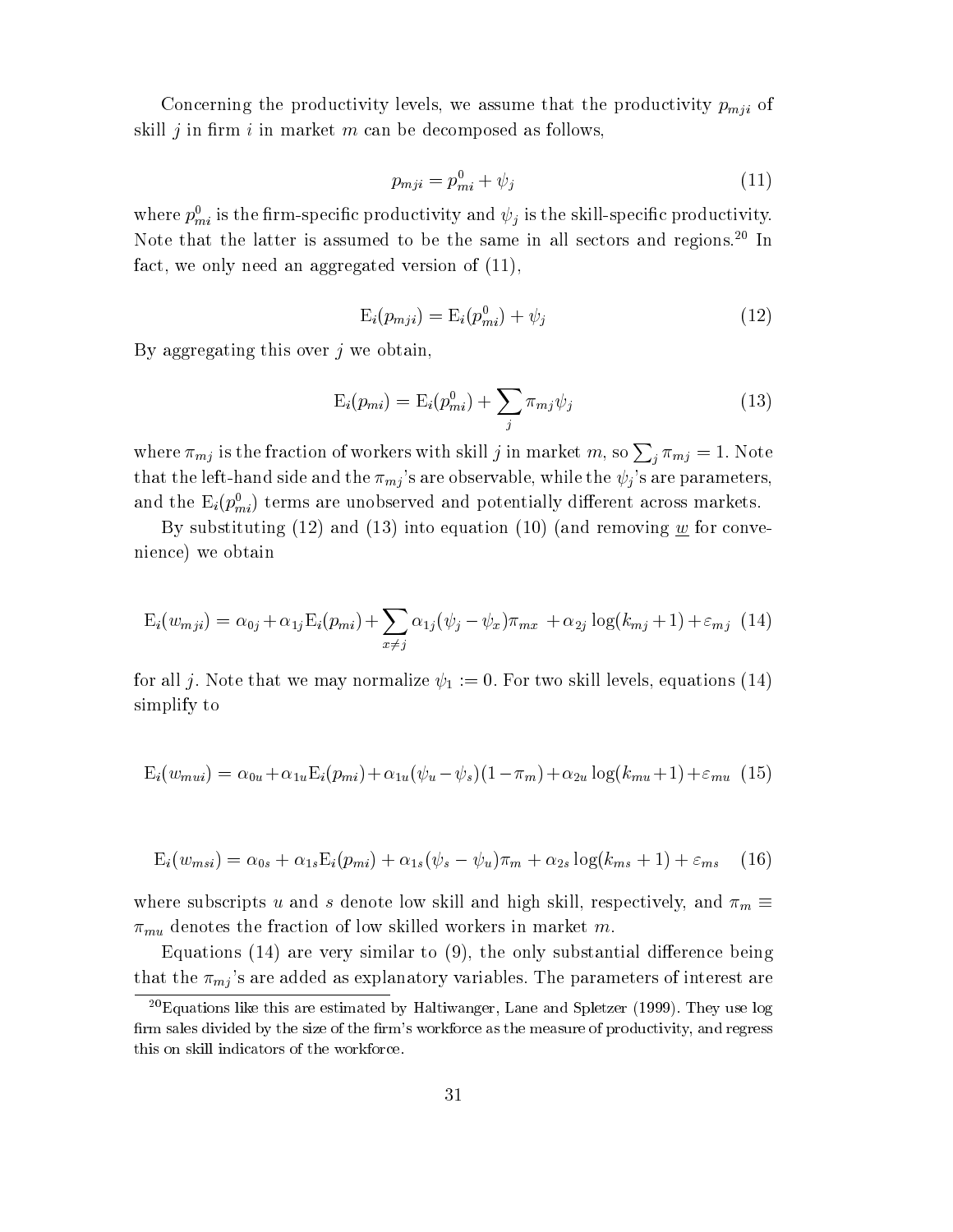Concerning the productivity levels, we assume that the productivity $p_{mji}$ of skill $j$ in firm $i$ in market $m$ can be decomposed as follows,

$$p_{mji} = p^0_{mi} + \psi_j \tag{11}$$

where $p^0_{mi}$ is the firm-specific productivity and $\psi_j$ is the skill-specific productivity. Note that the latter is assumed to be the same in all sectors and regions.[20] In fact, we only need an aggregated version of (11),

$$\mathrm{E}_i(p_{mji}) = \mathrm{E}_i(p^0_{mi}) + \psi_j \tag{12}$$

By aggregating this over $j$ we obtain,

$$\mathrm{E}_i(p_{mi}) = \mathrm{E}_i(p^0_{mi}) + \sum_j \pi_{mj}\psi_j \tag{13}$$

where $\pi_{mj}$ is the fraction of workers with skill $j$ in market $m$, so $\sum_j \pi_{mj} = 1$. Note that the left-hand side and the $\pi_{mj}$'s are observable, while the $\psi_j$'s are parameters, and the $\mathrm{E}_i(p^0_{mi})$ terms are unobserved and potentially different across markets.

By substituting (12) and (13) into equation (10) (and removing $\underline{w}$ for convenience) we obtain

$$\mathrm{E}_i(w_{mji}) = \alpha_{0j} + \alpha_{1j}\mathrm{E}_i(p_{mi}) + \sum_{x \neq j} \alpha_{1j}(\psi_j - \psi_x)\pi_{mx} + \alpha_{2j}\log(k_{mj}+1) + \varepsilon_{mj} \tag{14}$$

for all $j$. Note that we may normalize $\psi_1 := 0$. For two skill levels, equations (14) simplify to

$$\mathrm{E}_i(w_{mui}) = \alpha_{0u} + \alpha_{1u}\mathrm{E}_i(p_{mi}) + \alpha_{1u}(\psi_u - \psi_s)(1-\pi_m) + \alpha_{2u}\log(k_{mu}+1) + \varepsilon_{mu} \tag{15}$$

$$\mathrm{E}_i(w_{msi}) = \alpha_{0s} + \alpha_{1s}\mathrm{E}_i(p_{mi}) + \alpha_{1s}(\psi_s - \psi_u)\pi_m + \alpha_{2s}\log(k_{ms}+1) + \varepsilon_{ms} \tag{16}$$

where subscripts $u$ and $s$ denote low skill and high skill, respectively, and $\pi_m \equiv \pi_{mu}$ denotes the fraction of low skilled workers in market $m$.

Equations (14) are very similar to (9), the only substantial difference being that the $\pi_{mj}$'s are added as explanatory variables. The parameters of interest are

[20] Equations like this are estimated by Haltiwanger, Lane and Spletzer (1999). They use log firm sales divided by the size of the firm's workforce as the measure of productivity, and regress this on skill indicators of the workforce.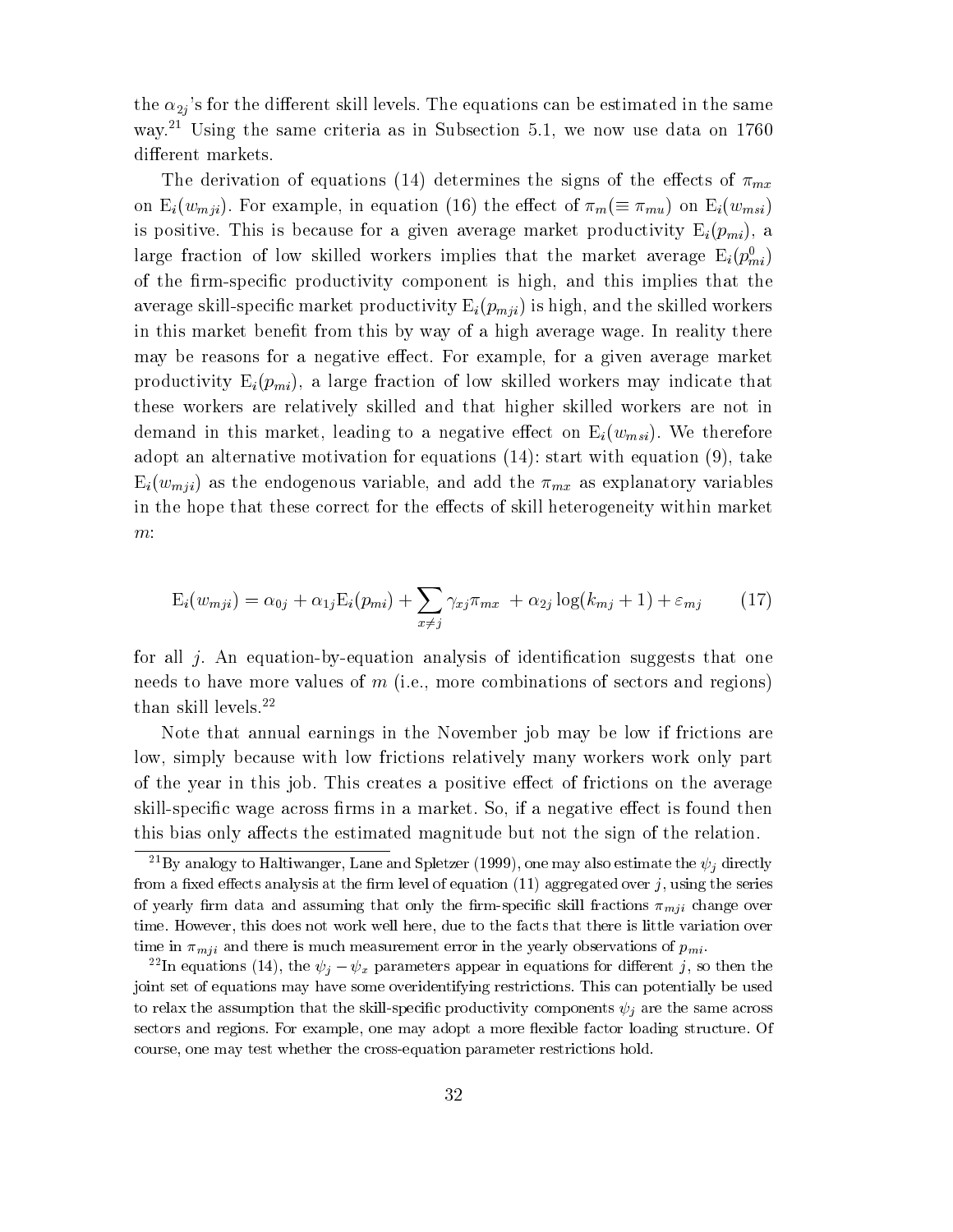the $\alpha_{2j}$'s for the different skill levels. The equations can be estimated in the same way.[21] Using the same criteria as in Subsection 5.1, we now use data on 1760 different markets.

The derivation of equations (14) determines the signs of the effects of $\pi_{mx}$ on $\mathrm{E}_i(w_{mji})$. For example, in equation (16) the effect of $\pi_m (\equiv \pi_{mu})$ on $\mathrm{E}_i(w_{msi})$ is positive. This is because for a given average market productivity $\mathrm{E}_i(p_{mi})$, a large fraction of low skilled workers implies that the market average $\mathrm{E}_i(p^0_{mi})$ of the firm-specific productivity component is high, and this implies that the average skill-specific market productivity $\mathrm{E}_i(p_{mji})$ is high, and the skilled workers in this market benefit from this by way of a high average wage. In reality there may be reasons for a negative effect. For example, for a given average market productivity $\mathrm{E}_i(p_{mi})$, a large fraction of low skilled workers may indicate that these workers are relatively skilled and that higher skilled workers are not in demand in this market, leading to a negative effect on $\mathrm{E}_i(w_{msi})$. We therefore adopt an alternative motivation for equations (14): start with equation (9), take $\mathrm{E}_i(w_{mji})$ as the endogenous variable, and add the $\pi_{mx}$ as explanatory variables in the hope that these correct for the effects of skill heterogeneity within market $m$:

$$\mathrm{E}_i(w_{mji}) = \alpha_{0j} + \alpha_{1j}\mathrm{E}_i(p_{mi}) + \sum_{x \neq j} \gamma_{xj}\pi_{mx} + \alpha_{2j}\log(k_{mj}+1) + \varepsilon_{mj} \qquad (17)$$

for all $j$. An equation-by-equation analysis of identification suggests that one needs to have more values of $m$ (i.e., more combinations of sectors and regions) than skill levels.[22]

Note that annual earnings in the November job may be low if frictions are low, simply because with low frictions relatively many workers work only part of the year in this job. This creates a positive effect of frictions on the average skill-specific wage across firms in a market. So, if a negative effect is found then this bias only affects the estimated magnitude but not the sign of the relation.

---

[21] By analogy to Haltiwanger, Lane and Spletzer (1999), one may also estimate the $\psi_j$ directly from a fixed effects analysis at the firm level of equation (11) aggregated over $j$, using the series of yearly firm data and assuming that only the firm-specific skill fractions $\pi_{mji}$ change over time. However, this does not work well here, due to the facts that there is little variation over time in $\pi_{mji}$ and there is much measurement error in the yearly observations of $p_{mi}$.

[22] In equations (14), the $\psi_j - \psi_x$ parameters appear in equations for different $j$, so then the joint set of equations may have some overidentifying restrictions. This can potentially be used to relax the assumption that the skill-specific productivity components $\psi_j$ are the same across sectors and regions. For example, one may adopt a more flexible factor loading structure. Of course, one may test whether the cross-equation parameter restrictions hold.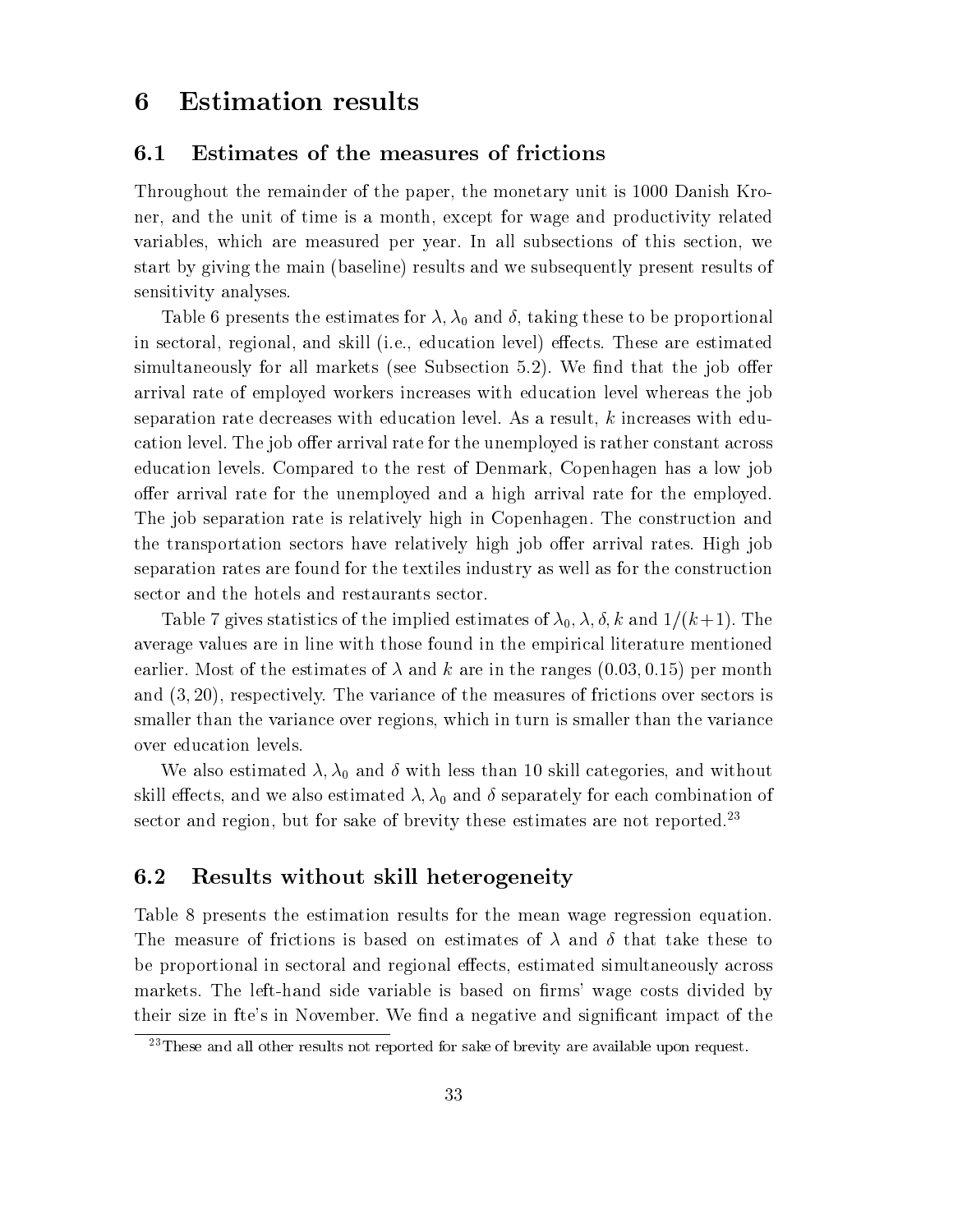# 6 Estimation results

## 6.1 Estimates of the measures of frictions

Throughout the remainder of the paper, the monetary unit is 1000 Danish Kroner, and the unit of time is a month, except for wage and productivity related variables, which are measured per year. In all subsections of this section, we start by giving the main (baseline) results and we subsequently present results of sensitivity analyses.

Table 6 presents the estimates for $\lambda, \lambda_0$ and $\delta$, taking these to be proportional in sectoral, regional, and skill (i.e., education level) effects. These are estimated simultaneously for all markets (see Subsection 5.2). We find that the job offer arrival rate of employed workers increases with education level whereas the job separation rate decreases with education level. As a result, $k$ increases with education level. The job offer arrival rate for the unemployed is rather constant across education levels. Compared to the rest of Denmark, Copenhagen has a low job offer arrival rate for the unemployed and a high arrival rate for the employed. The job separation rate is relatively high in Copenhagen. The construction and the transportation sectors have relatively high job offer arrival rates. High job separation rates are found for the textiles industry as well as for the construction sector and the hotels and restaurants sector.

Table 7 gives statistics of the implied estimates of $\lambda_0, \lambda, \delta, k$ and $1/(k+1)$. The average values are in line with those found in the empirical literature mentioned earlier. Most of the estimates of $\lambda$ and $k$ are in the ranges $(0.03, 0.15)$ per month and $(3, 20)$, respectively. The variance of the measures of frictions over sectors is smaller than the variance over regions, which in turn is smaller than the variance over education levels.

We also estimated $\lambda, \lambda_0$ and $\delta$ with less than 10 skill categories, and without skill effects, and we also estimated $\lambda, \lambda_0$ and $\delta$ separately for each combination of sector and region, but for sake of brevity these estimates are not reported.[23]

## 6.2 Results without skill heterogeneity

Table 8 presents the estimation results for the mean wage regression equation. The measure of frictions is based on estimates of $\lambda$ and $\delta$ that take these to be proportional in sectoral and regional effects, estimated simultaneously across markets. The left-hand side variable is based on firms' wage costs divided by their size in fte's in November. We find a negative and significant impact of the

[23]These and all other results not reported for sake of brevity are available upon request.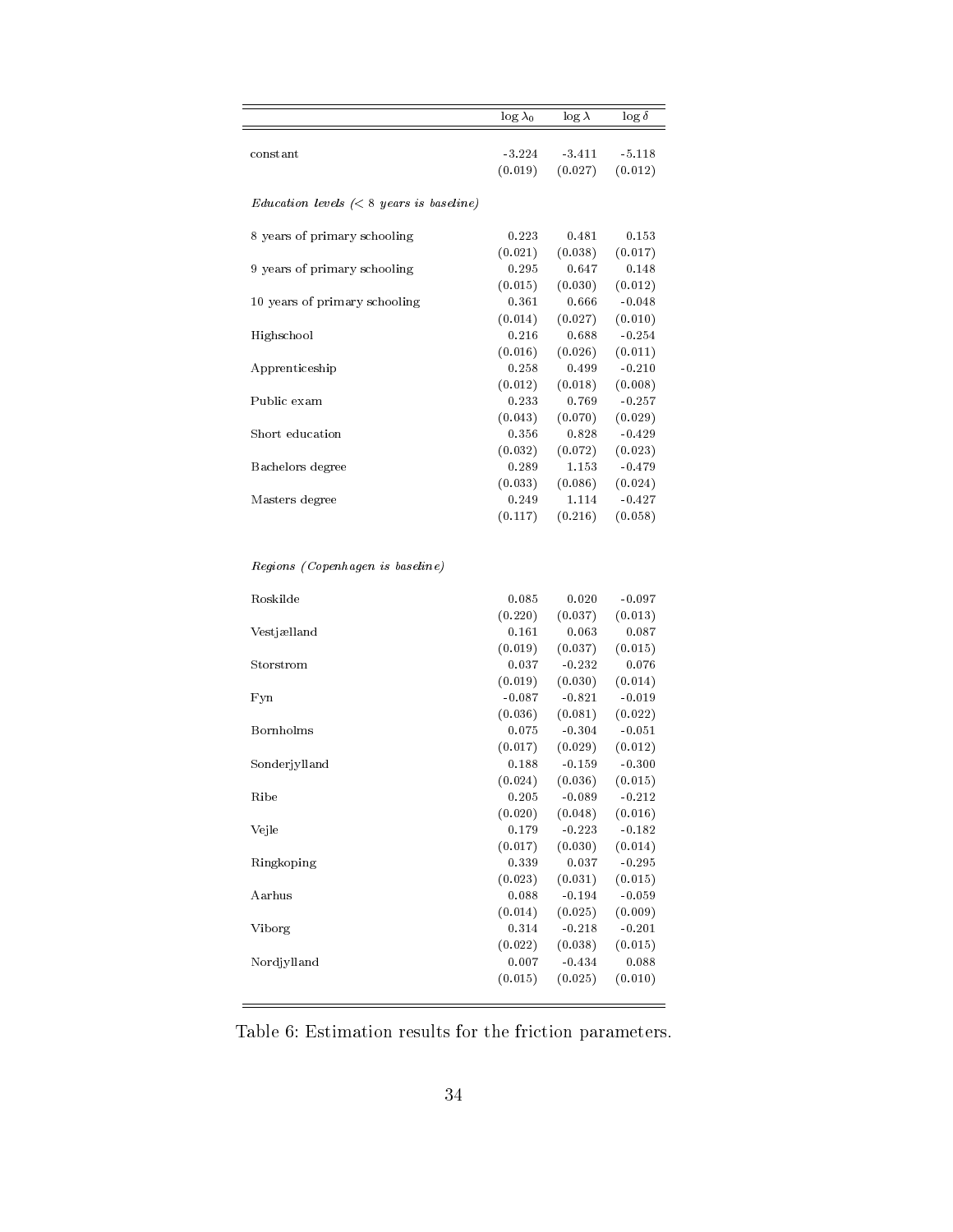| | $\log \lambda_0$ | $\log \lambda$ | $\log \delta$ |
|---|---|---|---|
| constant | -3.224 | -3.411 | -5.118 |
| | (0.019) | (0.027) | (0.012) |
| *Education levels (< 8 years is baseline)* | | | |
| 8 years of primary schooling | 0.223 | 0.481 | 0.153 |
| | (0.021) | (0.038) | (0.017) |
| 9 years of primary schooling | 0.295 | 0.647 | 0.148 |
| | (0.015) | (0.030) | (0.012) |
| 10 years of primary schooling | 0.361 | 0.666 | -0.048 |
| | (0.014) | (0.027) | (0.010) |
| Highschool | 0.216 | 0.688 | -0.254 |
| | (0.016) | (0.026) | (0.011) |
| Apprenticeship | 0.258 | 0.499 | -0.210 |
| | (0.012) | (0.018) | (0.008) |
| Public exam | 0.233 | 0.769 | -0.257 |
| | (0.043) | (0.070) | (0.029) |
| Short education | 0.356 | 0.828 | -0.429 |
| | (0.032) | (0.072) | (0.023) |
| Bachelors degree | 0.289 | 1.153 | -0.479 |
| | (0.033) | (0.086) | (0.024) |
| Masters degree | 0.249 | 1.114 | -0.427 |
| | (0.117) | (0.216) | (0.058) |
| *Regions (Copenhagen is baseline)* | | | |
| Roskilde | 0.085 | 0.020 | -0.097 |
| | (0.220) | (0.037) | (0.013) |
| Vestjælland | 0.161 | 0.063 | 0.087 |
| | (0.019) | (0.037) | (0.015) |
| Storstrom | 0.037 | -0.232 | 0.076 |
| | (0.019) | (0.030) | (0.014) |
| Fyn | -0.087 | -0.821 | -0.019 |
| | (0.036) | (0.081) | (0.022) |
| Bornholms | 0.075 | -0.304 | -0.051 |
| | (0.017) | (0.029) | (0.012) |
| Sonderjylland | 0.188 | -0.159 | -0.300 |
| | (0.024) | (0.036) | (0.015) |
| Ribe | 0.205 | -0.089 | -0.212 |
| | (0.020) | (0.048) | (0.016) |
| Vejle | 0.179 | -0.223 | -0.182 |
| | (0.017) | (0.030) | (0.014) |
| Ringkoping | 0.339 | 0.037 | -0.295 |
| | (0.023) | (0.031) | (0.015) |
| Aarhus | 0.088 | -0.194 | -0.059 |
| | (0.014) | (0.025) | (0.009) |
| Viborg | 0.314 | -0.218 | -0.201 |
| | (0.022) | (0.038) | (0.015) |
| Nordjylland | 0.007 | -0.434 | 0.088 |
| | (0.015) | (0.025) | (0.010) |

Table 6: Estimation results for the friction parameters.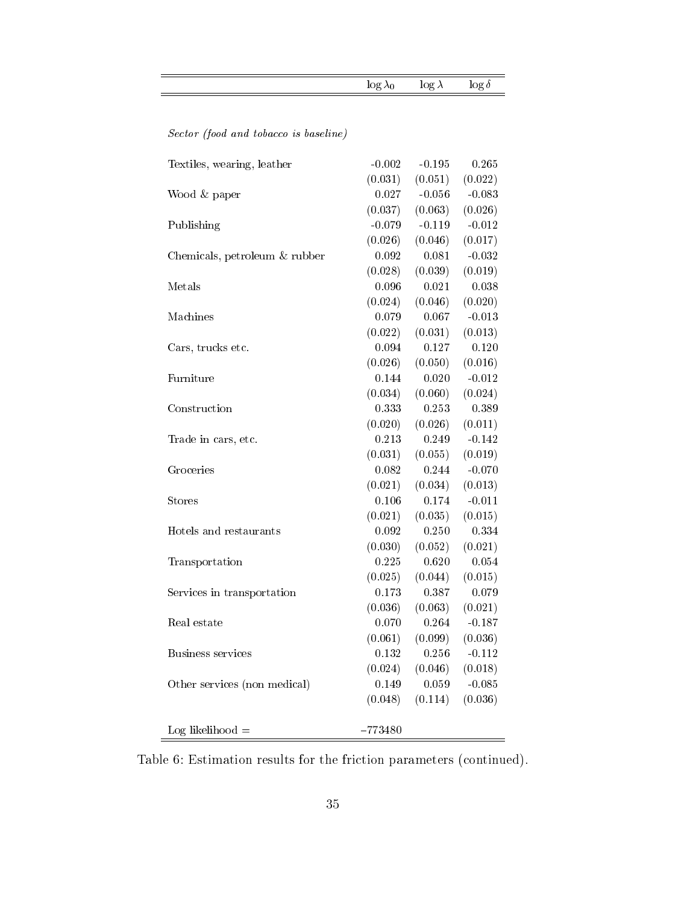| | $\log \lambda_0$ | $\log \lambda$ | $\log \delta$ |
|---|---|---|---|
| *Sector (food and tobacco is baseline)* | | | |
| Textiles, wearing, leather | -0.002 | -0.195 | 0.265 |
| | (0.031) | (0.051) | (0.022) |
| Wood & paper | 0.027 | -0.056 | -0.083 |
| | (0.037) | (0.063) | (0.026) |
| Publishing | -0.079 | -0.119 | -0.012 |
| | (0.026) | (0.046) | (0.017) |
| Chemicals, petroleum & rubber | 0.092 | 0.081 | -0.032 |
| | (0.028) | (0.039) | (0.019) |
| Metals | 0.096 | 0.021 | 0.038 |
| | (0.024) | (0.046) | (0.020) |
| Machines | 0.079 | 0.067 | -0.013 |
| | (0.022) | (0.031) | (0.013) |
| Cars, trucks etc. | 0.094 | 0.127 | 0.120 |
| | (0.026) | (0.050) | (0.016) |
| Furniture | 0.144 | 0.020 | -0.012 |
| | (0.034) | (0.060) | (0.024) |
| Construction | 0.333 | 0.253 | 0.389 |
| | (0.020) | (0.026) | (0.011) |
| Trade in cars, etc. | 0.213 | 0.249 | -0.142 |
| | (0.031) | (0.055) | (0.019) |
| Groceries | 0.082 | 0.244 | -0.070 |
| | (0.021) | (0.034) | (0.013) |
| Stores | 0.106 | 0.174 | -0.011 |
| | (0.021) | (0.035) | (0.015) |
| Hotels and restaurants | 0.092 | 0.250 | 0.334 |
| | (0.030) | (0.052) | (0.021) |
| Transportation | 0.225 | 0.620 | 0.054 |
| | (0.025) | (0.044) | (0.015) |
| Services in transportation | 0.173 | 0.387 | 0.079 |
| | (0.036) | (0.063) | (0.021) |
| Real estate | 0.070 | 0.264 | -0.187 |
| | (0.061) | (0.099) | (0.036) |
| Business services | 0.132 | 0.256 | -0.112 |
| | (0.024) | (0.046) | (0.018) |
| Other services (non medical) | 0.149 | 0.059 | -0.085 |
| | (0.048) | (0.114) | (0.036) |
| Log likelihood = | −773480 | | |

Table 6: Estimation results for the friction parameters (continued).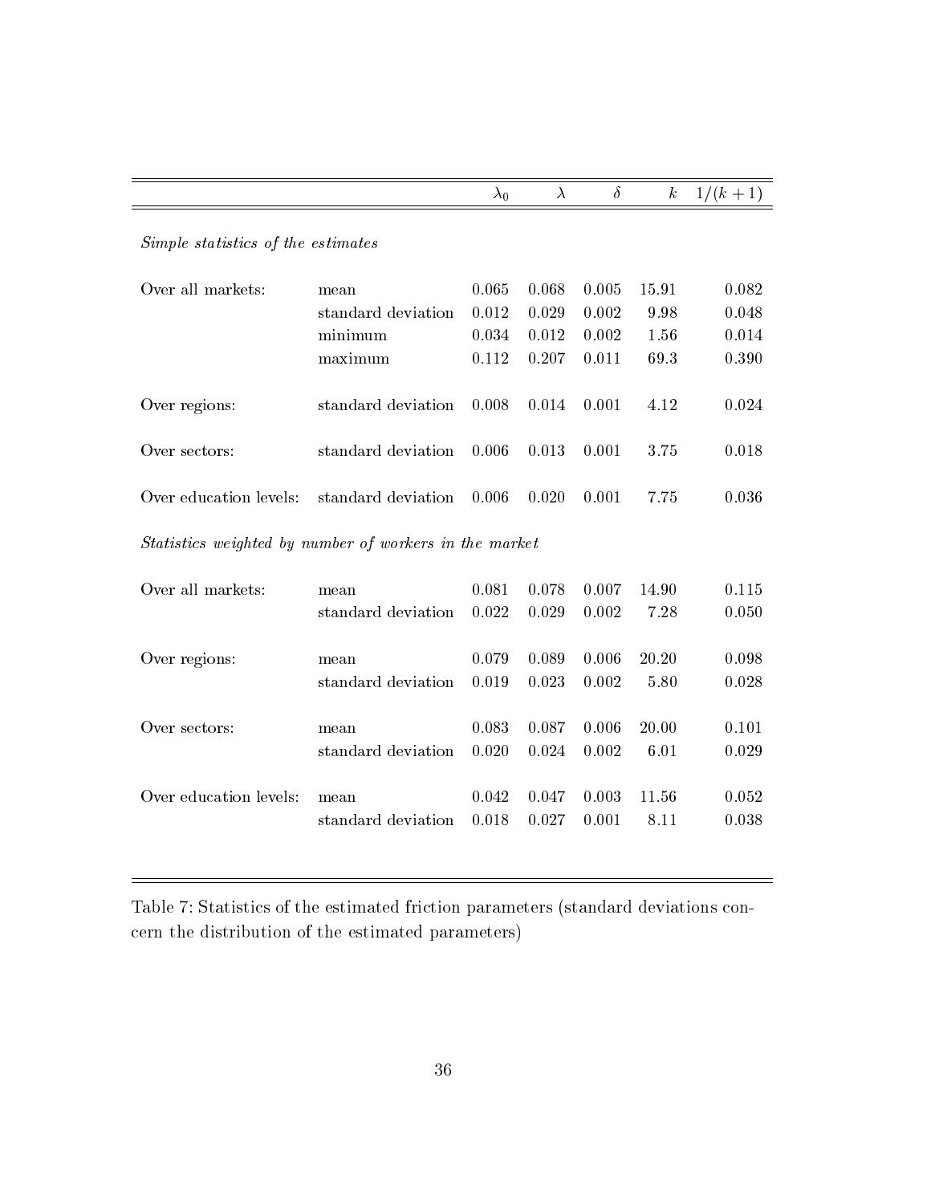| | | $\lambda_0$ | $\lambda$ | $\delta$ | $k$ | $1/(k+1)$ |
|---|---|---|---|---|---|---|
| *Simple statistics of the estimates* | | | | | | |
| Over all markets: | mean | 0.065 | 0.068 | 0.005 | 15.91 | 0.082 |
| | standard deviation | 0.012 | 0.029 | 0.002 | 9.98 | 0.048 |
| | minimum | 0.034 | 0.012 | 0.002 | 1.56 | 0.014 |
| | maximum | 0.112 | 0.207 | 0.011 | 69.3 | 0.390 |
| Over regions: | standard deviation | 0.008 | 0.014 | 0.001 | 4.12 | 0.024 |
| Over sectors: | standard deviation | 0.006 | 0.013 | 0.001 | 3.75 | 0.018 |
| Over education levels: | standard deviation | 0.006 | 0.020 | 0.001 | 7.75 | 0.036 |
| *Statistics weighted by number of workers in the market* | | | | | | |
| Over all markets: | mean | 0.081 | 0.078 | 0.007 | 14.90 | 0.115 |
| | standard deviation | 0.022 | 0.029 | 0.002 | 7.28 | 0.050 |
| Over regions: | mean | 0.079 | 0.089 | 0.006 | 20.20 | 0.098 |
| | standard deviation | 0.019 | 0.023 | 0.002 | 5.80 | 0.028 |
| Over sectors: | mean | 0.083 | 0.087 | 0.006 | 20.00 | 0.101 |
| | standard deviation | 0.020 | 0.024 | 0.002 | 6.01 | 0.029 |
| Over education levels: | mean | 0.042 | 0.047 | 0.003 | 11.56 | 0.052 |
| | standard deviation | 0.018 | 0.027 | 0.001 | 8.11 | 0.038 |

Table 7: Statistics of the estimated friction parameters (standard deviations concern the distribution of the estimated parameters)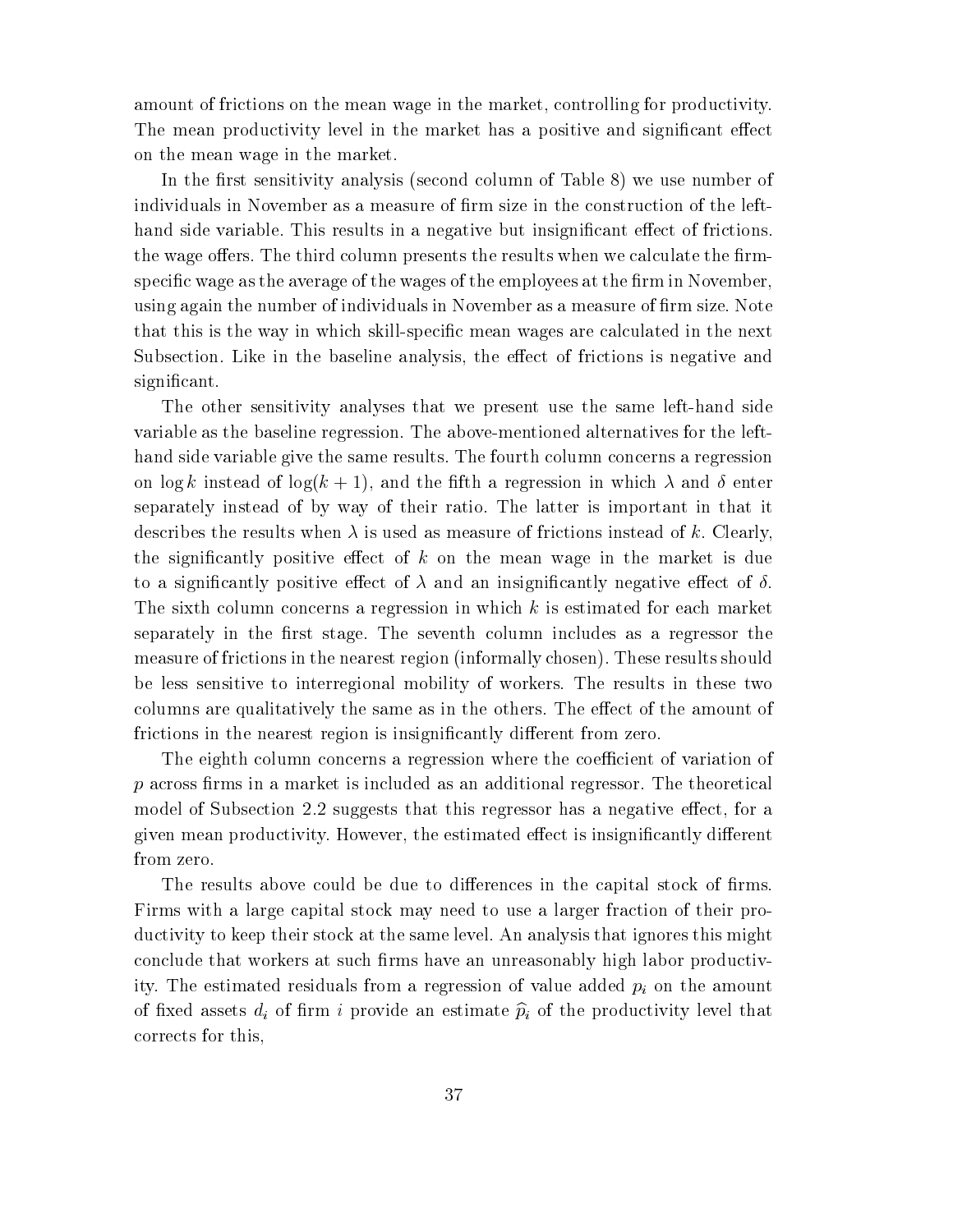amount of frictions on the mean wage in the market, controlling for productivity. The mean productivity level in the market has a positive and significant effect on the mean wage in the market.

In the first sensitivity analysis (second column of Table 8) we use number of individuals in November as a measure of firm size in the construction of the left-hand side variable. This results in a negative but insignificant effect of frictions. the wage offers. The third column presents the results when we calculate the firm-specific wage as the average of the wages of the employees at the firm in November, using again the number of individuals in November as a measure of firm size. Note that this is the way in which skill-specific mean wages are calculated in the next Subsection. Like in the baseline analysis, the effect of frictions is negative and significant.

The other sensitivity analyses that we present use the same left-hand side variable as the baseline regression. The above-mentioned alternatives for the left-hand side variable give the same results. The fourth column concerns a regression on $\log k$ instead of $\log(k + 1)$, and the fifth a regression in which $\lambda$ and $\delta$ enter separately instead of by way of their ratio. The latter is important in that it describes the results when $\lambda$ is used as measure of frictions instead of $k$. Clearly, the significantly positive effect of $k$ on the mean wage in the market is due to a significantly positive effect of $\lambda$ and an insignificantly negative effect of $\delta$. The sixth column concerns a regression in which $k$ is estimated for each market separately in the first stage. The seventh column includes as a regressor the measure of frictions in the nearest region (informally chosen). These results should be less sensitive to interregional mobility of workers. The results in these two columns are qualitatively the same as in the others. The effect of the amount of frictions in the nearest region is insignificantly different from zero.

The eighth column concerns a regression where the coefficient of variation of $p$ across firms in a market is included as an additional regressor. The theoretical model of Subsection 2.2 suggests that this regressor has a negative effect, for a given mean productivity. However, the estimated effect is insignificantly different from zero.

The results above could be due to differences in the capital stock of firms. Firms with a large capital stock may need to use a larger fraction of their productivity to keep their stock at the same level. An analysis that ignores this might conclude that workers at such firms have an unreasonably high labor productivity. The estimated residuals from a regression of value added $p_i$ on the amount of fixed assets $d_i$ of firm $i$ provide an estimate $\widehat{p}_i$ of the productivity level that corrects for this,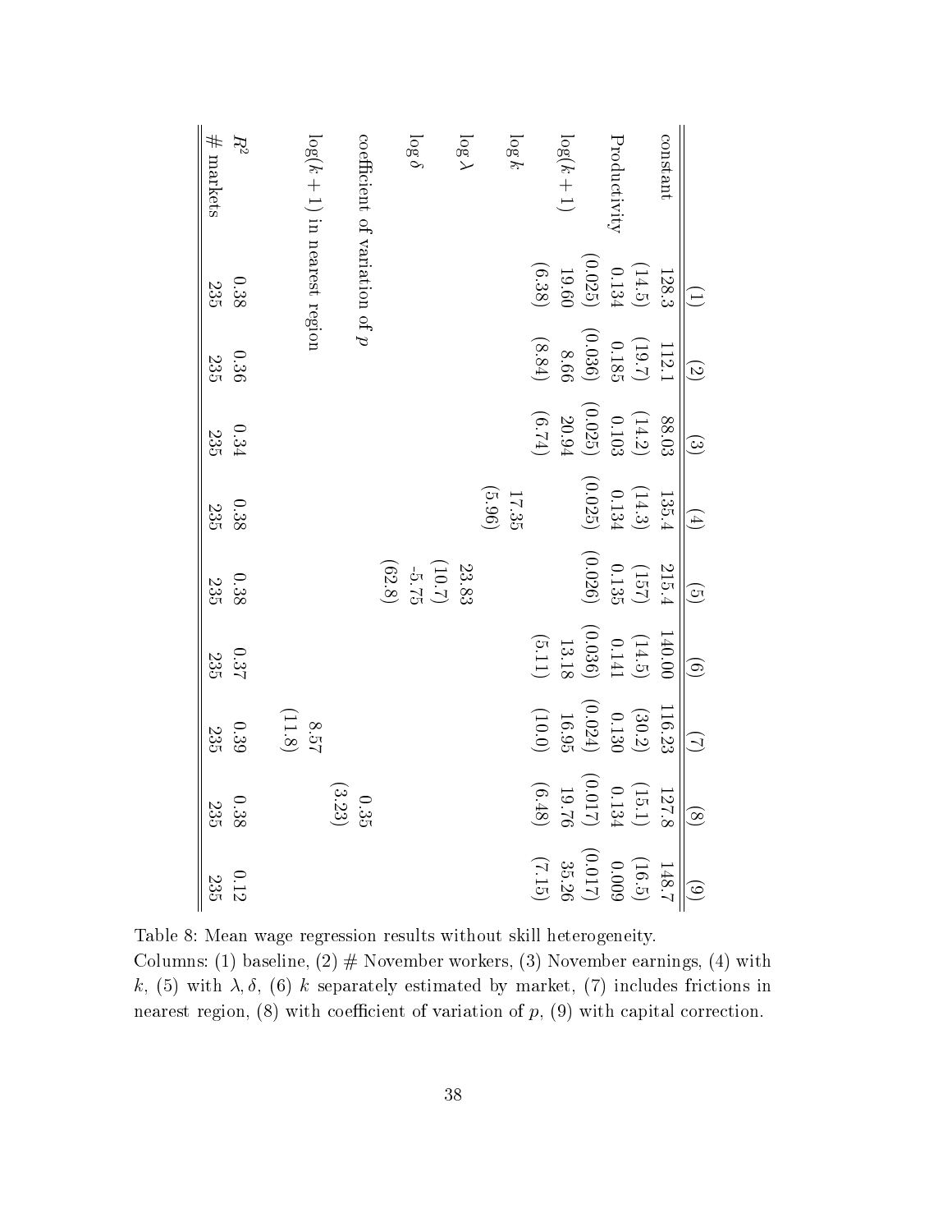|  | (1) | (2) | (3) | (4) | (5) | (6) | (7) | (8) | (9) |
|---|---|---|---|---|---|---|---|---|---|
| constant | 128.3 | 112.1 | 88.03 | 135.4 | 215.4 | 140.00 | 116.23 | 127.8 | 148.7 |
|  | (14.5) | (19.7) | (14.2) | (14.3) | (157) | (14.5) | (30.2) | (15.1) | (16.5) |
| Productivity | 0.134 | 0.185 | 0.103 | 0.134 | 0.135 | 0.141 | 0.130 | 0.134 | 0.009 |
|  | (0.025) | (0.036) | (0.025) | (0.025) | (0.026) | (0.036) | (0.024) | (0.017) | (0.017) |
| $\log(k+1)$ | 19.60 | 8.66 | 20.94 |  |  | 13.18 | 16.95 | 19.76 | 35.26 |
|  | (6.38) | (8.84) | (6.74) |  |  | (5.11) | (10.0) | (6.48) | (7.15) |
| $\log k$ |  |  |  | 17.35 |  |  |  |  |  |
|  |  |  |  | (5.96) |  |  |  |  |  |
| $\log \lambda$ |  |  |  |  | 23.83 |  |  |  |  |
|  |  |  |  |  | (10.7) |  |  |  |  |
| $\log \delta$ |  |  |  |  | -5.75 |  |  |  |  |
|  |  |  |  |  | (62.8) |  |  |  |  |
| coefficient of variation of $p$ |  |  |  |  |  |  |  | 0.35 |  |
|  |  |  |  |  |  |  |  | (3.23) |  |
| $\log(k+1)$ in nearest region |  |  |  |  |  |  | 8.57 |  |  |
|  |  |  |  |  |  |  | (11.8) |  |  |
| $R^2$ | 0.38 | 0.36 | 0.34 | 0.38 | 0.38 | 0.37 | 0.39 | 0.38 | 0.12 |
| # markets | 235 | 235 | 235 | 235 | 235 | 235 | 235 | 235 | 235 |

Table 8: Mean wage regression results without skill heterogeneity.
Columns: (1) baseline, (2) # November workers, (3) November earnings, (4) with $k$, (5) with $\lambda, \delta$, (6) $k$ separately estimated by market, (7) includes frictions in nearest region, (8) with coefficient of variation of $p$, (9) with capital correction.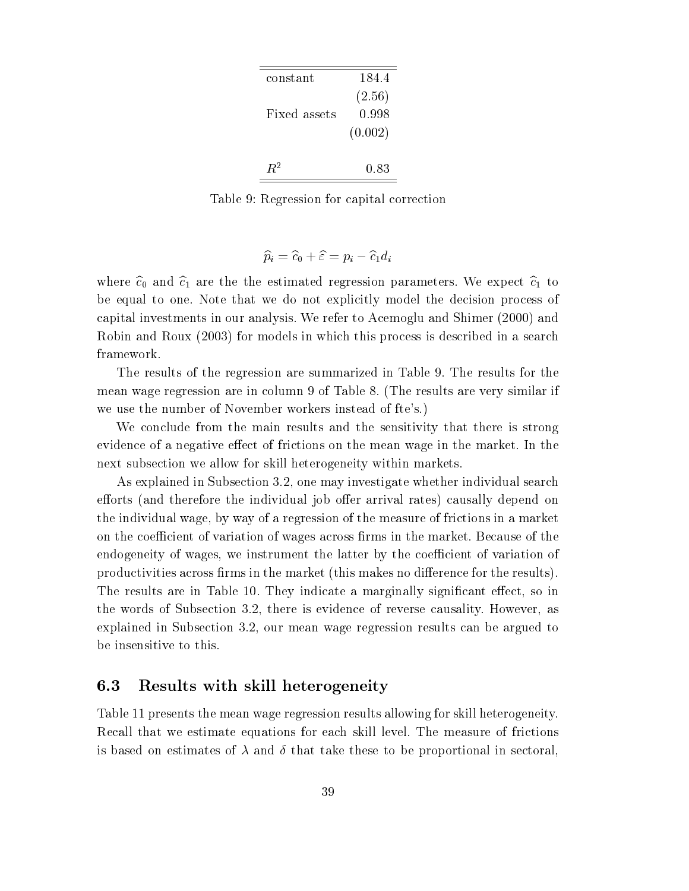| | |
|---|---|
| constant | 184.4 |
| | (2.56) |
| Fixed assets | 0.998 |
| | (0.002) |
| $R^2$ | 0.83 |

Table 9: Regression for capital correction

$$\widehat{p}_i = \widehat{c}_0 + \widehat{\varepsilon} = p_i - \widehat{c}_1 d_i$$

where $\widehat{c}_0$ and $\widehat{c}_1$ are the the estimated regression parameters. We expect $\widehat{c}_1$ to be equal to one. Note that we do not explicitly model the decision process of capital investments in our analysis. We refer to Acemoglu and Shimer (2000) and Robin and Roux (2003) for models in which this process is described in a search framework.

The results of the regression are summarized in Table 9. The results for the mean wage regression are in column 9 of Table 8. (The results are very similar if we use the number of November workers instead of fte's.)

We conclude from the main results and the sensitivity that there is strong evidence of a negative effect of frictions on the mean wage in the market. In the next subsection we allow for skill heterogeneity within markets.

As explained in Subsection 3.2, one may investigate whether individual search efforts (and therefore the individual job offer arrival rates) causally depend on the individual wage, by way of a regression of the measure of frictions in a market on the coefficient of variation of wages across firms in the market. Because of the endogeneity of wages, we instrument the latter by the coefficient of variation of productivities across firms in the market (this makes no difference for the results). The results are in Table 10. They indicate a marginally significant effect, so in the words of Subsection 3.2, there is evidence of reverse causality. However, as explained in Subsection 3.2, our mean wage regression results can be argued to be insensitive to this.

### 6.3 Results with skill heterogeneity

Table 11 presents the mean wage regression results allowing for skill heterogeneity. Recall that we estimate equations for each skill level. The measure of frictions is based on estimates of $\lambda$ and $\delta$ that take these to be proportional in sectoral,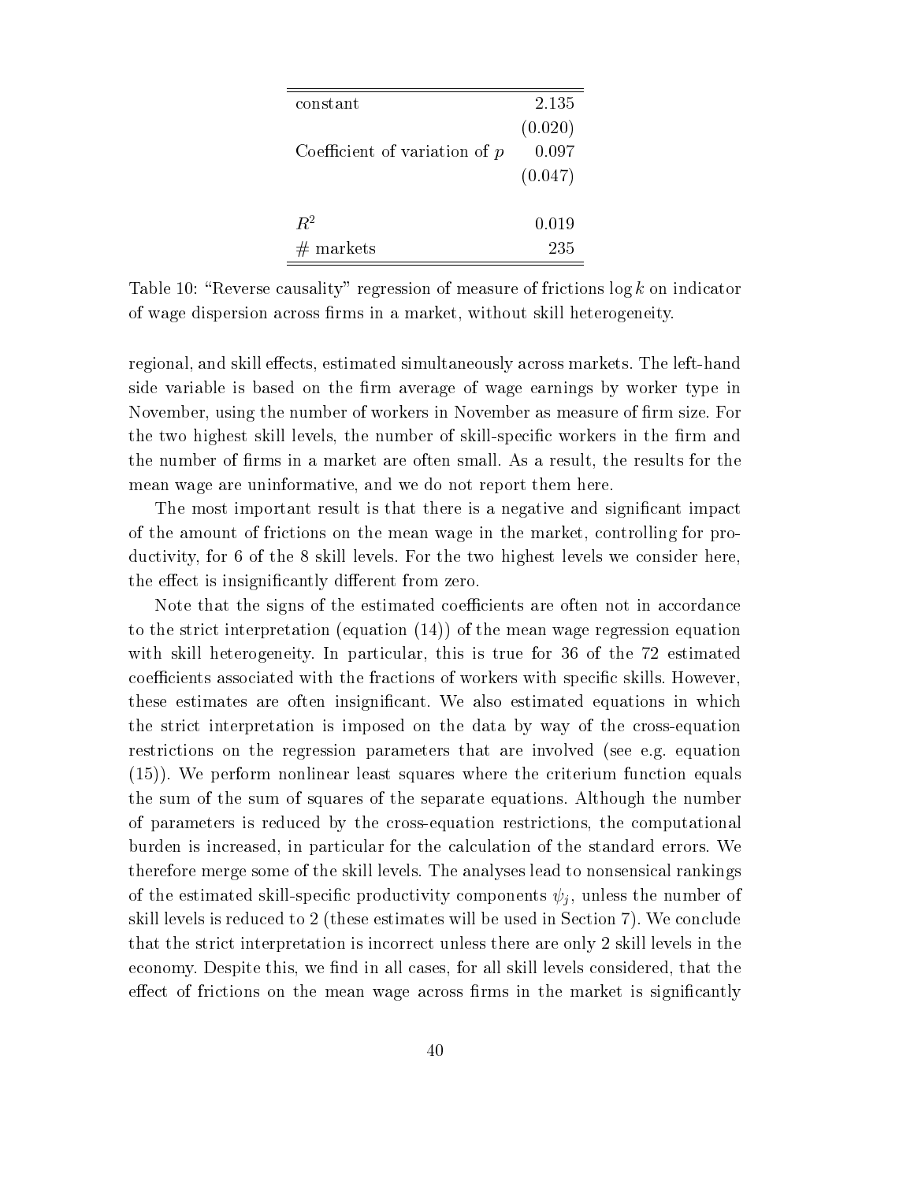| | |
|---|---|
| constant | 2.135 |
| | (0.020) |
| Coefficient of variation of $p$ | 0.097 |
| | (0.047) |
| | |
| $R^2$ | 0.019 |
| # markets | 235 |

Table 10: "Reverse causality" regression of measure of frictions $\log k$ on indicator of wage dispersion across firms in a market, without skill heterogeneity.

regional, and skill effects, estimated simultaneously across markets. The left-hand side variable is based on the firm average of wage earnings by worker type in November, using the number of workers in November as measure of firm size. For the two highest skill levels, the number of skill-specific workers in the firm and the number of firms in a market are often small. As a result, the results for the mean wage are uninformative, and we do not report them here.

The most important result is that there is a negative and significant impact of the amount of frictions on the mean wage in the market, controlling for productivity, for 6 of the 8 skill levels. For the two highest levels we consider here, the effect is insignificantly different from zero.

Note that the signs of the estimated coefficients are often not in accordance to the strict interpretation (equation (14)) of the mean wage regression equation with skill heterogeneity. In particular, this is true for 36 of the 72 estimated coefficients associated with the fractions of workers with specific skills. However, these estimates are often insignificant. We also estimated equations in which the strict interpretation is imposed on the data by way of the cross-equation restrictions on the regression parameters that are involved (see e.g. equation (15)). We perform nonlinear least squares where the criterium function equals the sum of the sum of squares of the separate equations. Although the number of parameters is reduced by the cross-equation restrictions, the computational burden is increased, in particular for the calculation of the standard errors. We therefore merge some of the skill levels. The analyses lead to nonsensical rankings of the estimated skill-specific productivity components $\psi_j$, unless the number of skill levels is reduced to 2 (these estimates will be used in Section 7). We conclude that the strict interpretation is incorrect unless there are only 2 skill levels in the economy. Despite this, we find in all cases, for all skill levels considered, that the effect of frictions on the mean wage across firms in the market is significantly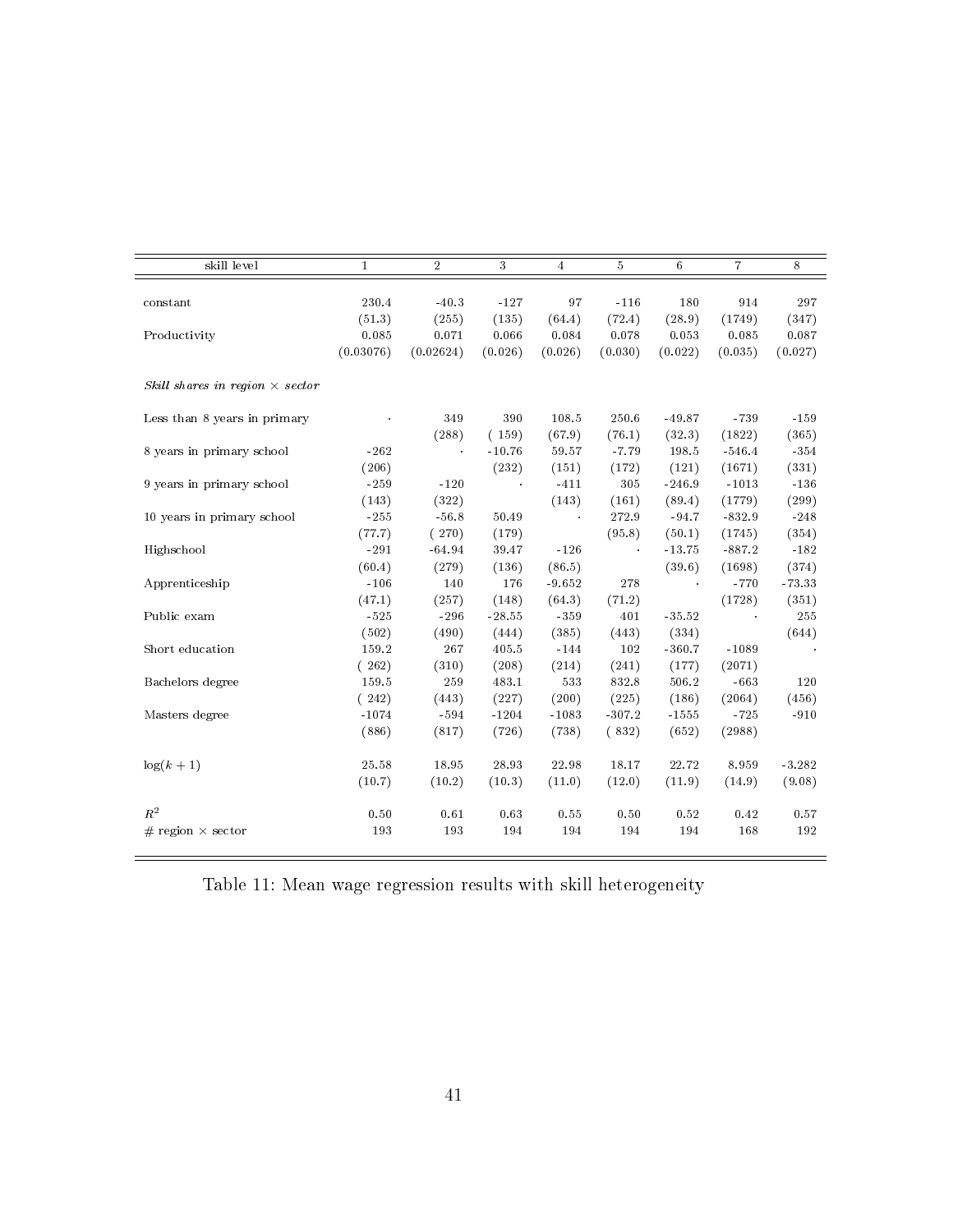| skill level | 1 | 2 | 3 | 4 | 5 | 6 | 7 | 8 |
|---|---|---|---|---|---|---|---|---|
| constant | 230.4 | -40.3 | -127 | 97 | -116 | 180 | 914 | 297 |
| | (51.3) | (255) | (135) | (64.4) | (72.4) | (28.9) | (1749) | (347) |
| Productivity | 0.085 | 0.071 | 0.066 | 0.084 | 0.078 | 0.053 | 0.085 | 0.087 |
| | (0.03076) | (0.02624) | (0.026) | (0.026) | (0.030) | (0.022) | (0.035) | (0.027) |
| *Skill shares in region × sector* | | | | | | | | |
| Less than 8 years in primary | · | 349 | 390 | 108.5 | 250.6 | -49.87 | -739 | -159 |
| | | (288) | ( 159) | (67.9) | (76.1) | (32.3) | (1822) | (365) |
| 8 years in primary school | -262 | · | -10.76 | 59.57 | -7.79 | 198.5 | -546.4 | -354 |
| | (206) | | (232) | (151) | (172) | (121) | (1671) | (331) |
| 9 years in primary school | -259 | -120 | · | -411 | 305 | -246.9 | -1013 | -136 |
| | (143) | (322) | | (143) | (161) | (89.4) | (1779) | (299) |
| 10 years in primary school | -255 | -56.8 | 50.49 | · | 272.9 | -94.7 | -832.9 | -248 |
| | (77.7) | ( 270) | (179) | | (95.8) | (50.1) | (1745) | (354) |
| Highschool | -291 | -64.94 | 39.47 | -126 | · | -13.75 | -887.2 | -182 |
| | (60.4) | (279) | (136) | (86.5) | | (39.6) | (1698) | (374) |
| Apprenticeship | -106 | 140 | 176 | -9.652 | 278 | · | -770 | -73.33 |
| | (47.1) | (257) | (148) | (64.3) | (71.2) | | (1728) | (351) |
| Public exam | -525 | -296 | -28.55 | -359 | 401 | -35.52 | · | 255 |
| | (502) | (490) | (444) | (385) | (443) | (334) | | (644) |
| Short education | 159.2 | 267 | 405.5 | -144 | 102 | -360.7 | -1089 | · |
| | ( 262) | (310) | (208) | (214) | (241) | (177) | (2071) | |
| Bachelors degree | 159.5 | 259 | 483.1 | 533 | 832.8 | 506.2 | -663 | 120 |
| | ( 242) | (443) | (227) | (200) | (225) | (186) | (2064) | (456) |
| Masters degree | -1074 | -594 | -1204 | -1083 | -307.2 | -1555 | -725 | -910 |
| | (886) | (817) | (726) | (738) | ( 832) | (652) | (2988) | |
| $\log(k+1)$ | 25.58 | 18.95 | 28.93 | 22.98 | 18.17 | 22.72 | 8.959 | -3.282 |
| | (10.7) | (10.2) | (10.3) | (11.0) | (12.0) | (11.9) | (14.9) | (9.08) |
| $R^2$ | 0.50 | 0.61 | 0.63 | 0.55 | 0.50 | 0.52 | 0.42 | 0.57 |
| # region × sector | 193 | 193 | 194 | 194 | 194 | 194 | 168 | 192 |

Table 11: Mean wage regression results with skill heterogeneity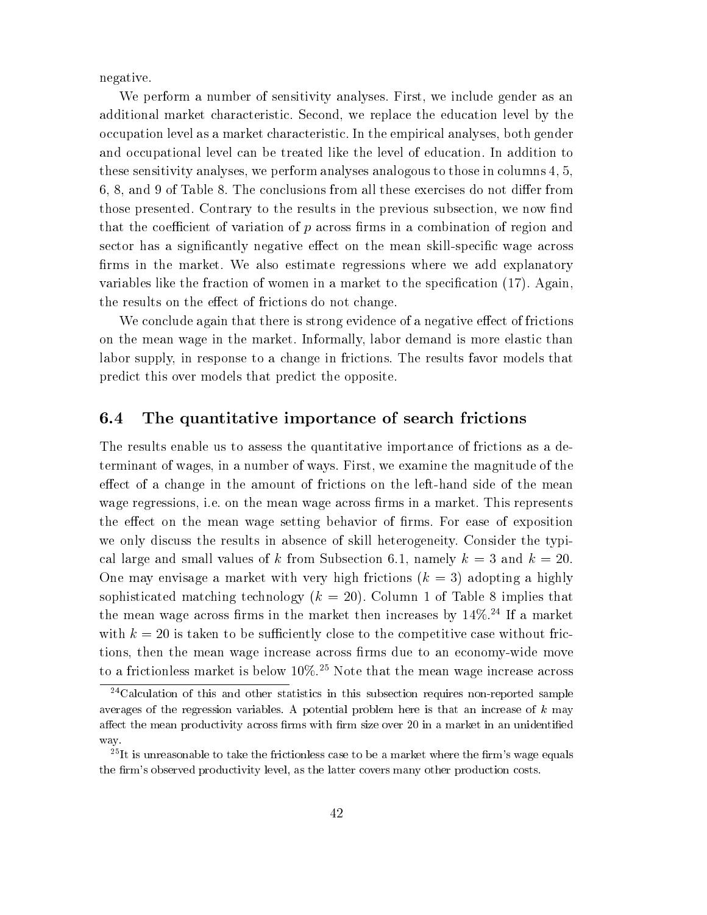negative.

We perform a number of sensitivity analyses. First, we include gender as an additional market characteristic. Second, we replace the education level by the occupation level as a market characteristic. In the empirical analyses, both gender and occupational level can be treated like the level of education. In addition to these sensitivity analyses, we perform analyses analogous to those in columns 4, 5, 6, 8, and 9 of Table 8. The conclusions from all these exercises do not differ from those presented. Contrary to the results in the previous subsection, we now find that the coefficient of variation of $p$ across firms in a combination of region and sector has a significantly negative effect on the mean skill-specific wage across firms in the market. We also estimate regressions where we add explanatory variables like the fraction of women in a market to the specification (17). Again, the results on the effect of frictions do not change.

We conclude again that there is strong evidence of a negative effect of frictions on the mean wage in the market. Informally, labor demand is more elastic than labor supply, in response to a change in frictions. The results favor models that predict this over models that predict the opposite.

## 6.4 The quantitative importance of search frictions

The results enable us to assess the quantitative importance of frictions as a determinant of wages, in a number of ways. First, we examine the magnitude of the effect of a change in the amount of frictions on the left-hand side of the mean wage regressions, i.e. on the mean wage across firms in a market. This represents the effect on the mean wage setting behavior of firms. For ease of exposition we only discuss the results in absence of skill heterogeneity. Consider the typical large and small values of $k$ from Subsection 6.1, namely $k = 3$ and $k = 20$. One may envisage a market with very high frictions ($k = 3$) adopting a highly sophisticated matching technology ($k = 20$). Column 1 of Table 8 implies that the mean wage across firms in the market then increases by 14%.[24] If a market with $k = 20$ is taken to be sufficiently close to the competitive case without frictions, then the mean wage increase across firms due to an economy-wide move to a frictionless market is below 10%.[25] Note that the mean wage increase across

[24] Calculation of this and other statistics in this subsection requires non-reported sample averages of the regression variables. A potential problem here is that an increase of $k$ may affect the mean productivity across firms with firm size over 20 in a market in an unidentified way.

[25] It is unreasonable to take the frictionless case to be a market where the firm's wage equals the firm's observed productivity level, as the latter covers many other production costs.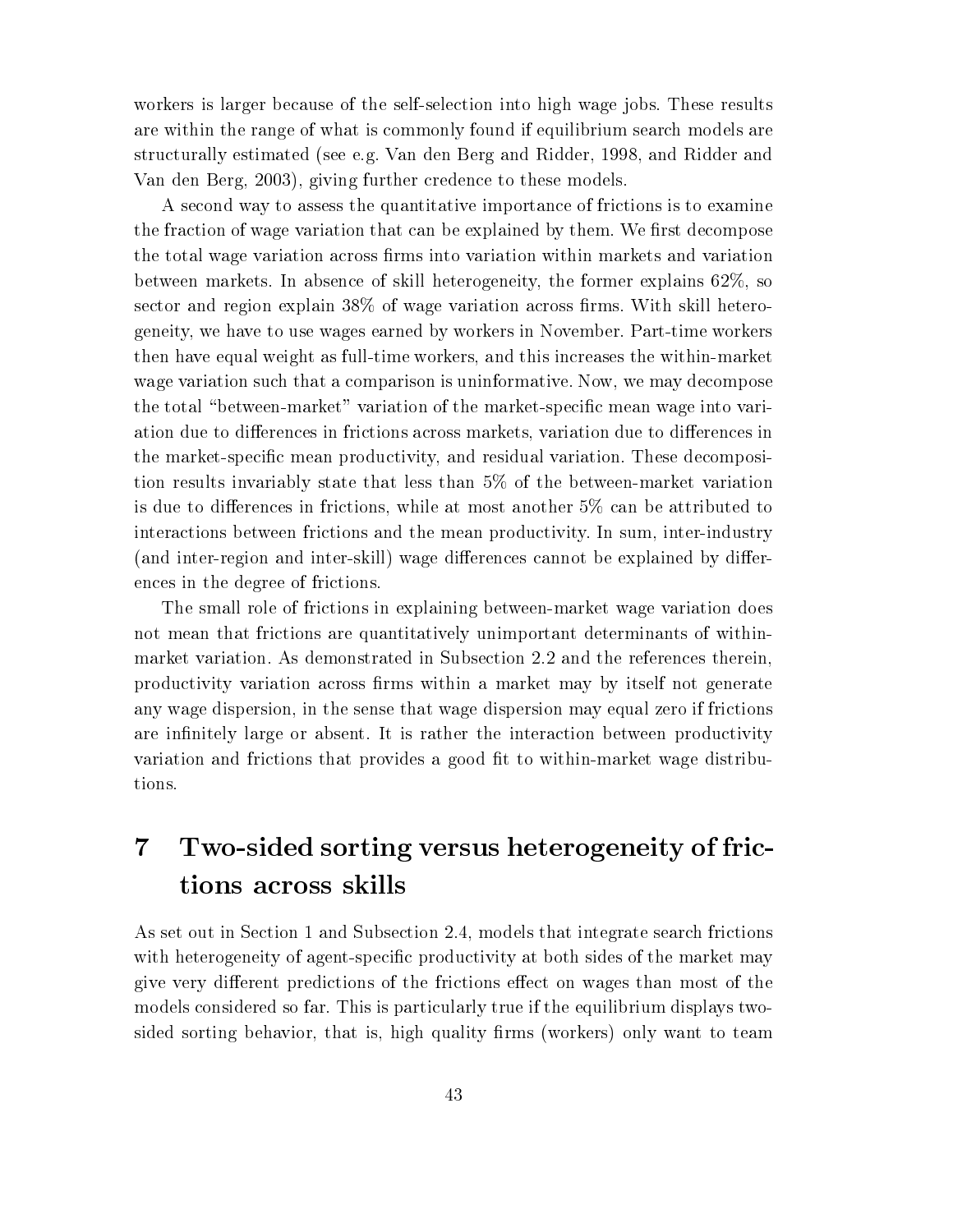workers is larger because of the self-selection into high wage jobs. These results are within the range of what is commonly found if equilibrium search models are structurally estimated (see e.g. Van den Berg and Ridder, 1998, and Ridder and Van den Berg, 2003), giving further credence to these models.

A second way to assess the quantitative importance of frictions is to examine the fraction of wage variation that can be explained by them. We first decompose the total wage variation across firms into variation within markets and variation between markets. In absence of skill heterogeneity, the former explains 62%, so sector and region explain 38% of wage variation across firms. With skill heterogeneity, we have to use wages earned by workers in November. Part-time workers then have equal weight as full-time workers, and this increases the within-market wage variation such that a comparison is uninformative. Now, we may decompose the total "between-market" variation of the market-specific mean wage into variation due to differences in frictions across markets, variation due to differences in the market-specific mean productivity, and residual variation. These decomposition results invariably state that less than 5% of the between-market variation is due to differences in frictions, while at most another 5% can be attributed to interactions between frictions and the mean productivity. In sum, inter-industry (and inter-region and inter-skill) wage differences cannot be explained by differences in the degree of frictions.

The small role of frictions in explaining between-market wage variation does not mean that frictions are quantitatively unimportant determinants of within-market variation. As demonstrated in Subsection 2.2 and the references therein, productivity variation across firms within a market may by itself not generate any wage dispersion, in the sense that wage dispersion may equal zero if frictions are infinitely large or absent. It is rather the interaction between productivity variation and frictions that provides a good fit to within-market wage distributions.

# 7 Two-sided sorting versus heterogeneity of frictions across skills

As set out in Section 1 and Subsection 2.4, models that integrate search frictions with heterogeneity of agent-specific productivity at both sides of the market may give very different predictions of the frictions effect on wages than most of the models considered so far. This is particularly true if the equilibrium displays two-sided sorting behavior, that is, high quality firms (workers) only want to team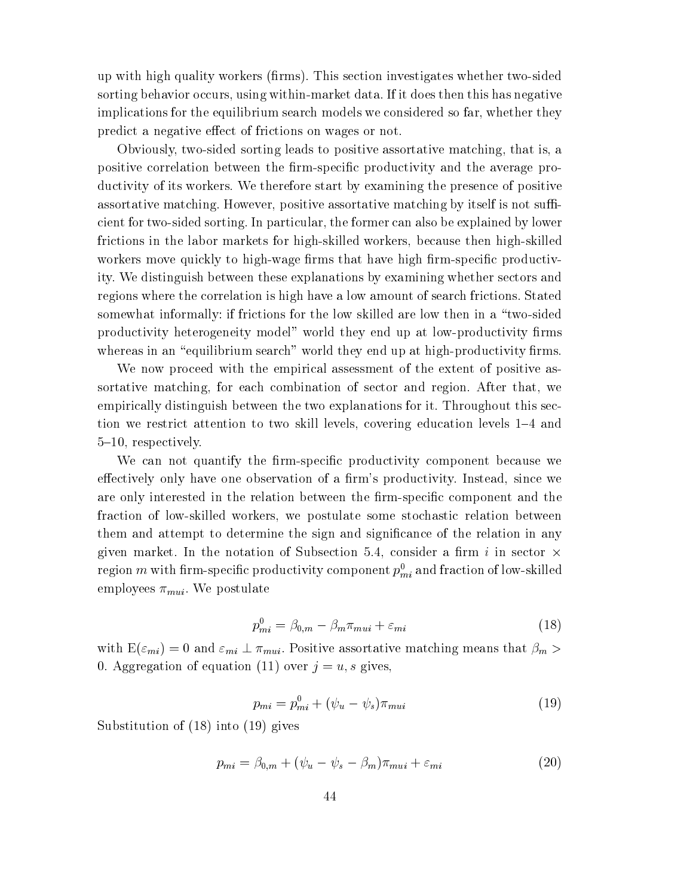up with high quality workers (firms). This section investigates whether two-sided sorting behavior occurs, using within-market data. If it does then this has negative implications for the equilibrium search models we considered so far, whether they predict a negative effect of frictions on wages or not.

Obviously, two-sided sorting leads to positive assortative matching, that is, a positive correlation between the firm-specific productivity and the average productivity of its workers. We therefore start by examining the presence of positive assortative matching. However, positive assortative matching by itself is not sufficient for two-sided sorting. In particular, the former can also be explained by lower frictions in the labor markets for high-skilled workers, because then high-skilled workers move quickly to high-wage firms that have high firm-specific productivity. We distinguish between these explanations by examining whether sectors and regions where the correlation is high have a low amount of search frictions. Stated somewhat informally: if frictions for the low skilled are low then in a "two-sided productivity heterogeneity model" world they end up at low-productivity firms whereas in an "equilibrium search" world they end up at high-productivity firms.

We now proceed with the empirical assessment of the extent of positive assortative matching, for each combination of sector and region. After that, we empirically distinguish between the two explanations for it. Throughout this section we restrict attention to two skill levels, covering education levels 1–4 and 5–10, respectively.

We can not quantify the firm-specific productivity component because we effectively only have one observation of a firm's productivity. Instead, since we are only interested in the relation between the firm-specific component and the fraction of low-skilled workers, we postulate some stochastic relation between them and attempt to determine the sign and significance of the relation in any given market. In the notation of Subsection 5.4, consider a firm $i$ in sector $\times$ region $m$ with firm-specific productivity component $p^0_{mi}$ and fraction of low-skilled employees $\pi_{mui}$. We postulate

$$p^0_{mi} = \beta_{0,m} - \beta_m \pi_{mui} + \varepsilon_{mi} \tag{18}$$

with $\mathrm{E}(\varepsilon_{mi}) = 0$ and $\varepsilon_{mi} \perp \pi_{mui}$. Positive assortative matching means that $\beta_m > 0$. Aggregation of equation (11) over $j = u, s$ gives,

$$p_{mi} = p^0_{mi} + (\psi_u - \psi_s)\pi_{mui} \tag{19}$$

Substitution of (18) into (19) gives

$$p_{mi} = \beta_{0,m} + (\psi_u - \psi_s - \beta_m)\pi_{mui} + \varepsilon_{mi} \tag{20}$$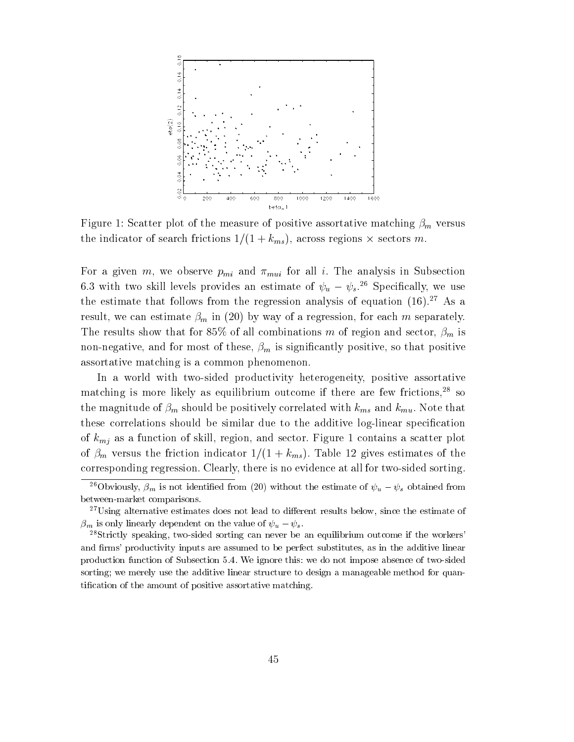Figure 1: Scatter plot of the measure of positive assortative matching $\beta_m$ versus the indicator of search frictions $1/(1+k_{ms})$, across regions $\times$ sectors $m$.

For a given $m$, we observe $p_{mi}$ and $\pi_{mui}$ for all $i$. The analysis in Subsection 6.3 with two skill levels provides an estimate of $\psi_u - \psi_s$.[26] Specifically, we use the estimate that follows from the regression analysis of equation (16).[27] As a result, we can estimate $\beta_m$ in (20) by way of a regression, for each $m$ separately. The results show that for 85% of all combinations $m$ of region and sector, $\beta_m$ is non-negative, and for most of these, $\beta_m$ is significantly positive, so that positive assortative matching is a common phenomenon.

In a world with two-sided productivity heterogeneity, positive assortative matching is more likely as equilibrium outcome if there are few frictions,[28] so the magnitude of $\beta_m$ should be positively correlated with $k_{ms}$ and $k_{mu}$. Note that these correlations should be similar due to the additive log-linear specification of $k_{mj}$ as a function of skill, region, and sector. Figure 1 contains a scatter plot of $\beta_m$ versus the friction indicator $1/(1+k_{ms})$. Table 12 gives estimates of the corresponding regression. Clearly, there is no evidence at all for two-sided sorting.

---

[26] Obviously, $\beta_m$ is not identified from (20) without the estimate of $\psi_u - \psi_s$ obtained from between-market comparisons.

[27] Using alternative estimates does not lead to different results below, since the estimate of $\beta_m$ is only linearly dependent on the value of $\psi_u - \psi_s$.

[28] Strictly speaking, two-sided sorting can never be an equilibrium outcome if the workers' and firms' productivity inputs are assumed to be perfect substitutes, as in the additive linear production function of Subsection 5.4. We ignore this: we do not impose absence of two-sided sorting; we merely use the additive linear structure to design a manageable method for quantification of the amount of positive assortative matching.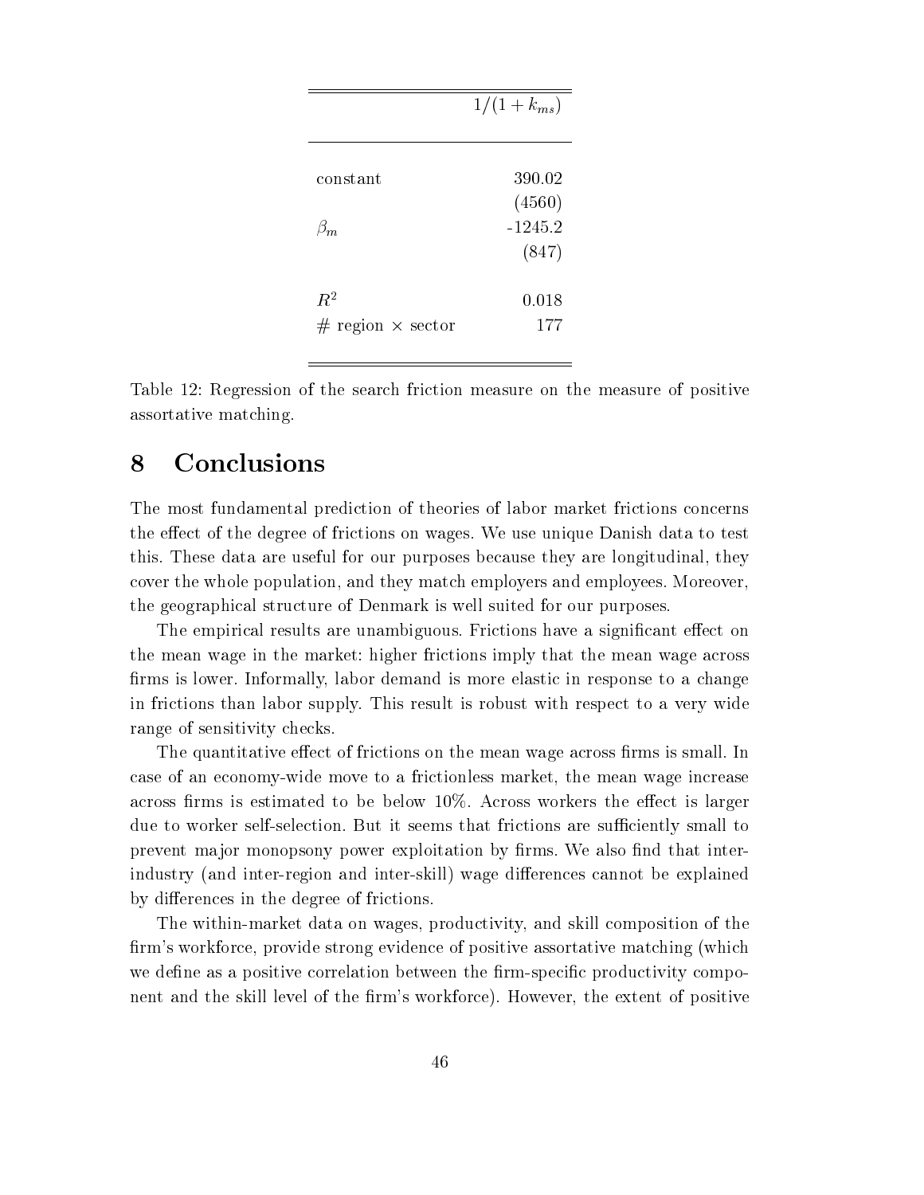| | $1/(1+k_{ms})$ |
|---|---|
| constant | 390.02 |
| | (4560) |
| $\beta_m$ | -1245.2 |
| | (847) |
| $R^2$ | 0.018 |
| # region $\times$ sector | 177 |

Table 12: Regression of the search friction measure on the measure of positive assortative matching.

# 8 Conclusions

The most fundamental prediction of theories of labor market frictions concerns the effect of the degree of frictions on wages. We use unique Danish data to test this. These data are useful for our purposes because they are longitudinal, they cover the whole population, and they match employers and employees. Moreover, the geographical structure of Denmark is well suited for our purposes.

The empirical results are unambiguous. Frictions have a significant effect on the mean wage in the market: higher frictions imply that the mean wage across firms is lower. Informally, labor demand is more elastic in response to a change in frictions than labor supply. This result is robust with respect to a very wide range of sensitivity checks.

The quantitative effect of frictions on the mean wage across firms is small. In case of an economy-wide move to a frictionless market, the mean wage increase across firms is estimated to be below 10%. Across workers the effect is larger due to worker self-selection. But it seems that frictions are sufficiently small to prevent major monopsony power exploitation by firms. We also find that inter-industry (and inter-region and inter-skill) wage differences cannot be explained by differences in the degree of frictions.

The within-market data on wages, productivity, and skill composition of the firm's workforce, provide strong evidence of positive assortative matching (which we define as a positive correlation between the firm-specific productivity component and the skill level of the firm's workforce). However, the extent of positive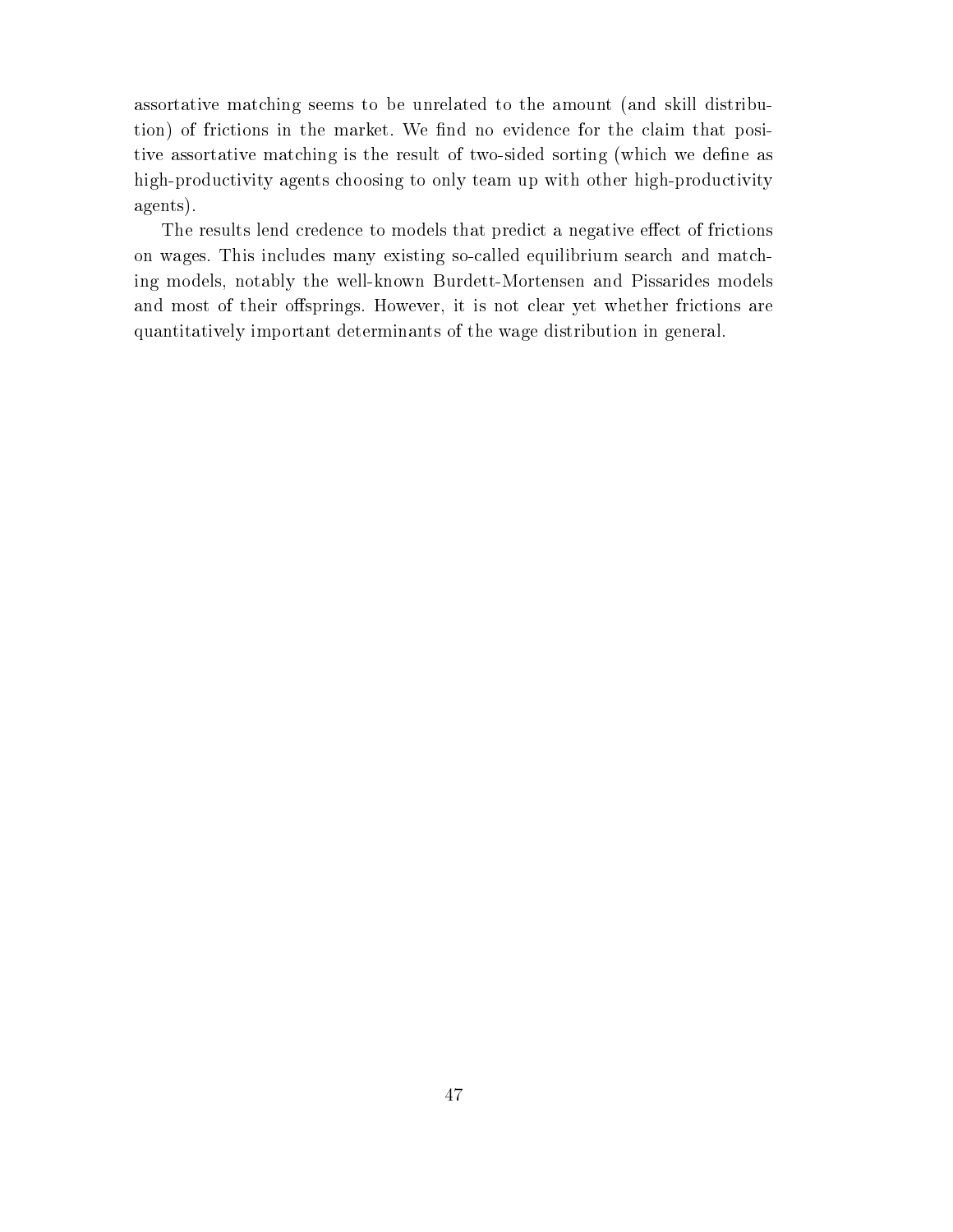assortative matching seems to be unrelated to the amount (and skill distribution) of frictions in the market. We find no evidence for the claim that positive assortative matching is the result of two-sided sorting (which we define as high-productivity agents choosing to only team up with other high-productivity agents).

The results lend credence to models that predict a negative effect of frictions on wages. This includes many existing so-called equilibrium search and matching models, notably the well-known Burdett-Mortensen and Pissarides models and most of their offsprings. However, it is not clear yet whether frictions are quantitatively important determinants of the wage distribution in general.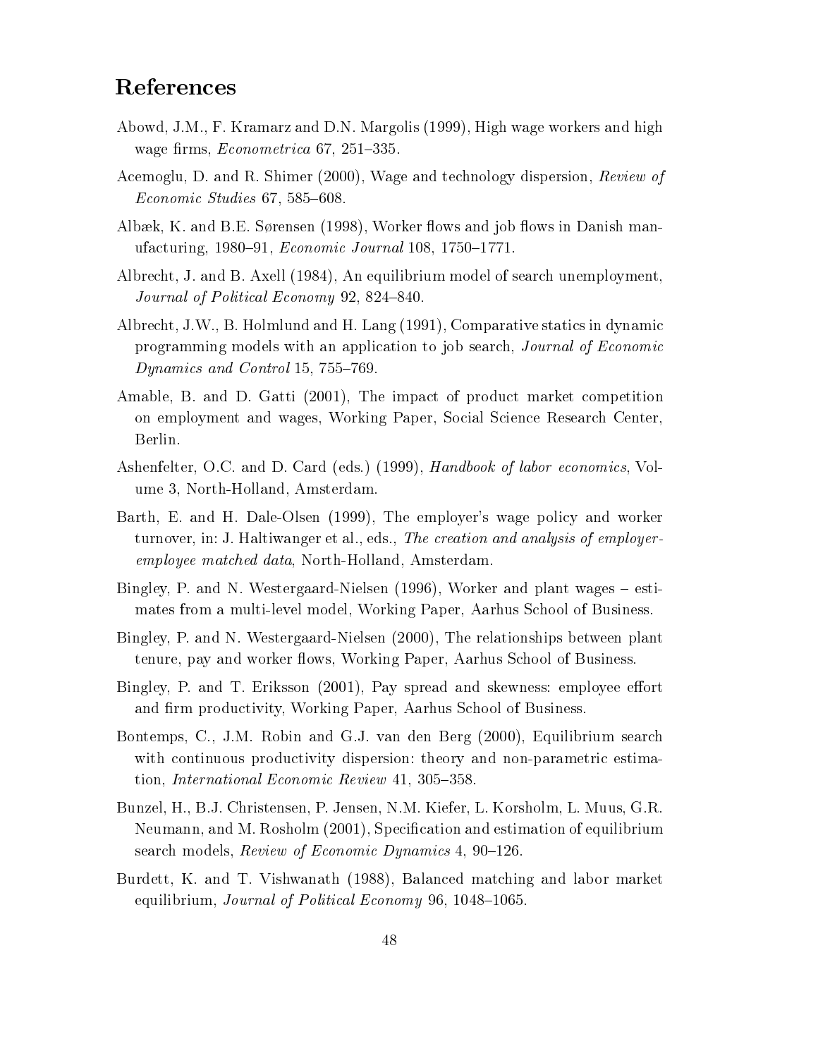## References

Abowd, J.M., F. Kramarz and D.N. Margolis (1999), High wage workers and high wage firms, *Econometrica* 67, 251–335.

Acemoglu, D. and R. Shimer (2000), Wage and technology dispersion, *Review of Economic Studies* 67, 585–608.

Albæk, K. and B.E. Sørensen (1998), Worker flows and job flows in Danish manufacturing, 1980–91, *Economic Journal* 108, 1750–1771.

Albrecht, J. and B. Axell (1984), An equilibrium model of search unemployment, *Journal of Political Economy* 92, 824–840.

Albrecht, J.W., B. Holmlund and H. Lang (1991), Comparative statics in dynamic programming models with an application to job search, *Journal of Economic Dynamics and Control* 15, 755–769.

Amable, B. and D. Gatti (2001), The impact of product market competition on employment and wages, Working Paper, Social Science Research Center, Berlin.

Ashenfelter, O.C. and D. Card (eds.) (1999), *Handbook of labor economics*, Volume 3, North-Holland, Amsterdam.

Barth, E. and H. Dale-Olsen (1999), The employer's wage policy and worker turnover, in: J. Haltiwanger et al., eds., *The creation and analysis of employer-employee matched data*, North-Holland, Amsterdam.

Bingley, P. and N. Westergaard-Nielsen (1996), Worker and plant wages – estimates from a multi-level model, Working Paper, Aarhus School of Business.

Bingley, P. and N. Westergaard-Nielsen (2000), The relationships between plant tenure, pay and worker flows, Working Paper, Aarhus School of Business.

Bingley, P. and T. Eriksson (2001), Pay spread and skewness: employee effort and firm productivity, Working Paper, Aarhus School of Business.

Bontemps, C., J.M. Robin and G.J. van den Berg (2000), Equilibrium search with continuous productivity dispersion: theory and non-parametric estimation, *International Economic Review* 41, 305–358.

Bunzel, H., B.J. Christensen, P. Jensen, N.M. Kiefer, L. Korsholm, L. Muus, G.R. Neumann, and M. Rosholm (2001), Specification and estimation of equilibrium search models, *Review of Economic Dynamics* 4, 90–126.

Burdett, K. and T. Vishwanath (1988), Balanced matching and labor market equilibrium, *Journal of Political Economy* 96, 1048–1065.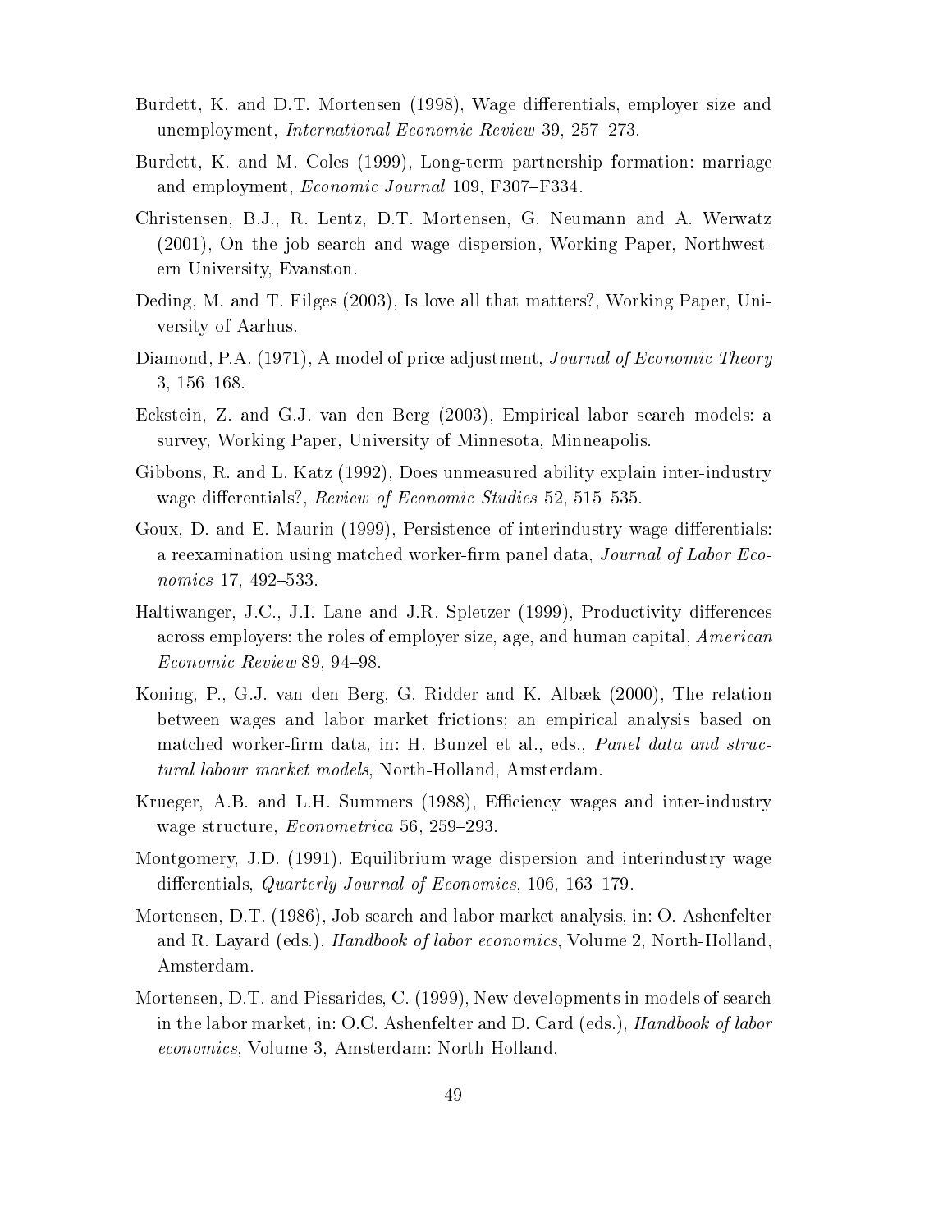Burdett, K. and D.T. Mortensen (1998), Wage differentials, employer size and unemployment, *International Economic Review* 39, 257–273.

Burdett, K. and M. Coles (1999), Long-term partnership formation: marriage and employment, *Economic Journal* 109, F307–F334.

Christensen, B.J., R. Lentz, D.T. Mortensen, G. Neumann and A. Werwatz (2001), On the job search and wage dispersion, Working Paper, Northwestern University, Evanston.

Deding, M. and T. Filges (2003), Is love all that matters?, Working Paper, University of Aarhus.

Diamond, P.A. (1971), A model of price adjustment, *Journal of Economic Theory* 3, 156–168.

Eckstein, Z. and G.J. van den Berg (2003), Empirical labor search models: a survey, Working Paper, University of Minnesota, Minneapolis.

Gibbons, R. and L. Katz (1992), Does unmeasured ability explain inter-industry wage differentials?, *Review of Economic Studies* 52, 515–535.

Goux, D. and E. Maurin (1999), Persistence of interindustry wage differentials: a reexamination using matched worker-firm panel data, *Journal of Labor Economics* 17, 492–533.

Haltiwanger, J.C., J.I. Lane and J.R. Spletzer (1999), Productivity differences across employers: the roles of employer size, age, and human capital, *American Economic Review* 89, 94–98.

Koning, P., G.J. van den Berg, G. Ridder and K. Albæk (2000), The relation between wages and labor market frictions; an empirical analysis based on matched worker-firm data, in: H. Bunzel et al., eds., *Panel data and structural labour market models*, North-Holland, Amsterdam.

Krueger, A.B. and L.H. Summers (1988), Efficiency wages and inter-industry wage structure, *Econometrica* 56, 259–293.

Montgomery, J.D. (1991), Equilibrium wage dispersion and interindustry wage differentials, *Quarterly Journal of Economics*, 106, 163–179.

Mortensen, D.T. (1986), Job search and labor market analysis, in: O. Ashenfelter and R. Layard (eds.), *Handbook of labor economics*, Volume 2, North-Holland, Amsterdam.

Mortensen, D.T. and Pissarides, C. (1999), New developments in models of search in the labor market, in: O.C. Ashenfelter and D. Card (eds.), *Handbook of labor economics*, Volume 3, Amsterdam: North-Holland.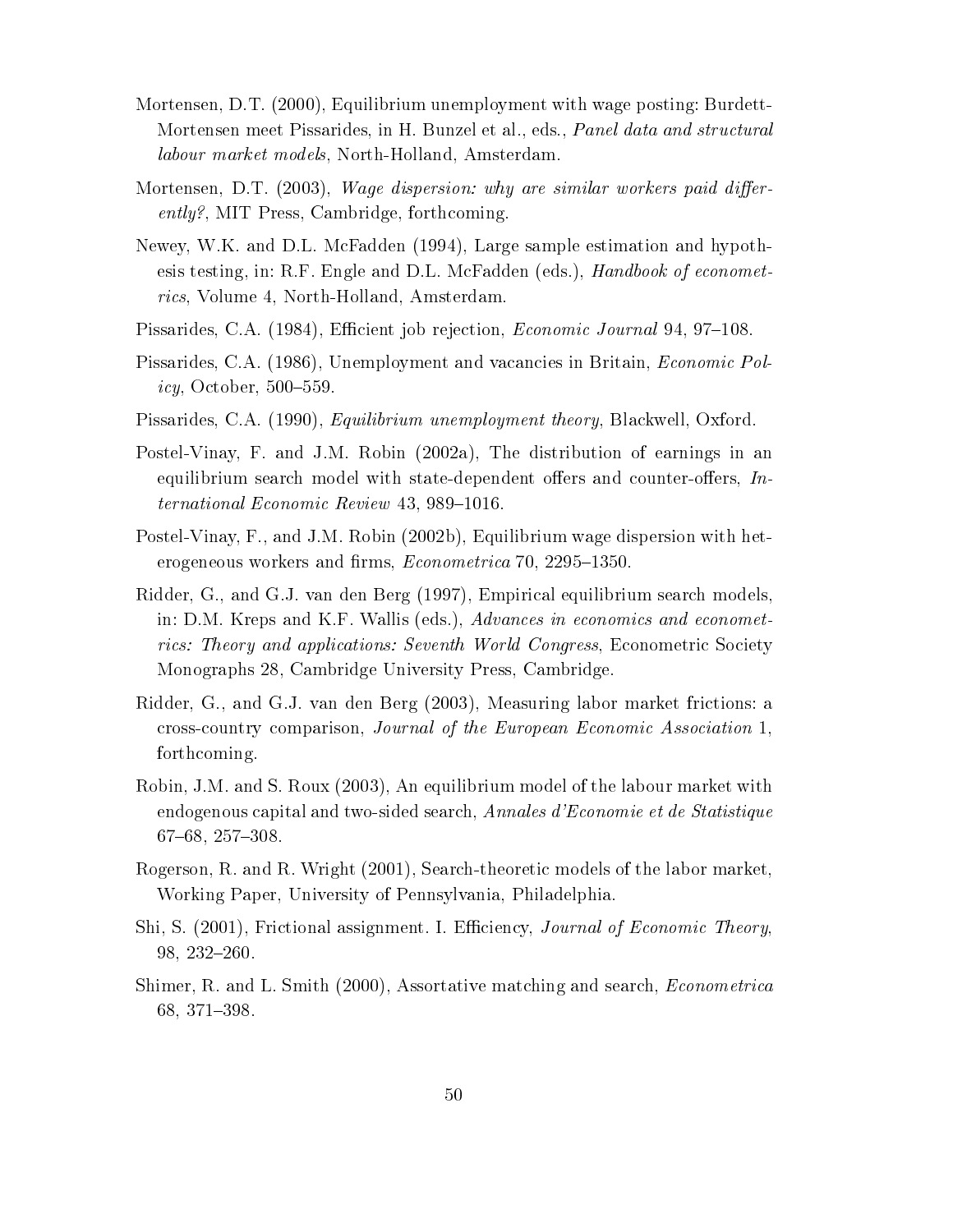Mortensen, D.T. (2000), Equilibrium unemployment with wage posting: Burdett-Mortensen meet Pissarides, in H. Bunzel et al., eds., *Panel data and structural labour market models*, North-Holland, Amsterdam.

Mortensen, D.T. (2003), *Wage dispersion: why are similar workers paid differently?*, MIT Press, Cambridge, forthcoming.

Newey, W.K. and D.L. McFadden (1994), Large sample estimation and hypothesis testing, in: R.F. Engle and D.L. McFadden (eds.), *Handbook of econometrics*, Volume 4, North-Holland, Amsterdam.

Pissarides, C.A. (1984), Efficient job rejection, *Economic Journal* 94, 97–108.

Pissarides, C.A. (1986), Unemployment and vacancies in Britain, *Economic Policy*, October, 500–559.

Pissarides, C.A. (1990), *Equilibrium unemployment theory*, Blackwell, Oxford.

Postel-Vinay, F. and J.M. Robin (2002a), The distribution of earnings in an equilibrium search model with state-dependent offers and counter-offers, *International Economic Review* 43, 989–1016.

Postel-Vinay, F., and J.M. Robin (2002b), Equilibrium wage dispersion with heterogeneous workers and firms, *Econometrica* 70, 2295–1350.

Ridder, G., and G.J. van den Berg (1997), Empirical equilibrium search models, in: D.M. Kreps and K.F. Wallis (eds.), *Advances in economics and econometrics: Theory and applications: Seventh World Congress*, Econometric Society Monographs 28, Cambridge University Press, Cambridge.

Ridder, G., and G.J. van den Berg (2003), Measuring labor market frictions: a cross-country comparison, *Journal of the European Economic Association* 1, forthcoming.

Robin, J.M. and S. Roux (2003), An equilibrium model of the labour market with endogenous capital and two-sided search, *Annales d'Economie et de Statistique* 67–68, 257–308.

Rogerson, R. and R. Wright (2001), Search-theoretic models of the labor market, Working Paper, University of Pennsylvania, Philadelphia.

Shi, S. (2001), Frictional assignment. I. Efficiency, *Journal of Economic Theory*, 98, 232–260.

Shimer, R. and L. Smith (2000), Assortative matching and search, *Econometrica* 68, 371–398.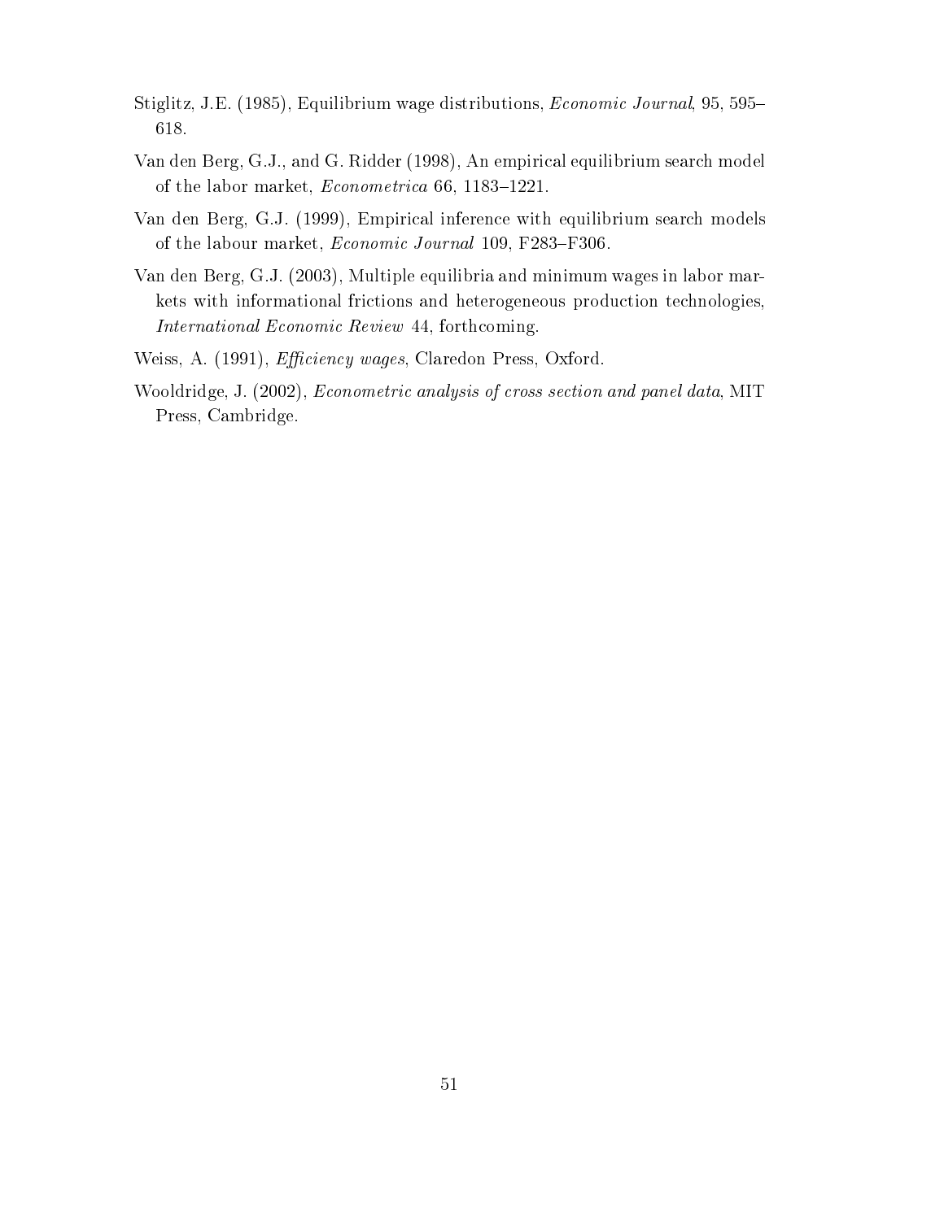Stiglitz, J.E. (1985), Equilibrium wage distributions, *Economic Journal*, 95, 595–618.

Van den Berg, G.J., and G. Ridder (1998), An empirical equilibrium search model of the labor market, *Econometrica* 66, 1183–1221.

Van den Berg, G.J. (1999), Empirical inference with equilibrium search models of the labour market, *Economic Journal* 109, F283–F306.

Van den Berg, G.J. (2003), Multiple equilibria and minimum wages in labor markets with informational frictions and heterogeneous production technologies, *International Economic Review* 44, forthcoming.

Weiss, A. (1991), *Efficiency wages*, Claredon Press, Oxford.

Wooldridge, J. (2002), *Econometric analysis of cross section and panel data*, MIT Press, Cambridge.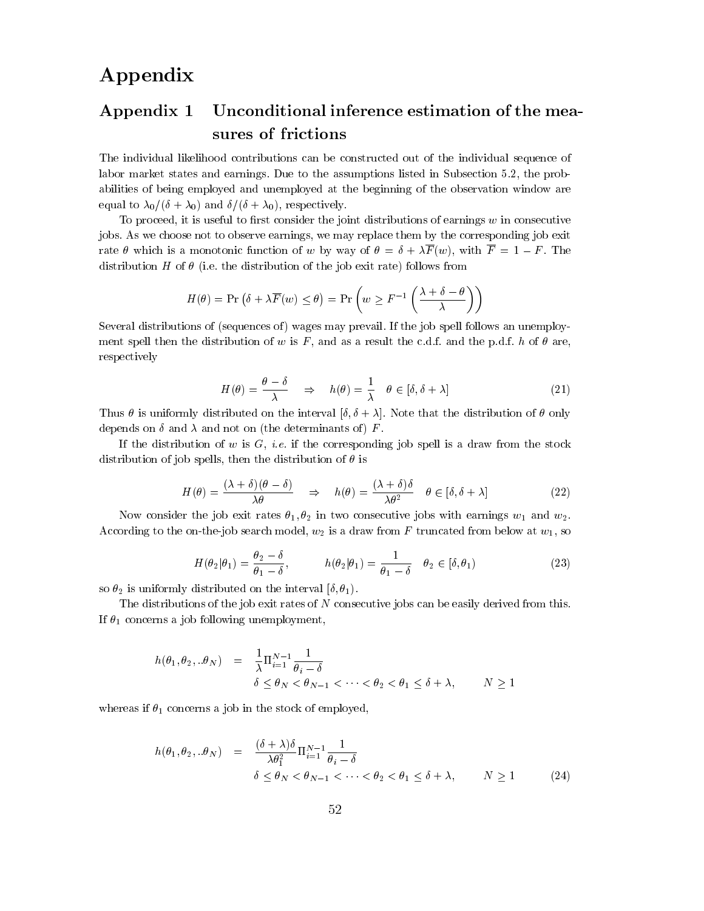# Appendix

## Appendix 1 Unconditional inference estimation of the measures of frictions

The individual likelihood contributions can be constructed out of the individual sequence of labor market states and earnings. Due to the assumptions listed in Subsection 5.2, the probabilities of being employed and unemployed at the beginning of the observation window are equal to $\lambda_0/(\delta+\lambda_0)$ and $\delta/(\delta+\lambda_0)$, respectively.

To proceed, it is useful to first consider the joint distributions of earnings $w$ in consecutive jobs. As we choose not to observe earnings, we may replace them by the corresponding job exit rate $\theta$ which is a monotonic function of $w$ by way of $\theta = \delta + \lambda \overline{F}(w)$, with $\overline{F} = 1 - F$. The distribution $H$ of $\theta$ (i.e. the distribution of the job exit rate) follows from

$$H(\theta) = \Pr\left(\delta + \lambda \overline{F}(w) \leq \theta\right) = \Pr\left(w \geq F^{-1}\left(\frac{\lambda + \delta - \theta}{\lambda}\right)\right)$$

Several distributions of (sequences of) wages may prevail. If the job spell follows an unemployment spell then the distribution of $w$ is $F$, and as a result the c.d.f. and the p.d.f. $h$ of $\theta$ are, respectively

$$H(\theta) = \frac{\theta - \delta}{\lambda} \quad \Rightarrow \quad h(\theta) = \frac{1}{\lambda} \quad \theta \in [\delta, \delta + \lambda] \tag{21}$$

Thus $\theta$ is uniformly distributed on the interval $[\delta, \delta+\lambda]$. Note that the distribution of $\theta$ only depends on $\delta$ and $\lambda$ and not on (the determinants of) $F$.

If the distribution of $w$ is $G$, *i.e.* if the corresponding job spell is a draw from the stock distribution of job spells, then the distribution of $\theta$ is

$$H(\theta) = \frac{(\lambda + \delta)(\theta - \delta)}{\lambda \theta} \quad \Rightarrow \quad h(\theta) = \frac{(\lambda + \delta)\delta}{\lambda \theta^2} \quad \theta \in [\delta, \delta + \lambda] \tag{22}$$

Now consider the job exit rates $\theta_1, \theta_2$ in two consecutive jobs with earnings $w_1$ and $w_2$. According to the on-the-job search model, $w_2$ is a draw from $F$ truncated from below at $w_1$, so

$$H(\theta_2|\theta_1) = \frac{\theta_2 - \delta}{\theta_1 - \delta}, \qquad h(\theta_2|\theta_1) = \frac{1}{\theta_1 - \delta} \quad \theta_2 \in [\delta, \theta_1) \tag{23}$$

so $\theta_2$ is uniformly distributed on the interval $[\delta, \theta_1)$.

The distributions of the job exit rates of $N$ consecutive jobs can be easily derived from this. If $\theta_1$ concerns a job following unemployment,

$$\begin{aligned} h(\theta_1, \theta_2, ..\theta_N) \quad &= \quad \frac{1}{\lambda} \Pi_{i=1}^{N-1} \frac{1}{\theta_i - \delta} \\ &\quad\quad \delta \leq \theta_N < \theta_{N-1} < \cdots < \theta_2 < \theta_1 \leq \delta + \lambda, \qquad N \geq 1 \end{aligned}$$

whereas if $\theta_1$ concerns a job in the stock of employed,

$$\begin{aligned} h(\theta_1, \theta_2, ..\theta_N) \quad &= \quad \frac{(\delta + \lambda)\delta}{\lambda \theta_1^2} \Pi_{i=1}^{N-1} \frac{1}{\theta_i - \delta} \\ &\quad\quad \delta \leq \theta_N < \theta_{N-1} < \cdots < \theta_2 < \theta_1 \leq \delta + \lambda, \qquad N \geq 1 \end{aligned} \tag{24}$$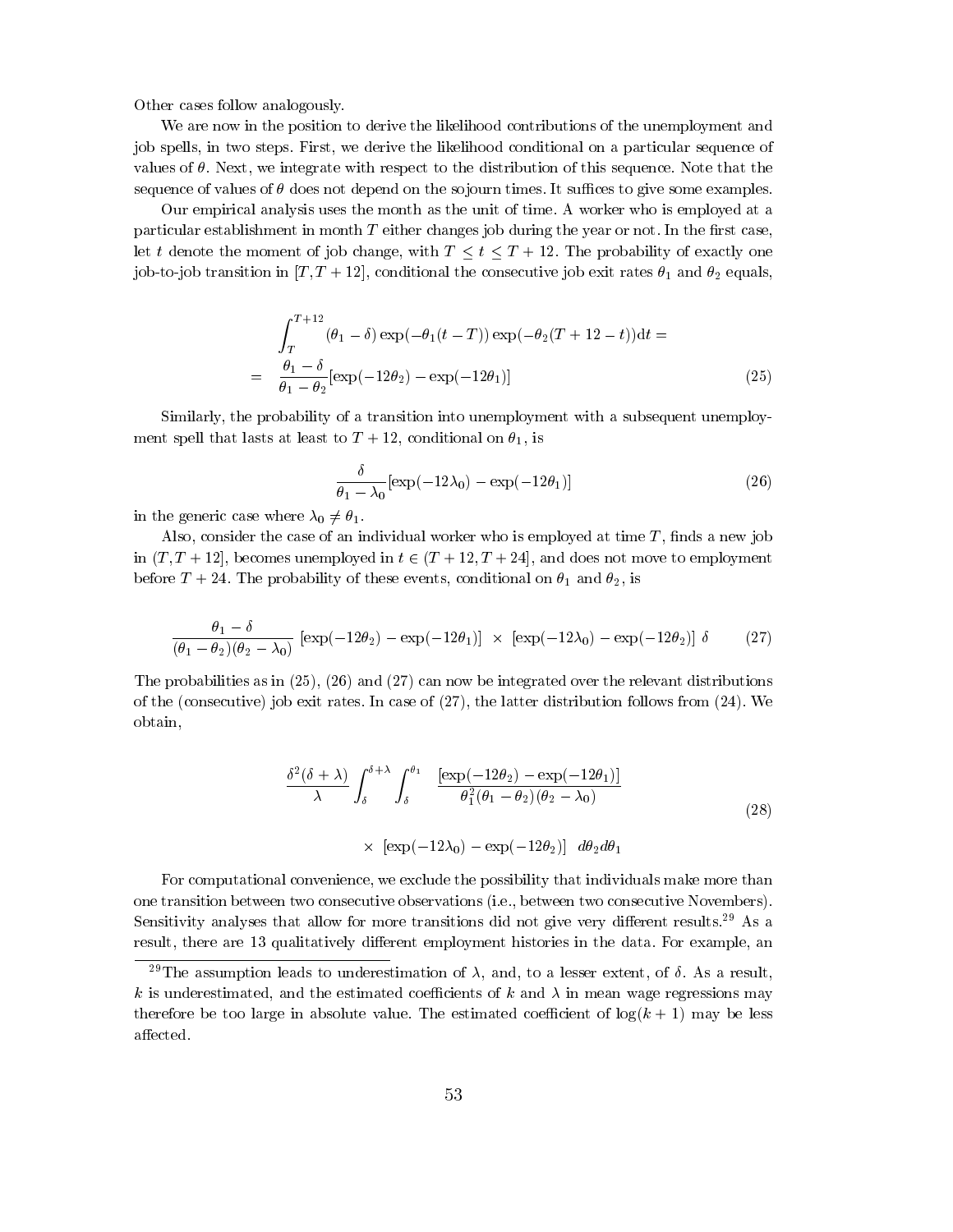Other cases follow analogously.

We are now in the position to derive the likelihood contributions of the unemployment and job spells, in two steps. First, we derive the likelihood conditional on a particular sequence of values of $\theta$. Next, we integrate with respect to the distribution of this sequence. Note that the sequence of values of $\theta$ does not depend on the sojourn times. It suffices to give some examples.

Our empirical analysis uses the month as the unit of time. A worker who is employed at a particular establishment in month $T$ either changes job during the year or not. In the first case, let $t$ denote the moment of job change, with $T \leq t \leq T+12$. The probability of exactly one job-to-job transition in $[T, T+12]$, conditional the consecutive job exit rates $\theta_1$ and $\theta_2$ equals,

$$
\begin{aligned}
&\int_T^{T+12} (\theta_1 - \delta) \exp(-\theta_1(t-T)) \exp(-\theta_2(T+12-t)) \mathrm{d}t = \\
= \quad & \frac{\theta_1 - \delta}{\theta_1 - \theta_2} [\exp(-12\theta_2) - \exp(-12\theta_1)] \qquad (25)
\end{aligned}
$$

Similarly, the probability of a transition into unemployment with a subsequent unemployment spell that lasts at least to $T+12$, conditional on $\theta_1$, is

$$
\frac{\delta}{\theta_1 - \lambda_0} [\exp(-12\lambda_0) - \exp(-12\theta_1)] \qquad (26)
$$

in the generic case where $\lambda_0 \neq \theta_1$.

Also, consider the case of an individual worker who is employed at time $T$, finds a new job in $(T, T+12]$, becomes unemployed in $t \in (T+12, T+24]$, and does not move to employment before $T+24$. The probability of these events, conditional on $\theta_1$ and $\theta_2$, is

$$
\frac{\theta_1 - \delta}{(\theta_1 - \theta_2)(\theta_2 - \lambda_0)} \; [\exp(-12\theta_2) - \exp(-12\theta_1)] \; \times \; [\exp(-12\lambda_0) - \exp(-12\theta_2)] \; \delta \qquad (27)
$$

The probabilities as in (25), (26) and (27) can now be integrated over the relevant distributions of the (consecutive) job exit rates. In case of (27), the latter distribution follows from (24). We obtain,

$$
\begin{aligned}
&\frac{\delta^2(\delta + \lambda)}{\lambda} \int_\delta^{\delta+\lambda} \int_\delta^{\theta_1} \quad \frac{[\exp(-12\theta_2) - \exp(-12\theta_1)]}{\theta_1^2(\theta_1 - \theta_2)(\theta_2 - \lambda_0)} \\
&\qquad \times \; [\exp(-12\lambda_0) - \exp(-12\theta_2)] \quad d\theta_2 d\theta_1
\end{aligned} \qquad (28)
$$

For computational convenience, we exclude the possibility that individuals make more than one transition between two consecutive observations (i.e., between two consecutive Novembers). Sensitivity analyses that allow for more transitions did not give very different results.[29] As a result, there are 13 qualitatively different employment histories in the data. For example, an

[29] The assumption leads to underestimation of $\lambda$, and, to a lesser extent, of $\delta$. As a result, $k$ is underestimated, and the estimated coefficients of $k$ and $\lambda$ in mean wage regressions may therefore be too large in absolute value. The estimated coefficient of $\log(k+1)$ may be less affected.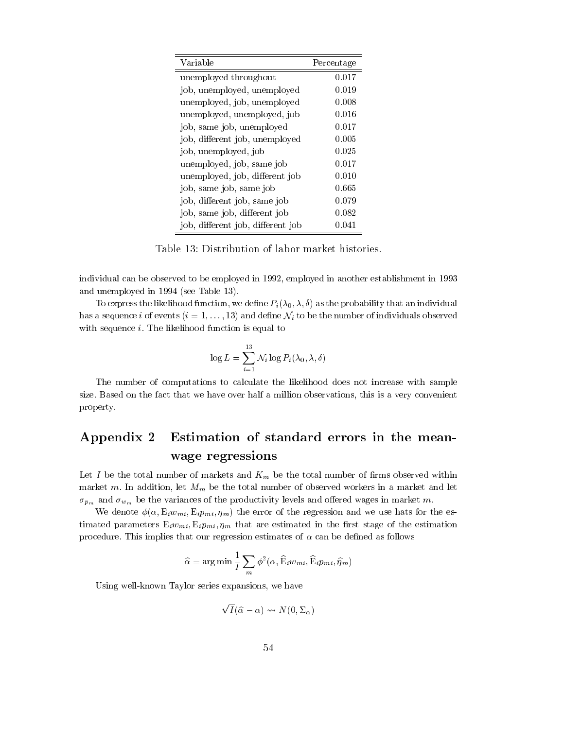| Variable | Percentage |
|---|---|
| unemployed throughout | 0.017 |
| job, unemployed, unemployed | 0.019 |
| unemployed, job, unemployed | 0.008 |
| unemployed, unemployed, job | 0.016 |
| job, same job, unemployed | 0.017 |
| job, different job, unemployed | 0.005 |
| job, unemployed, job | 0.025 |
| unemployed, job, same job | 0.017 |
| unemployed, job, different job | 0.010 |
| job, same job, same job | 0.665 |
| job, different job, same job | 0.079 |
| job, same job, different job | 0.082 |
| job, different job, different job | 0.041 |

Table 13: Distribution of labor market histories.

individual can be observed to be employed in 1992, employed in another establishment in 1993 and unemployed in 1994 (see Table 13).

To express the likelihood function, we define $P_i(\lambda_0, \lambda, \delta)$ as the probability that an individual has a sequence $i$ of events ($i = 1, \ldots, 13$) and define $\mathcal{N}_i$ to be the number of individuals observed with sequence $i$. The likelihood function is equal to

$$\log L = \sum_{i=1}^{13} \mathcal{N}_i \log P_i(\lambda_0, \lambda, \delta)$$

The number of computations to calculate the likelihood does not increase with sample size. Based on the fact that we have over half a million observations, this is a very convenient property.

# Appendix 2 Estimation of standard errors in the mean-wage regressions

Let $I$ be the total number of markets and $K_m$ be the total number of firms observed within market $m$. In addition, let $M_m$ be the total number of observed workers in a market and let $\sigma_{p_m}$ and $\sigma_{w_m}$ be the variances of the productivity levels and offered wages in market $m$.

We denote $\phi(\alpha, \mathrm{E}_i w_{mi}, \mathrm{E}_i p_{mi}, \eta_m)$ the error of the regression and we use hats for the estimated parameters $\mathrm{E}_i w_{mi}, \mathrm{E}_i p_{mi}, \eta_m$ that are estimated in the first stage of the estimation procedure. This implies that our regression estimates of $\alpha$ can be defined as follows

$$\widehat{\alpha} = \arg\min \frac{1}{I} \sum_m \phi^2(\alpha, \widehat{\mathrm{E}}_i w_{mi}, \widehat{\mathrm{E}}_i p_{mi}, \widehat{\eta}_m)$$

Using well-known Taylor series expansions, we have

$$\sqrt{I}(\widehat{\alpha} - \alpha) \rightsquigarrow N(0, \Sigma_\alpha)$$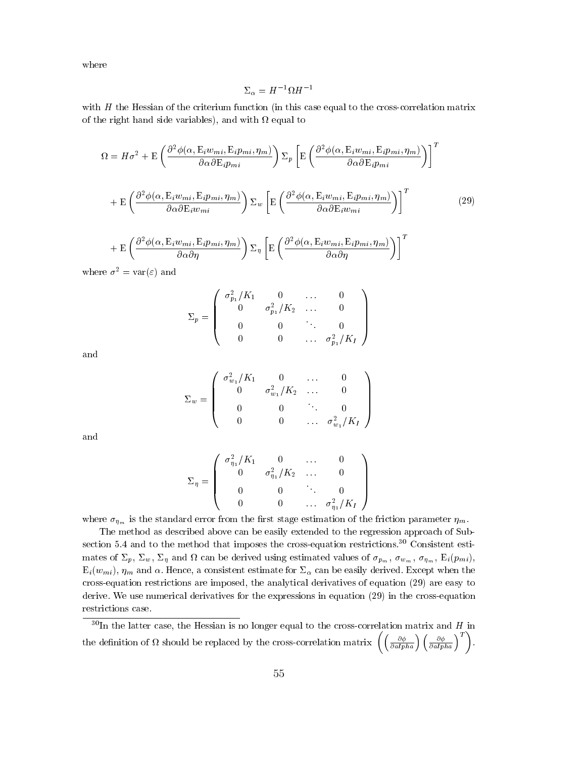where

$$\Sigma_\alpha = H^{-1}\Omega H^{-1}$$

with $H$ the Hessian of the criterium function (in this case equal to the cross-correlation matrix of the right hand side variables), and with $\Omega$ equal to

$$\begin{aligned}
\Omega = H\sigma^2 &+ \mathrm{E}\left(\frac{\partial^2\phi(\alpha, \mathrm{E}_i w_{mi}, \mathrm{E}_i p_{mi}, \eta_m)}{\partial\alpha\partial \mathrm{E}_i p_{mi}}\right)\Sigma_p\left[\mathrm{E}\left(\frac{\partial^2\phi(\alpha, \mathrm{E}_i w_{mi}, \mathrm{E}_i p_{mi}, \eta_m)}{\partial\alpha\partial \mathrm{E}_i p_{mi}}\right)\right]^T \\
&+ \mathrm{E}\left(\frac{\partial^2\phi(\alpha, \mathrm{E}_i w_{mi}, \mathrm{E}_i p_{mi}, \eta_m)}{\partial\alpha\partial \mathrm{E}_i w_{mi}}\right)\Sigma_w\left[\mathrm{E}\left(\frac{\partial^2\phi(\alpha, \mathrm{E}_i w_{mi}, \mathrm{E}_i p_{mi}, \eta_m)}{\partial\alpha\partial \mathrm{E}_i w_{mi}}\right)\right]^T \qquad (29) \\
&+ \mathrm{E}\left(\frac{\partial^2\phi(\alpha, \mathrm{E}_i w_{mi}, \mathrm{E}_i p_{mi}, \eta_m)}{\partial\alpha\partial\eta}\right)\Sigma_\eta\left[\mathrm{E}\left(\frac{\partial^2\phi(\alpha, \mathrm{E}_i w_{mi}, \mathrm{E}_i p_{mi}, \eta_m)}{\partial\alpha\partial\eta}\right)\right]^T
\end{aligned}$$

where $\sigma^2 = \mathrm{var}(\varepsilon)$ and

$$\Sigma_p = \begin{pmatrix} \sigma_{p_1}^2/K_1 & 0 & \dots & 0 \\ 0 & \sigma_{p_1}^2/K_2 & \dots & 0 \\ 0 & 0 & \ddots & 0 \\ 0 & 0 & \dots & \sigma_{p_1}^2/K_I \end{pmatrix}$$

and

$$\Sigma_w = \begin{pmatrix} \sigma_{w_1}^2/K_1 & 0 & \dots & 0 \\ 0 & \sigma_{w_1}^2/K_2 & \dots & 0 \\ 0 & 0 & \ddots & 0 \\ 0 & 0 & \dots & \sigma_{w_1}^2/K_I \end{pmatrix}$$

and

$$\Sigma_\eta = \begin{pmatrix} \sigma_{\eta_1}^2/K_1 & 0 & \dots & 0 \\ 0 & \sigma_{\eta_1}^2/K_2 & \dots & 0 \\ 0 & 0 & \ddots & 0 \\ 0 & 0 & \dots & \sigma_{\eta_1}^2/K_I \end{pmatrix}$$

where $\sigma_{\eta_m}$ is the standard error from the first stage estimation of the friction parameter $\eta_m$.

The method as described above can be easily extended to the regression approach of Subsection 5.4 and to the method that imposes the cross-equation restrictions.[30] Consistent estimates of $\Sigma_p$, $\Sigma_w$, $\Sigma_\eta$ and $\Omega$ can be derived using estimated values of $\sigma_{p_m}$, $\sigma_{w_m}$, $\sigma_{\eta_m}$, $\mathrm{E}_i(p_{mi})$, $\mathrm{E}_i(w_{mi})$, $\eta_m$ and $\alpha$. Hence, a consistent estimate for $\Sigma_\alpha$ can be easily derived. Except when the cross-equation restrictions are imposed, the analytical derivatives of equation (29) are easy to derive. We use numerical derivatives for the expressions in equation (29) in the cross-equation restrictions case.

[30] In the latter case, the Hessian is no longer equal to the cross-correlation matrix and $H$ in the definition of $\Omega$ should be replaced by the cross-correlation matrix $\left(\left(\frac{\partial\phi}{\partial alpha}\right)\left(\frac{\partial\phi}{\partial alpha}\right)^T\right)$.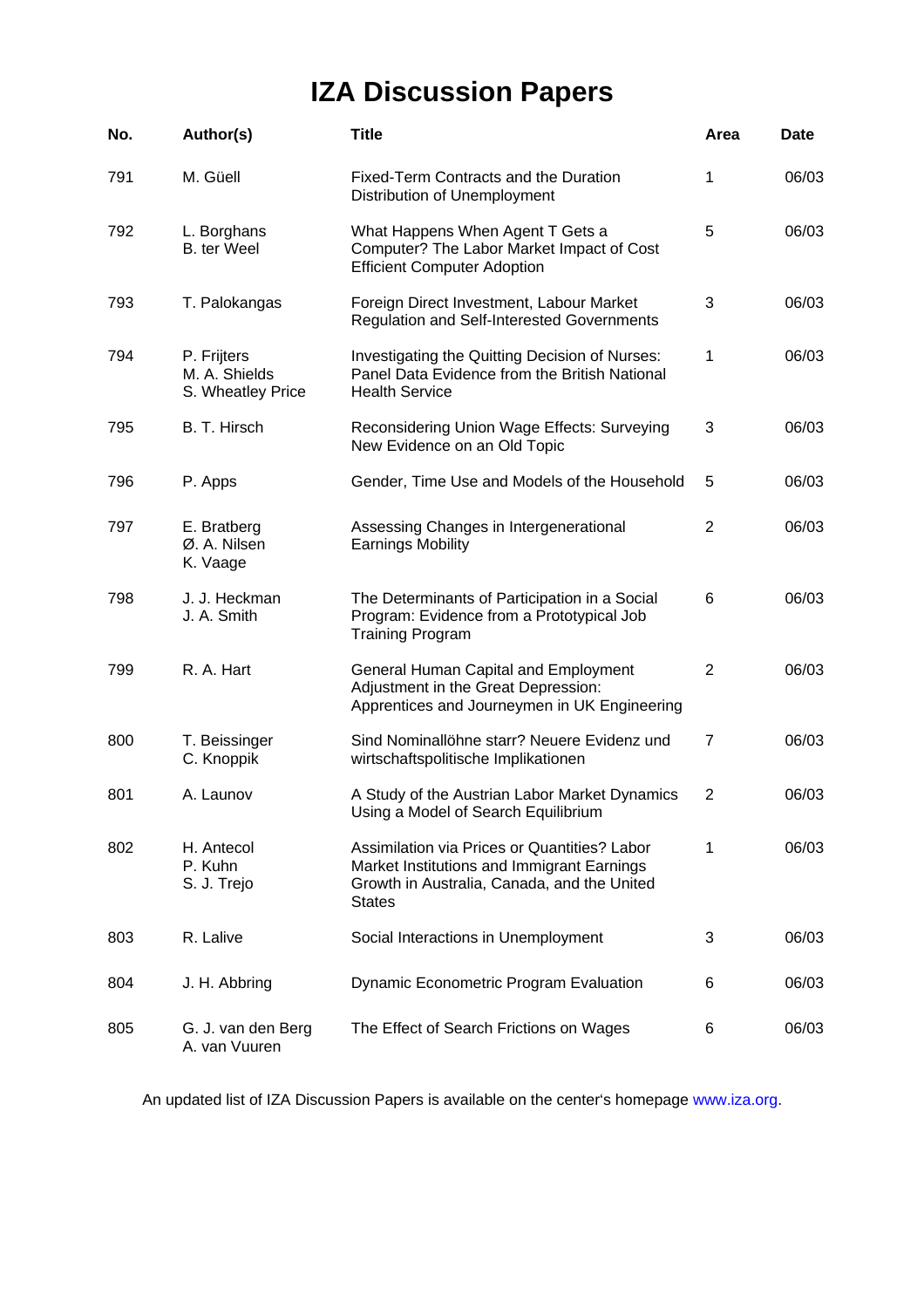# IZA Discussion Papers

| No. | Author(s) | Title | Area | Date |
|---|---|---|---|---|
| 791 | M. Güell | Fixed-Term Contracts and the Duration Distribution of Unemployment | 1 | 06/03 |
| 792 | L. Borghans<br>B. ter Weel | What Happens When Agent T Gets a Computer? The Labor Market Impact of Cost Efficient Computer Adoption | 5 | 06/03 |
| 793 | T. Palokangas | Foreign Direct Investment, Labour Market Regulation and Self-Interested Governments | 3 | 06/03 |
| 794 | P. Frijters<br>M. A. Shields<br>S. Wheatley Price | Investigating the Quitting Decision of Nurses: Panel Data Evidence from the British National Health Service | 1 | 06/03 |
| 795 | B. T. Hirsch | Reconsidering Union Wage Effects: Surveying New Evidence on an Old Topic | 3 | 06/03 |
| 796 | P. Apps | Gender, Time Use and Models of the Household | 5 | 06/03 |
| 797 | E. Bratberg<br>Ø. A. Nilsen<br>K. Vaage | Assessing Changes in Intergenerational Earnings Mobility | 2 | 06/03 |
| 798 | J. J. Heckman<br>J. A. Smith | The Determinants of Participation in a Social Program: Evidence from a Prototypical Job Training Program | 6 | 06/03 |
| 799 | R. A. Hart | General Human Capital and Employment Adjustment in the Great Depression: Apprentices and Journeymen in UK Engineering | 2 | 06/03 |
| 800 | T. Beissinger<br>C. Knoppik | Sind Nominallöhne starr? Neuere Evidenz und wirtschaftspolitische Implikationen | 7 | 06/03 |
| 801 | A. Launov | A Study of the Austrian Labor Market Dynamics Using a Model of Search Equilibrium | 2 | 06/03 |
| 802 | H. Antecol<br>P. Kuhn<br>S. J. Trejo | Assimilation via Prices or Quantities? Labor Market Institutions and Immigrant Earnings Growth in Australia, Canada, and the United States | 1 | 06/03 |
| 803 | R. Lalive | Social Interactions in Unemployment | 3 | 06/03 |
| 804 | J. H. Abbring | Dynamic Econometric Program Evaluation | 6 | 06/03 |
| 805 | G. J. van den Berg<br>A. van Vuuren | The Effect of Search Frictions on Wages | 6 | 06/03 |

An updated list of IZA Discussion Papers is available on the center's homepage www.iza.org.